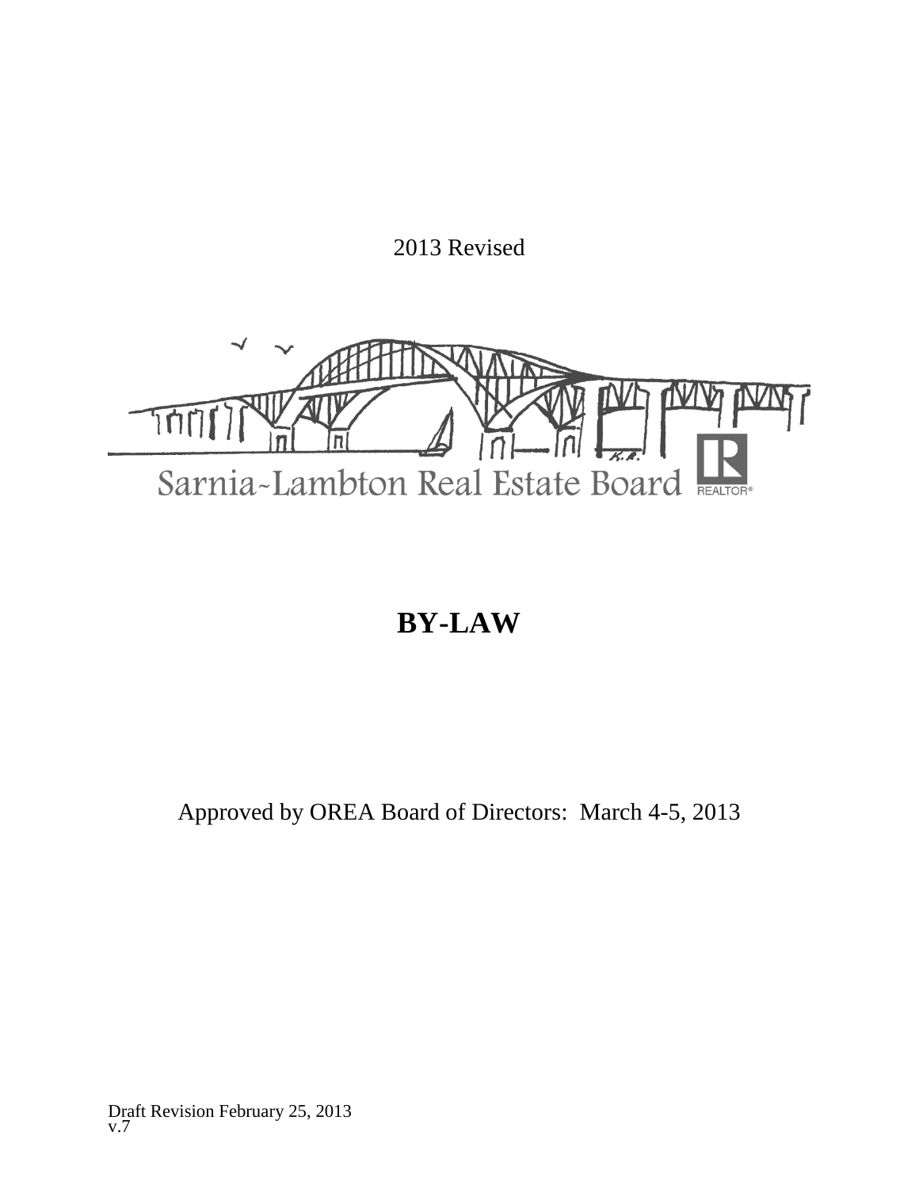2013 Revised

Sarnia-Lambton Real Estate Board

# BY-LAW

Approved by OREA Board of Directors: March 4-5, 2013

Draft Revision February 25, 2013
v.7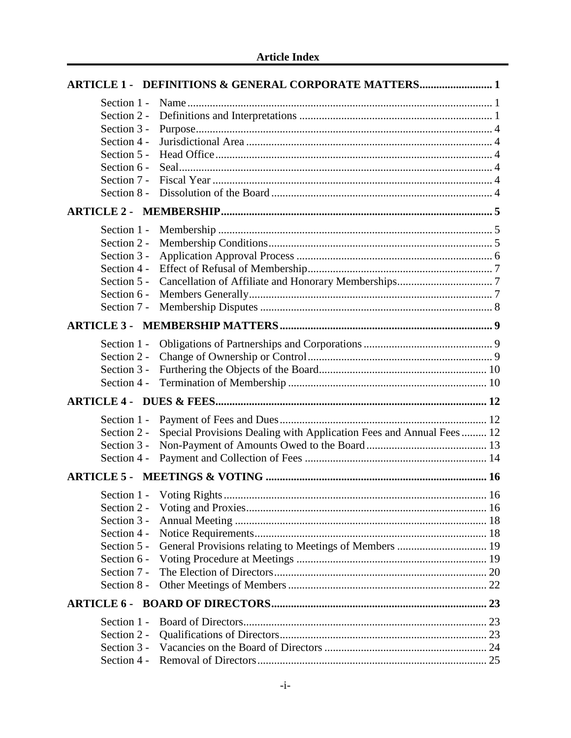# Article Index

**ARTICLE 1 - DEFINITIONS & GENERAL CORPORATE MATTERS .......... 1**

- Section 1 - Name .......... 1
- Section 2 - Definitions and Interpretations .......... 1
- Section 3 - Purpose .......... 4
- Section 4 - Jurisdictional Area .......... 4
- Section 5 - Head Office .......... 4
- Section 6 - Seal .......... 4
- Section 7 - Fiscal Year .......... 4
- Section 8 - Dissolution of the Board .......... 4

**ARTICLE 2 - MEMBERSHIP .......... 5**

- Section 1 - Membership .......... 5
- Section 2 - Membership Conditions .......... 5
- Section 3 - Application Approval Process .......... 6
- Section 4 - Effect of Refusal of Membership .......... 7
- Section 5 - Cancellation of Affiliate and Honorary Memberships .......... 7
- Section 6 - Members Generally .......... 7
- Section 7 - Membership Disputes .......... 8

**ARTICLE 3 - MEMBERSHIP MATTERS .......... 9**

- Section 1 - Obligations of Partnerships and Corporations .......... 9
- Section 2 - Change of Ownership or Control .......... 9
- Section 3 - Furthering the Objects of the Board .......... 10
- Section 4 - Termination of Membership .......... 10

**ARTICLE 4 - DUES & FEES .......... 12**

- Section 1 - Payment of Fees and Dues .......... 12
- Section 2 - Special Provisions Dealing with Application Fees and Annual Fees .......... 12
- Section 3 - Non-Payment of Amounts Owed to the Board .......... 13
- Section 4 - Payment and Collection of Fees .......... 14

**ARTICLE 5 - MEETINGS & VOTING .......... 16**

- Section 1 - Voting Rights .......... 16
- Section 2 - Voting and Proxies .......... 16
- Section 3 - Annual Meeting .......... 18
- Section 4 - Notice Requirements .......... 18
- Section 5 - General Provisions relating to Meetings of Members .......... 19
- Section 6 - Voting Procedure at Meetings .......... 19
- Section 7 - The Election of Directors .......... 20
- Section 8 - Other Meetings of Members .......... 22

**ARTICLE 6 - BOARD OF DIRECTORS .......... 23**

- Section 1 - Board of Directors .......... 23
- Section 2 - Qualifications of Directors .......... 23
- Section 3 - Vacancies on the Board of Directors .......... 24
- Section 4 - Removal of Directors .......... 25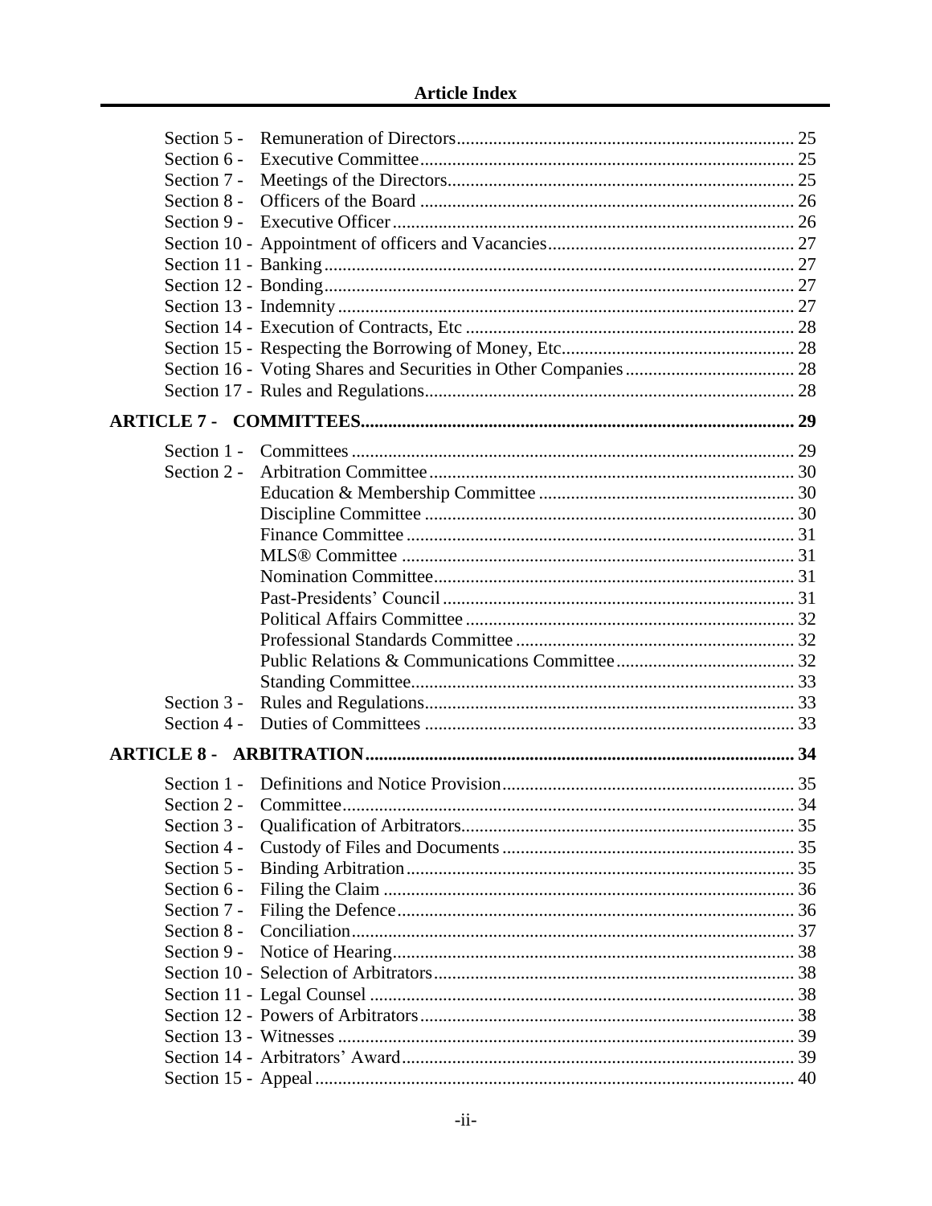## Article Index

| | | |
|---|---|---|
| Section 5 - | Remuneration of Directors | 25 |
| Section 6 - | Executive Committee | 25 |
| Section 7 - | Meetings of the Directors | 25 |
| Section 8 - | Officers of the Board | 26 |
| Section 9 - | Executive Officer | 26 |
| Section 10 - | Appointment of officers and Vacancies | 27 |
| Section 11 - | Banking | 27 |
| Section 12 - | Bonding | 27 |
| Section 13 - | Indemnity | 27 |
| Section 14 - | Execution of Contracts, Etc | 28 |
| Section 15 - | Respecting the Borrowing of Money, Etc | 28 |
| Section 16 - | Voting Shares and Securities in Other Companies | 28 |
| Section 17 - | Rules and Regulations | 28 |
| **ARTICLE 7 -** | **COMMITTEES** | **29** |
| Section 1 - | Committees | 29 |
| Section 2 - | Arbitration Committee | 30 |
| | Education & Membership Committee | 30 |
| | Discipline Committee | 30 |
| | Finance Committee | 31 |
| | MLS® Committee | 31 |
| | Nomination Committee | 31 |
| | Past-Presidents' Council | 31 |
| | Political Affairs Committee | 32 |
| | Professional Standards Committee | 32 |
| | Public Relations & Communications Committee | 32 |
| | Standing Committee | 33 |
| Section 3 - | Rules and Regulations | 33 |
| Section 4 - | Duties of Committees | 33 |
| **ARTICLE 8 -** | **ARBITRATION** | **34** |
| Section 1 - | Definitions and Notice Provision | 35 |
| Section 2 - | Committee | 34 |
| Section 3 - | Qualification of Arbitrators | 35 |
| Section 4 - | Custody of Files and Documents | 35 |
| Section 5 - | Binding Arbitration | 35 |
| Section 6 - | Filing the Claim | 36 |
| Section 7 - | Filing the Defence | 36 |
| Section 8 - | Conciliation | 37 |
| Section 9 - | Notice of Hearing | 38 |
| Section 10 - | Selection of Arbitrators | 38 |
| Section 11 - | Legal Counsel | 38 |
| Section 12 - | Powers of Arbitrators | 38 |
| Section 13 - | Witnesses | 39 |
| Section 14 - | Arbitrators' Award | 39 |
| Section 15 - | Appeal | 40 |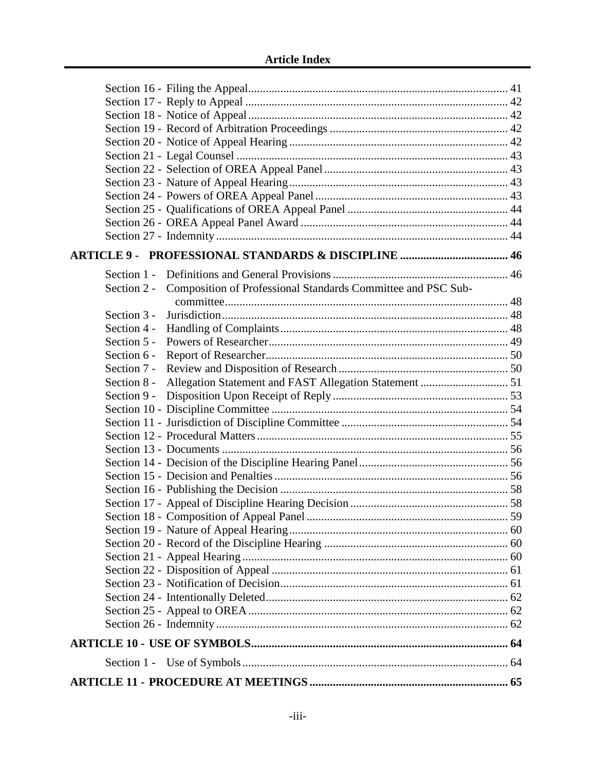Section 16 - Filing the Appeal ........................................................................................ 41
Section 17 - Reply to Appeal ......................................................................................... 42
Section 18 - Notice of Appeal ........................................................................................ 42
Section 19 - Record of Arbitration Proceedings ............................................................ 42
Section 20 - Notice of Appeal Hearing .......................................................................... 42
Section 21 - Legal Counsel ............................................................................................ 43
Section 22 - Selection of OREA Appeal Panel .............................................................. 43
Section 23 - Nature of Appeal Hearing .......................................................................... 43
Section 24 - Powers of OREA Appeal Panel ................................................................. 43
Section 25 - Qualifications of OREA Appeal Panel ...................................................... 44
Section 26 - OREA Appeal Panel Award ...................................................................... 44
Section 27 - Indemnity ................................................................................................... 44

**ARTICLE 9 - PROFESSIONAL STANDARDS & DISCIPLINE ..................................... 46**

Section 1 - Definitions and General Provisions ........................................................... 46
Section 2 - Composition of Professional Standards Committee and PSC Sub-committee ................................................................................................ 48
Section 3 - Jurisdiction ................................................................................................. 48
Section 4 - Handling of Complaints ............................................................................. 48
Section 5 - Powers of Researcher ................................................................................. 49
Section 6 - Report of Researcher .................................................................................. 50
Section 7 - Review and Disposition of Research .......................................................... 50
Section 8 - Allegation Statement and FAST Allegation Statement ............................. 51
Section 9 - Disposition Upon Receipt of Reply ........................................................... 53
Section 10 - Discipline Committee ................................................................................ 54
Section 11 - Jurisdiction of Discipline Committee ........................................................ 54
Section 12 - Procedural Matters ..................................................................................... 55
Section 13 - Documents ................................................................................................. 56
Section 14 - Decision of the Discipline Hearing Panel .................................................. 56
Section 15 - Decision and Penalties ............................................................................... 56
Section 16 - Publishing the Decision ............................................................................. 58
Section 17 - Appeal of Discipline Hearing Decision ..................................................... 58
Section 18 - Composition of Appeal Panel .................................................................... 59
Section 19 - Nature of Appeal Hearing .......................................................................... 60
Section 20 - Record of the Discipline Hearing ............................................................... 60
Section 21 - Appeal Hearing .......................................................................................... 60
Section 22 - Disposition of Appeal ................................................................................ 61
Section 23 - Notification of Decision ............................................................................. 61
Section 24 - Intentionally Deleted .................................................................................. 62
Section 25 - Appeal to OREA ........................................................................................ 62
Section 26 - Indemnity ................................................................................................... 62

**ARTICLE 10 - USE OF SYMBOLS ........................................................................................ 64**

Section 1 - Use of Symbols .......................................................................................... 64

**ARTICLE 11 - PROCEDURE AT MEETINGS ................................................................... 65**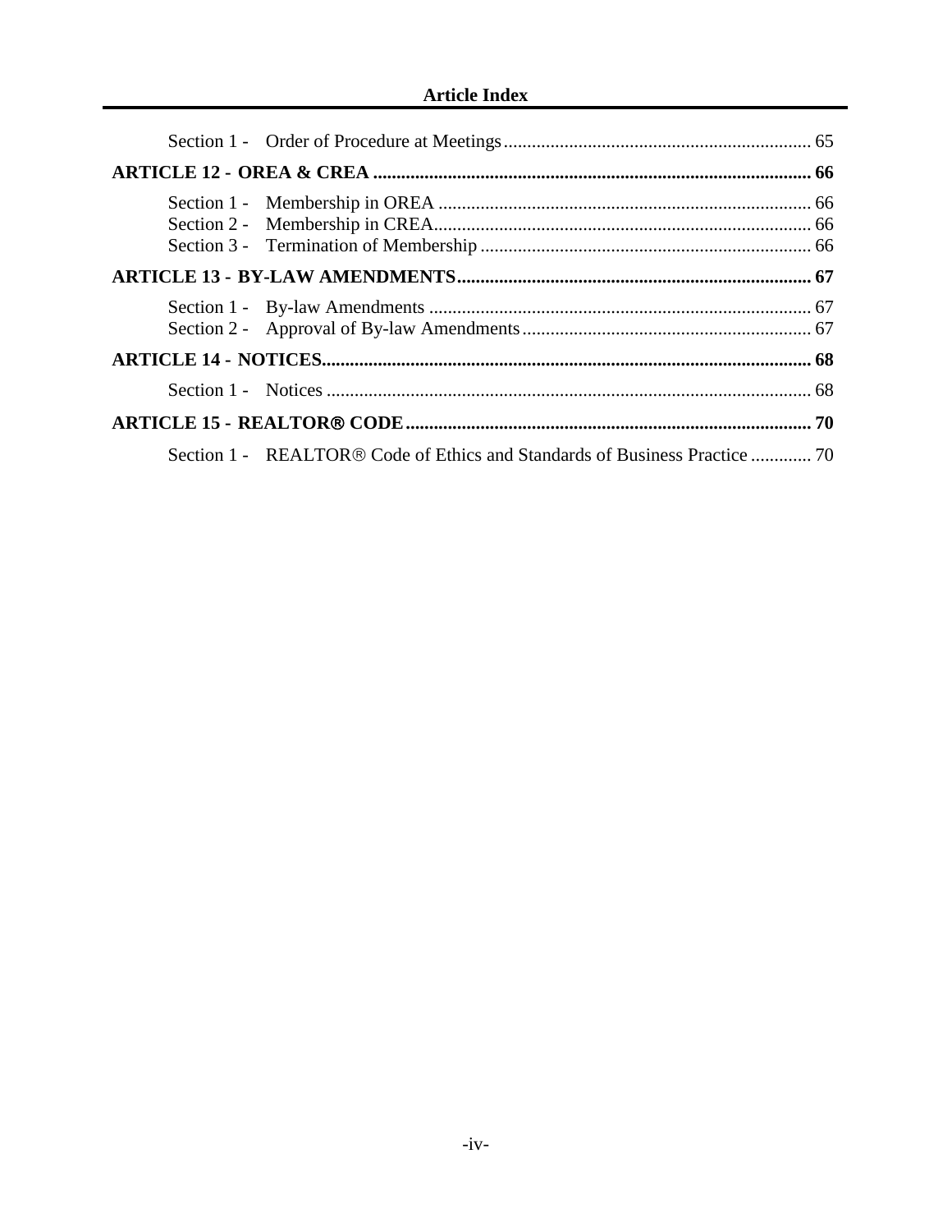Section 1 - Order of Procedure at Meetings ..... 65

**ARTICLE 12 - OREA & CREA ..... 66**

Section 1 - Membership in OREA ..... 66
Section 2 - Membership in CREA ..... 66
Section 3 - Termination of Membership ..... 66

**ARTICLE 13 - BY-LAW AMENDMENTS ..... 67**

Section 1 - By-law Amendments ..... 67
Section 2 - Approval of By-law Amendments ..... 67

**ARTICLE 14 - NOTICES ..... 68**

Section 1 - Notices ..... 68

**ARTICLE 15 - REALTOR® CODE ..... 70**

Section 1 - REALTOR® Code of Ethics and Standards of Business Practice ..... 70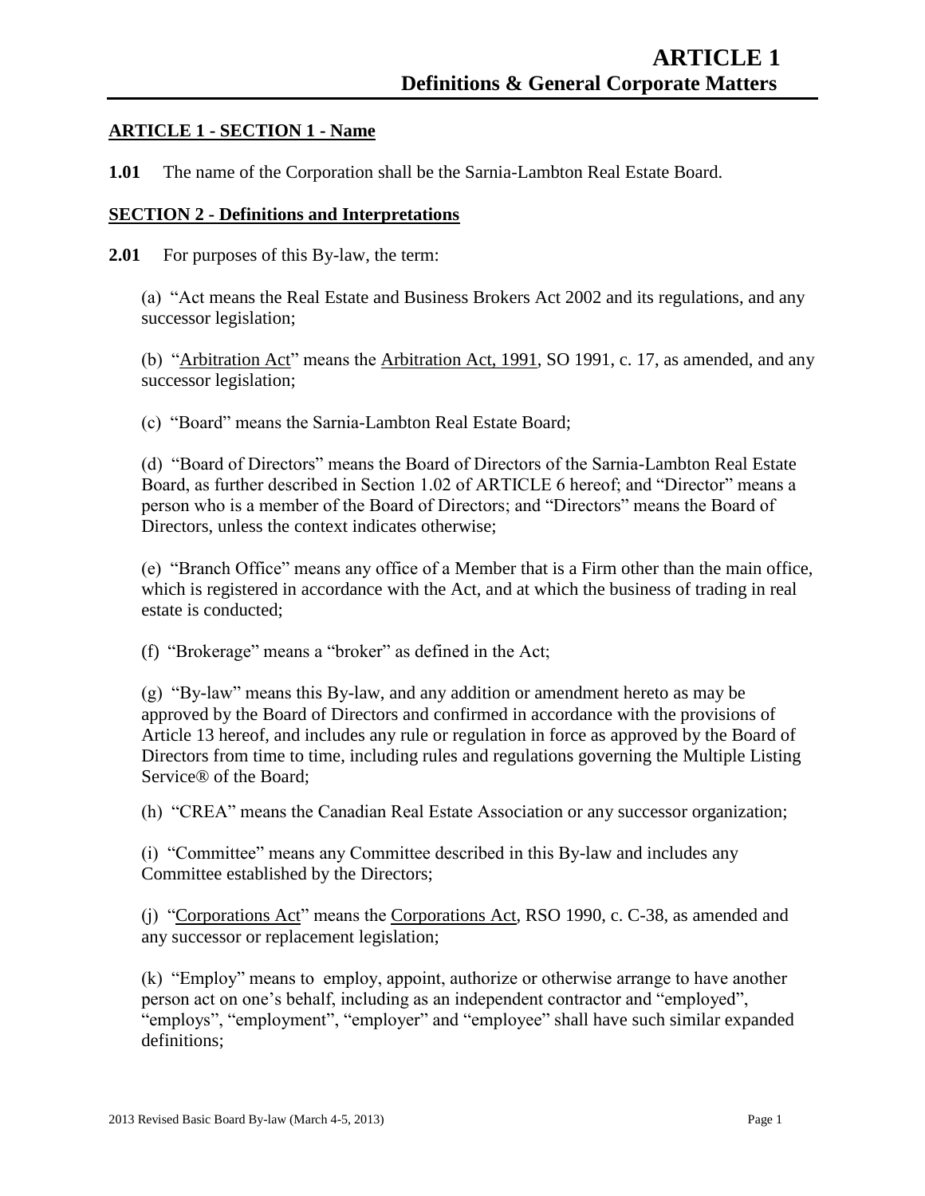# ARTICLE 1
## Definitions & General Corporate Matters

**ARTICLE 1 - SECTION 1 - Name**

**1.01** The name of the Corporation shall be the Sarnia-Lambton Real Estate Board.

**SECTION 2 - Definitions and Interpretations**

**2.01** For purposes of this By-law, the term:

(a) "Act means the Real Estate and Business Brokers Act 2002 and its regulations, and any successor legislation;

(b) "Arbitration Act" means the Arbitration Act, 1991, SO 1991, c. 17, as amended, and any successor legislation;

(c) "Board" means the Sarnia-Lambton Real Estate Board;

(d) "Board of Directors" means the Board of Directors of the Sarnia-Lambton Real Estate Board, as further described in Section 1.02 of ARTICLE 6 hereof; and "Director" means a person who is a member of the Board of Directors; and "Directors" means the Board of Directors, unless the context indicates otherwise;

(e) "Branch Office" means any office of a Member that is a Firm other than the main office, which is registered in accordance with the Act, and at which the business of trading in real estate is conducted;

(f) "Brokerage" means a "broker" as defined in the Act;

(g) "By-law" means this By-law, and any addition or amendment hereto as may be approved by the Board of Directors and confirmed in accordance with the provisions of Article 13 hereof, and includes any rule or regulation in force as approved by the Board of Directors from time to time, including rules and regulations governing the Multiple Listing Service® of the Board;

(h) "CREA" means the Canadian Real Estate Association or any successor organization;

(i) "Committee" means any Committee described in this By-law and includes any Committee established by the Directors;

(j) "Corporations Act" means the Corporations Act, RSO 1990, c. C-38, as amended and any successor or replacement legislation;

(k) "Employ" means to employ, appoint, authorize or otherwise arrange to have another person act on one's behalf, including as an independent contractor and "employed", "employs", "employment", "employer" and "employee" shall have such similar expanded definitions;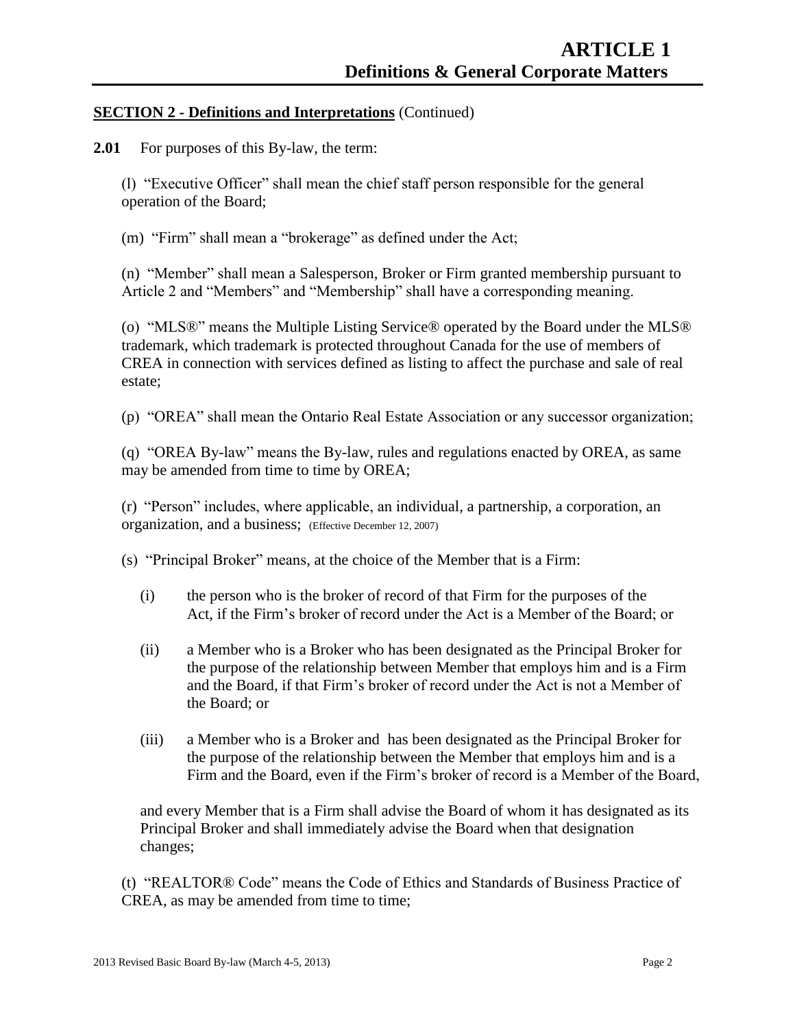# ARTICLE 1
## Definitions & General Corporate Matters

**SECTION 2 - Definitions and Interpretations** (Continued)

**2.01** For purposes of this By-law, the term:

(l) "Executive Officer" shall mean the chief staff person responsible for the general operation of the Board;

(m) "Firm" shall mean a "brokerage" as defined under the Act;

(n) "Member" shall mean a Salesperson, Broker or Firm granted membership pursuant to Article 2 and "Members" and "Membership" shall have a corresponding meaning.

(o) "MLS®" means the Multiple Listing Service® operated by the Board under the MLS® trademark, which trademark is protected throughout Canada for the use of members of CREA in connection with services defined as listing to affect the purchase and sale of real estate;

(p) "OREA" shall mean the Ontario Real Estate Association or any successor organization;

(q) "OREA By-law" means the By-law, rules and regulations enacted by OREA, as same may be amended from time to time by OREA;

(r) "Person" includes, where applicable, an individual, a partnership, a corporation, an organization, and a business; (Effective December 12, 2007)

(s) "Principal Broker" means, at the choice of the Member that is a Firm:

(i) the person who is the broker of record of that Firm for the purposes of the Act, if the Firm's broker of record under the Act is a Member of the Board; or

(ii) a Member who is a Broker who has been designated as the Principal Broker for the purpose of the relationship between Member that employs him and is a Firm and the Board, if that Firm's broker of record under the Act is not a Member of the Board; or

(iii) a Member who is a Broker and has been designated as the Principal Broker for the purpose of the relationship between the Member that employs him and is a Firm and the Board, even if the Firm's broker of record is a Member of the Board,

and every Member that is a Firm shall advise the Board of whom it has designated as its Principal Broker and shall immediately advise the Board when that designation changes;

(t) "REALTOR® Code" means the Code of Ethics and Standards of Business Practice of CREA, as may be amended from time to time;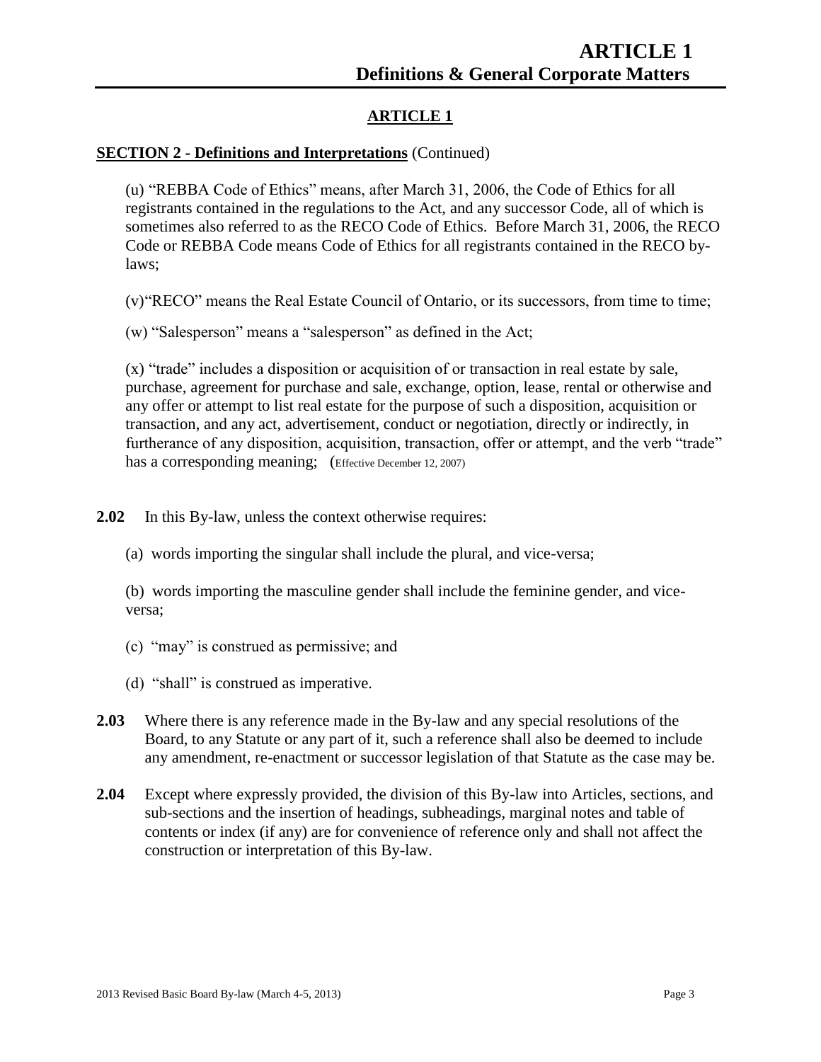## ARTICLE 1

**SECTION 2 - Definitions and Interpretations** (Continued)

(u) "REBBA Code of Ethics" means, after March 31, 2006, the Code of Ethics for all registrants contained in the regulations to the Act, and any successor Code, all of which is sometimes also referred to as the RECO Code of Ethics. Before March 31, 2006, the RECO Code or REBBA Code means Code of Ethics for all registrants contained in the RECO by-laws;

(v)"RECO" means the Real Estate Council of Ontario, or its successors, from time to time;

(w) "Salesperson" means a "salesperson" as defined in the Act;

(x) "trade" includes a disposition or acquisition of or transaction in real estate by sale, purchase, agreement for purchase and sale, exchange, option, lease, rental or otherwise and any offer or attempt to list real estate for the purpose of such a disposition, acquisition or transaction, and any act, advertisement, conduct or negotiation, directly or indirectly, in furtherance of any disposition, acquisition, transaction, offer or attempt, and the verb "trade" has a corresponding meaning; (Effective December 12, 2007)

**2.02** In this By-law, unless the context otherwise requires:

(a) words importing the singular shall include the plural, and vice-versa;

(b) words importing the masculine gender shall include the feminine gender, and vice-versa;

(c) "may" is construed as permissive; and

(d) "shall" is construed as imperative.

**2.03** Where there is any reference made in the By-law and any special resolutions of the Board, to any Statute or any part of it, such a reference shall also be deemed to include any amendment, re-enactment or successor legislation of that Statute as the case may be.

**2.04** Except where expressly provided, the division of this By-law into Articles, sections, and sub-sections and the insertion of headings, subheadings, marginal notes and table of contents or index (if any) are for convenience of reference only and shall not affect the construction or interpretation of this By-law.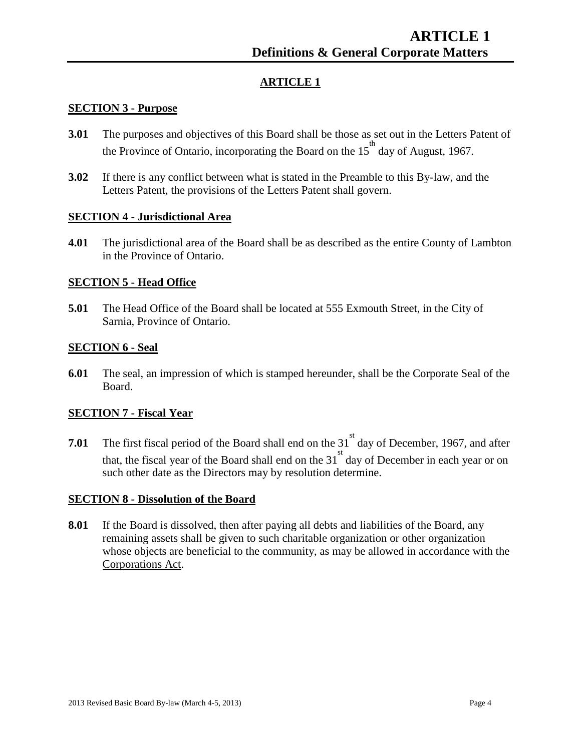## ARTICLE 1

### SECTION 3 - Purpose

**3.01** The purposes and objectives of this Board shall be those as set out in the Letters Patent of the Province of Ontario, incorporating the Board on the 15th day of August, 1967.

**3.02** If there is any conflict between what is stated in the Preamble to this By-law, and the Letters Patent, the provisions of the Letters Patent shall govern.

### SECTION 4 - Jurisdictional Area

**4.01** The jurisdictional area of the Board shall be as described as the entire County of Lambton in the Province of Ontario.

### SECTION 5 - Head Office

**5.01** The Head Office of the Board shall be located at 555 Exmouth Street, in the City of Sarnia, Province of Ontario.

### SECTION 6 - Seal

**6.01** The seal, an impression of which is stamped hereunder, shall be the Corporate Seal of the Board.

### SECTION 7 - Fiscal Year

**7.01** The first fiscal period of the Board shall end on the 31st day of December, 1967, and after that, the fiscal year of the Board shall end on the 31st day of December in each year or on such other date as the Directors may by resolution determine.

### SECTION 8 - Dissolution of the Board

**8.01** If the Board is dissolved, then after paying all debts and liabilities of the Board, any remaining assets shall be given to such charitable organization or other organization whose objects are beneficial to the community, as may be allowed in accordance with the Corporations Act.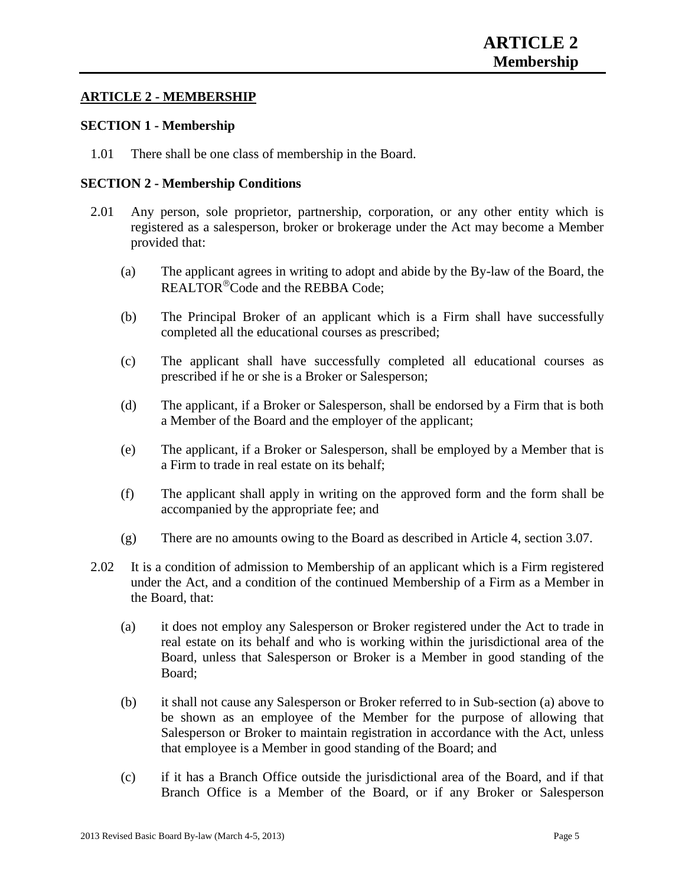## ARTICLE 2 - MEMBERSHIP

### SECTION 1 - Membership

1.01 There shall be one class of membership in the Board.

### SECTION 2 - Membership Conditions

2.01 Any person, sole proprietor, partnership, corporation, or any other entity which is registered as a salesperson, broker or brokerage under the Act may become a Member provided that:

(a) The applicant agrees in writing to adopt and abide by the By-law of the Board, the REALTOR® Code and the REBBA Code;

(b) The Principal Broker of an applicant which is a Firm shall have successfully completed all the educational courses as prescribed;

(c) The applicant shall have successfully completed all educational courses as prescribed if he or she is a Broker or Salesperson;

(d) The applicant, if a Broker or Salesperson, shall be endorsed by a Firm that is both a Member of the Board and the employer of the applicant;

(e) The applicant, if a Broker or Salesperson, shall be employed by a Member that is a Firm to trade in real estate on its behalf;

(f) The applicant shall apply in writing on the approved form and the form shall be accompanied by the appropriate fee; and

(g) There are no amounts owing to the Board as described in Article 4, section 3.07.

2.02 It is a condition of admission to Membership of an applicant which is a Firm registered under the Act, and a condition of the continued Membership of a Firm as a Member in the Board, that:

(a) it does not employ any Salesperson or Broker registered under the Act to trade in real estate on its behalf and who is working within the jurisdictional area of the Board, unless that Salesperson or Broker is a Member in good standing of the Board;

(b) it shall not cause any Salesperson or Broker referred to in Sub-section (a) above to be shown as an employee of the Member for the purpose of allowing that Salesperson or Broker to maintain registration in accordance with the Act, unless that employee is a Member in good standing of the Board; and

(c) if it has a Branch Office outside the jurisdictional area of the Board, and if that Branch Office is a Member of the Board, or if any Broker or Salesperson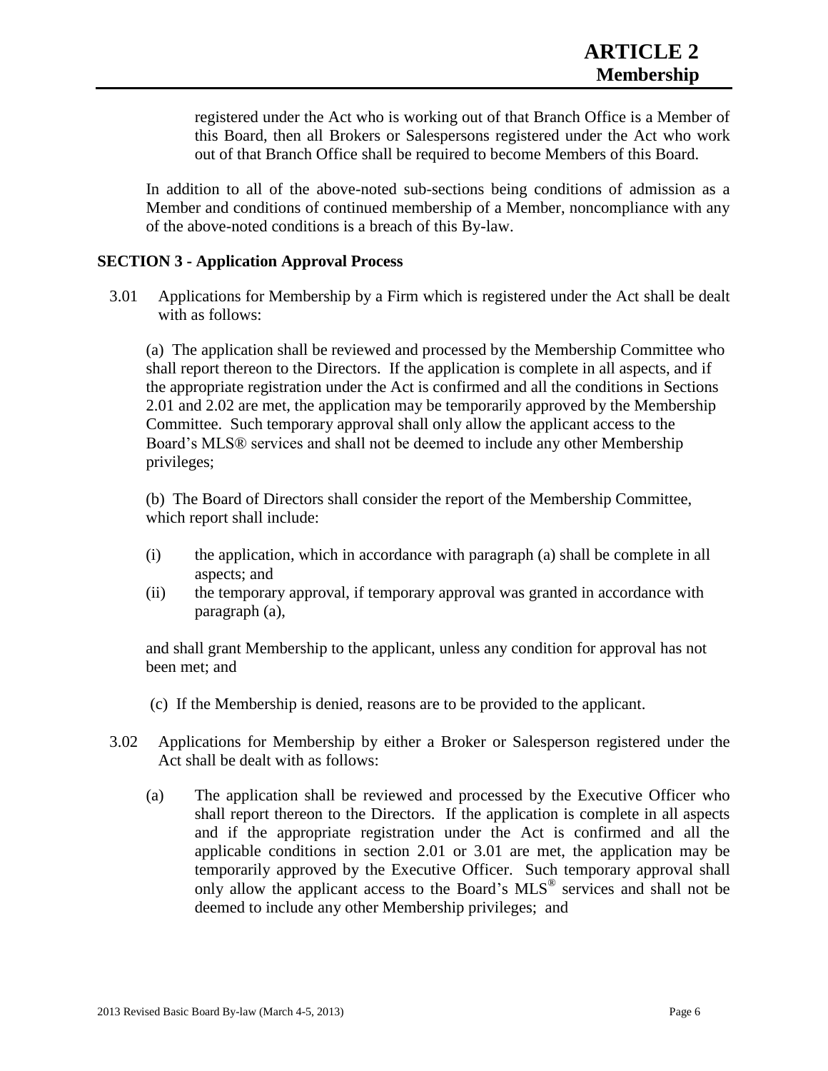registered under the Act who is working out of that Branch Office is a Member of this Board, then all Brokers or Salespersons registered under the Act who work out of that Branch Office shall be required to become Members of this Board.

In addition to all of the above-noted sub-sections being conditions of admission as a Member and conditions of continued membership of a Member, noncompliance with any of the above-noted conditions is a breach of this By-law.

### SECTION 3 - Application Approval Process

3.01 Applications for Membership by a Firm which is registered under the Act shall be dealt with as follows:

(a) The application shall be reviewed and processed by the Membership Committee who shall report thereon to the Directors. If the application is complete in all aspects, and if the appropriate registration under the Act is confirmed and all the conditions in Sections 2.01 and 2.02 are met, the application may be temporarily approved by the Membership Committee. Such temporary approval shall only allow the applicant access to the Board's MLS® services and shall not be deemed to include any other Membership privileges;

(b) The Board of Directors shall consider the report of the Membership Committee, which report shall include:

- (i) the application, which in accordance with paragraph (a) shall be complete in all aspects; and
- (ii) the temporary approval, if temporary approval was granted in accordance with paragraph (a),

and shall grant Membership to the applicant, unless any condition for approval has not been met; and

(c) If the Membership is denied, reasons are to be provided to the applicant.

3.02 Applications for Membership by either a Broker or Salesperson registered under the Act shall be dealt with as follows:

(a) The application shall be reviewed and processed by the Executive Officer who shall report thereon to the Directors. If the application is complete in all aspects and if the appropriate registration under the Act is confirmed and all the applicable conditions in section 2.01 or 3.01 are met, the application may be temporarily approved by the Executive Officer. Such temporary approval shall only allow the applicant access to the Board's MLS® services and shall not be deemed to include any other Membership privileges; and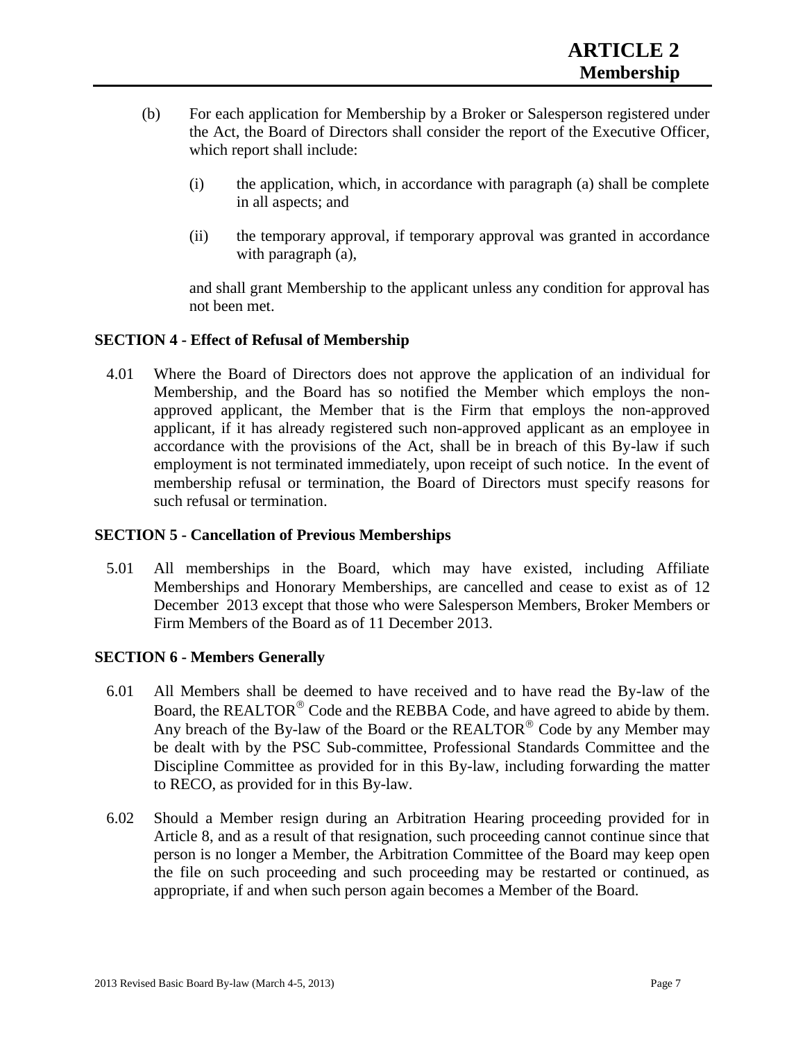(b) For each application for Membership by a Broker or Salesperson registered under the Act, the Board of Directors shall consider the report of the Executive Officer, which report shall include:

   (i) the application, which, in accordance with paragraph (a) shall be complete in all aspects; and

   (ii) the temporary approval, if temporary approval was granted in accordance with paragraph (a),

   and shall grant Membership to the applicant unless any condition for approval has not been met.

### SECTION 4 - Effect of Refusal of Membership

4.01 Where the Board of Directors does not approve the application of an individual for Membership, and the Board has so notified the Member which employs the non-approved applicant, the Member that is the Firm that employs the non-approved applicant, if it has already registered such non-approved applicant as an employee in accordance with the provisions of the Act, shall be in breach of this By-law if such employment is not terminated immediately, upon receipt of such notice. In the event of membership refusal or termination, the Board of Directors must specify reasons for such refusal or termination.

### SECTION 5 - Cancellation of Previous Memberships

5.01 All memberships in the Board, which may have existed, including Affiliate Memberships and Honorary Memberships, are cancelled and cease to exist as of 12 December 2013 except that those who were Salesperson Members, Broker Members or Firm Members of the Board as of 11 December 2013.

### SECTION 6 - Members Generally

6.01 All Members shall be deemed to have received and to have read the By-law of the Board, the REALTOR® Code and the REBBA Code, and have agreed to abide by them. Any breach of the By-law of the Board or the REALTOR® Code by any Member may be dealt with by the PSC Sub-committee, Professional Standards Committee and the Discipline Committee as provided for in this By-law, including forwarding the matter to RECO, as provided for in this By-law.

6.02 Should a Member resign during an Arbitration Hearing proceeding provided for in Article 8, and as a result of that resignation, such proceeding cannot continue since that person is no longer a Member, the Arbitration Committee of the Board may keep open the file on such proceeding and such proceeding may be restarted or continued, as appropriate, if and when such person again becomes a Member of the Board.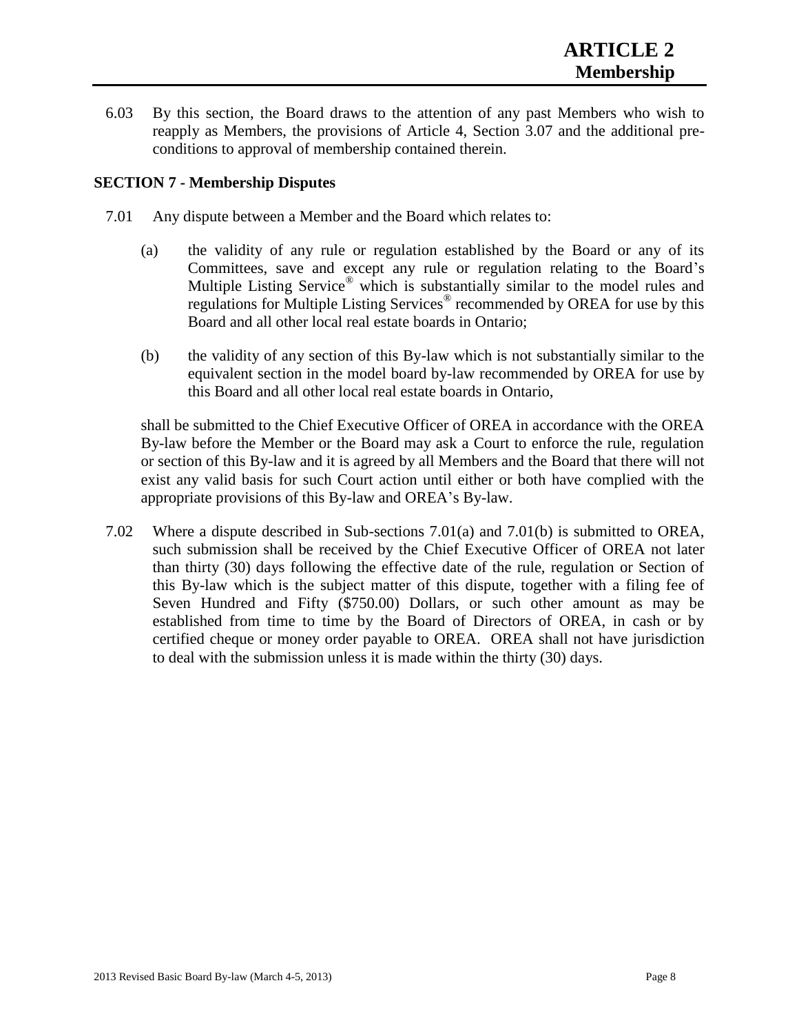6.03 By this section, the Board draws to the attention of any past Members who wish to reapply as Members, the provisions of Article 4, Section 3.07 and the additional pre-conditions to approval of membership contained therein.

### SECTION 7 - Membership Disputes

7.01 Any dispute between a Member and the Board which relates to:

(a) the validity of any rule or regulation established by the Board or any of its Committees, save and except any rule or regulation relating to the Board's Multiple Listing Service® which is substantially similar to the model rules and regulations for Multiple Listing Services® recommended by OREA for use by this Board and all other local real estate boards in Ontario;

(b) the validity of any section of this By-law which is not substantially similar to the equivalent section in the model board by-law recommended by OREA for use by this Board and all other local real estate boards in Ontario,

shall be submitted to the Chief Executive Officer of OREA in accordance with the OREA By-law before the Member or the Board may ask a Court to enforce the rule, regulation or section of this By-law and it is agreed by all Members and the Board that there will not exist any valid basis for such Court action until either or both have complied with the appropriate provisions of this By-law and OREA's By-law.

7.02 Where a dispute described in Sub-sections 7.01(a) and 7.01(b) is submitted to OREA, such submission shall be received by the Chief Executive Officer of OREA not later than thirty (30) days following the effective date of the rule, regulation or Section of this By-law which is the subject matter of this dispute, together with a filing fee of Seven Hundred and Fifty ($750.00) Dollars, or such other amount as may be established from time to time by the Board of Directors of OREA, in cash or by certified cheque or money order payable to OREA. OREA shall not have jurisdiction to deal with the submission unless it is made within the thirty (30) days.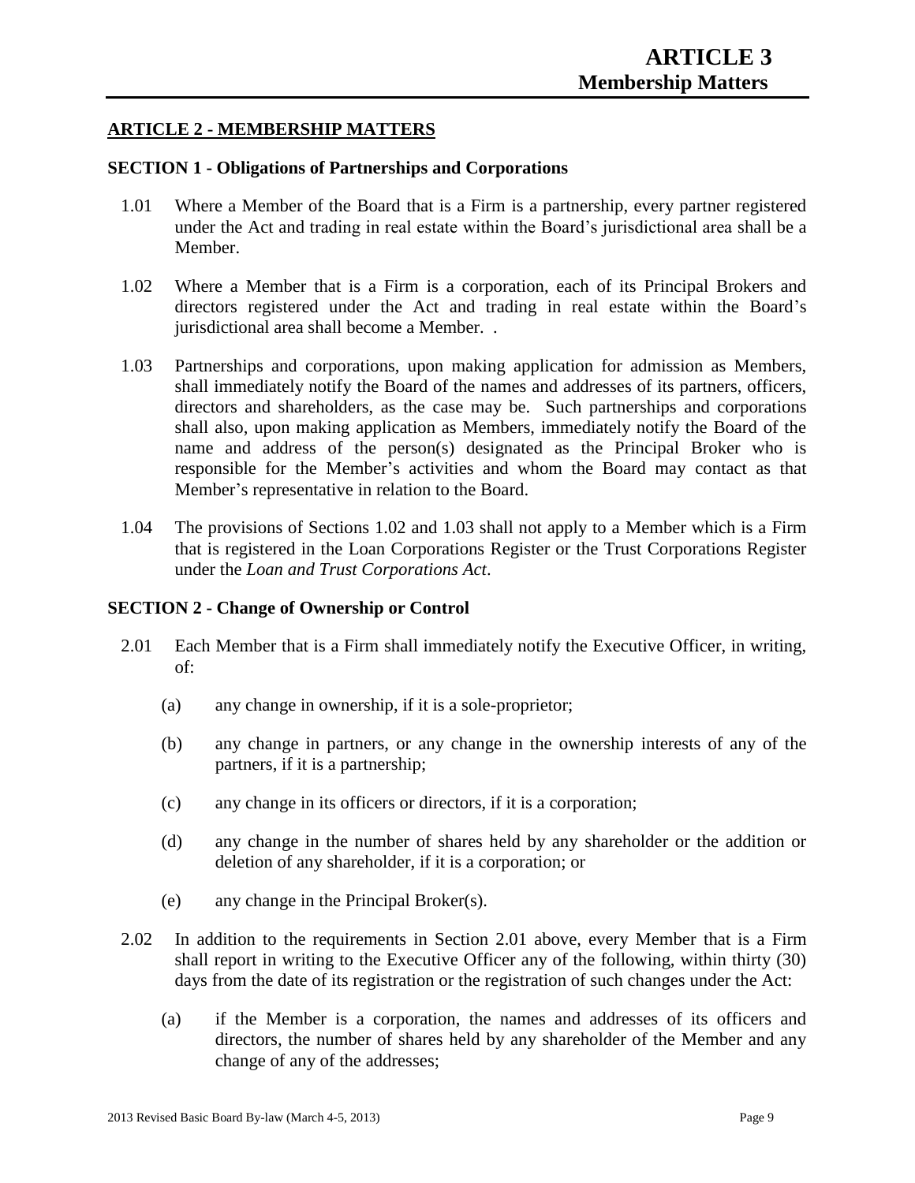## ARTICLE 2 - MEMBERSHIP MATTERS

### SECTION 1 - Obligations of Partnerships and Corporations

1.01 Where a Member of the Board that is a Firm is a partnership, every partner registered under the Act and trading in real estate within the Board's jurisdictional area shall be a Member.

1.02 Where a Member that is a Firm is a corporation, each of its Principal Brokers and directors registered under the Act and trading in real estate within the Board's jurisdictional area shall become a Member. .

1.03 Partnerships and corporations, upon making application for admission as Members, shall immediately notify the Board of the names and addresses of its partners, officers, directors and shareholders, as the case may be. Such partnerships and corporations shall also, upon making application as Members, immediately notify the Board of the name and address of the person(s) designated as the Principal Broker who is responsible for the Member's activities and whom the Board may contact as that Member's representative in relation to the Board.

1.04 The provisions of Sections 1.02 and 1.03 shall not apply to a Member which is a Firm that is registered in the Loan Corporations Register or the Trust Corporations Register under the *Loan and Trust Corporations Act*.

### SECTION 2 - Change of Ownership or Control

2.01 Each Member that is a Firm shall immediately notify the Executive Officer, in writing, of:

(a) any change in ownership, if it is a sole-proprietor;

(b) any change in partners, or any change in the ownership interests of any of the partners, if it is a partnership;

(c) any change in its officers or directors, if it is a corporation;

(d) any change in the number of shares held by any shareholder or the addition or deletion of any shareholder, if it is a corporation; or

(e) any change in the Principal Broker(s).

2.02 In addition to the requirements in Section 2.01 above, every Member that is a Firm shall report in writing to the Executive Officer any of the following, within thirty (30) days from the date of its registration or the registration of such changes under the Act:

(a) if the Member is a corporation, the names and addresses of its officers and directors, the number of shares held by any shareholder of the Member and any change of any of the addresses;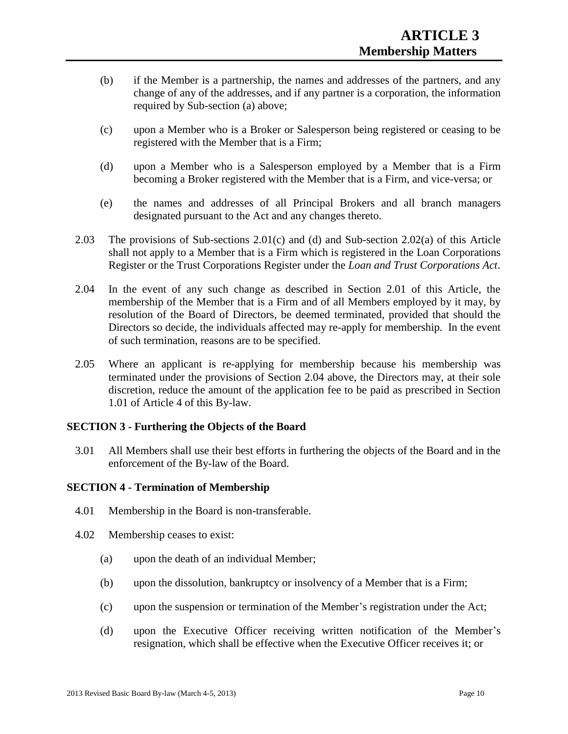(b) if the Member is a partnership, the names and addresses of the partners, and any change of any of the addresses, and if any partner is a corporation, the information required by Sub-section (a) above;

(c) upon a Member who is a Broker or Salesperson being registered or ceasing to be registered with the Member that is a Firm;

(d) upon a Member who is a Salesperson employed by a Member that is a Firm becoming a Broker registered with the Member that is a Firm, and vice-versa; or

(e) the names and addresses of all Principal Brokers and all branch managers designated pursuant to the Act and any changes thereto.

2.03 The provisions of Sub-sections 2.01(c) and (d) and Sub-section 2.02(a) of this Article shall not apply to a Member that is a Firm which is registered in the Loan Corporations Register or the Trust Corporations Register under the *Loan and Trust Corporations Act*.

2.04 In the event of any such change as described in Section 2.01 of this Article, the membership of the Member that is a Firm and of all Members employed by it may, by resolution of the Board of Directors, be deemed terminated, provided that should the Directors so decide, the individuals affected may re-apply for membership. In the event of such termination, reasons are to be specified.

2.05 Where an applicant is re-applying for membership because his membership was terminated under the provisions of Section 2.04 above, the Directors may, at their sole discretion, reduce the amount of the application fee to be paid as prescribed in Section 1.01 of Article 4 of this By-law.

### SECTION 3 - Furthering the Objects of the Board

3.01 All Members shall use their best efforts in furthering the objects of the Board and in the enforcement of the By-law of the Board.

### SECTION 4 - Termination of Membership

4.01 Membership in the Board is non-transferable.

4.02 Membership ceases to exist:

(a) upon the death of an individual Member;

(b) upon the dissolution, bankruptcy or insolvency of a Member that is a Firm;

(c) upon the suspension or termination of the Member's registration under the Act;

(d) upon the Executive Officer receiving written notification of the Member's resignation, which shall be effective when the Executive Officer receives it; or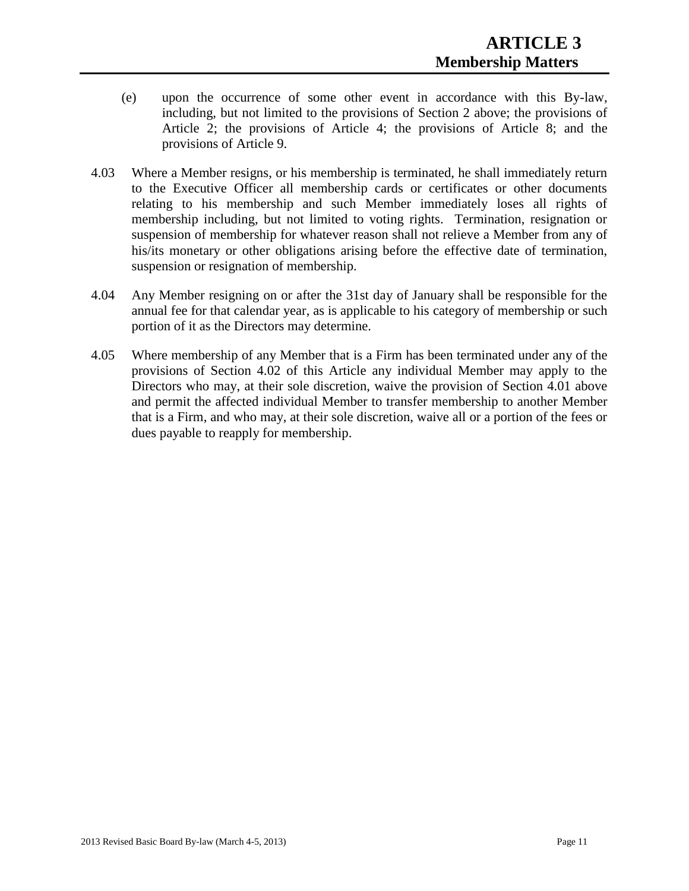(e) upon the occurrence of some other event in accordance with this By-law, including, but not limited to the provisions of Section 2 above; the provisions of Article 2; the provisions of Article 4; the provisions of Article 8; and the provisions of Article 9.

4.03 Where a Member resigns, or his membership is terminated, he shall immediately return to the Executive Officer all membership cards or certificates or other documents relating to his membership and such Member immediately loses all rights of membership including, but not limited to voting rights. Termination, resignation or suspension of membership for whatever reason shall not relieve a Member from any of his/its monetary or other obligations arising before the effective date of termination, suspension or resignation of membership.

4.04 Any Member resigning on or after the 31st day of January shall be responsible for the annual fee for that calendar year, as is applicable to his category of membership or such portion of it as the Directors may determine.

4.05 Where membership of any Member that is a Firm has been terminated under any of the provisions of Section 4.02 of this Article any individual Member may apply to the Directors who may, at their sole discretion, waive the provision of Section 4.01 above and permit the affected individual Member to transfer membership to another Member that is a Firm, and who may, at their sole discretion, waive all or a portion of the fees or dues payable to reapply for membership.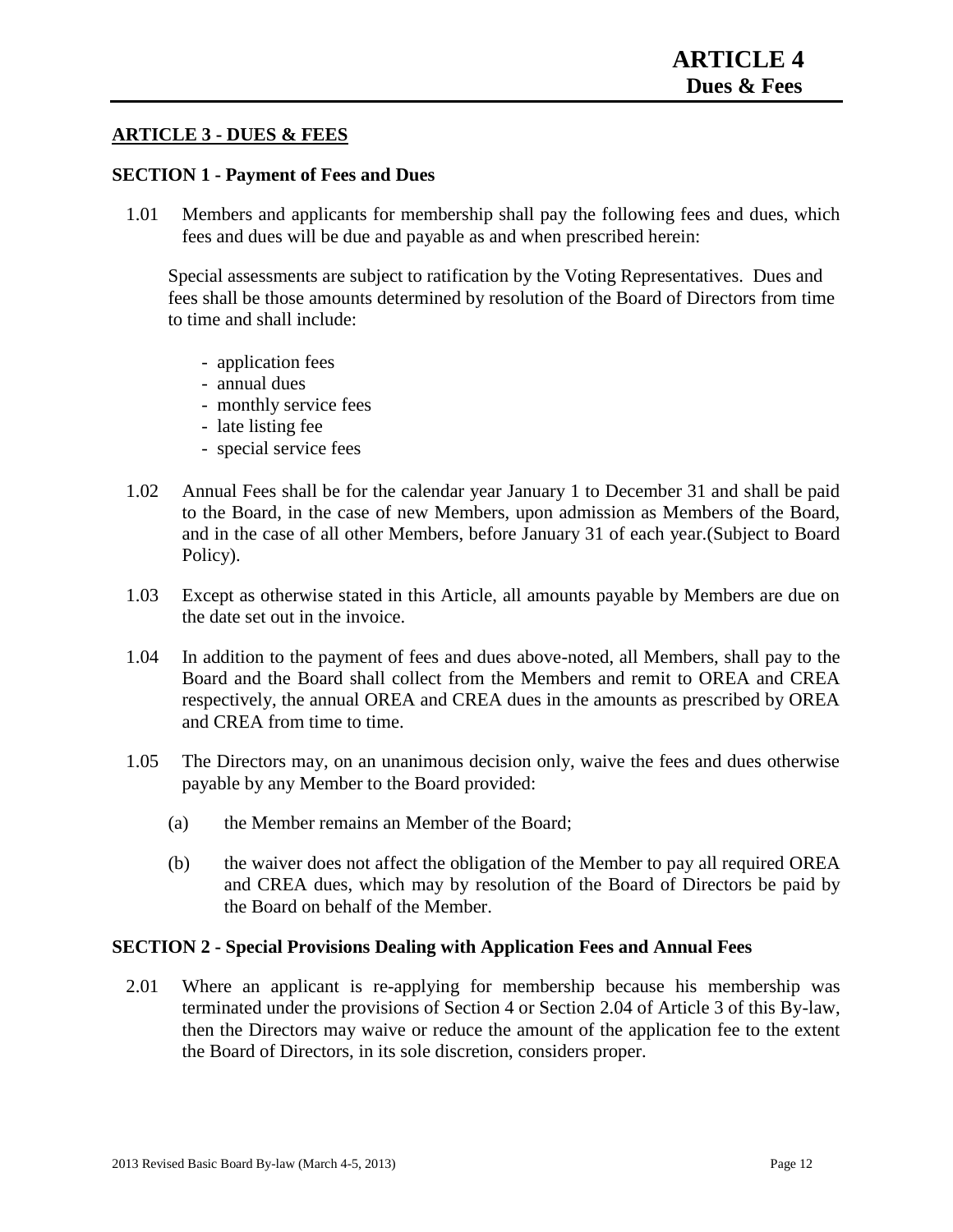## ARTICLE 3 - DUES & FEES

### SECTION 1 - Payment of Fees and Dues

1.01 Members and applicants for membership shall pay the following fees and dues, which fees and dues will be due and payable as and when prescribed herein:

Special assessments are subject to ratification by the Voting Representatives. Dues and fees shall be those amounts determined by resolution of the Board of Directors from time to time and shall include:

- application fees
- annual dues
- monthly service fees
- late listing fee
- special service fees

1.02 Annual Fees shall be for the calendar year January 1 to December 31 and shall be paid to the Board, in the case of new Members, upon admission as Members of the Board, and in the case of all other Members, before January 31 of each year.(Subject to Board Policy).

1.03 Except as otherwise stated in this Article, all amounts payable by Members are due on the date set out in the invoice.

1.04 In addition to the payment of fees and dues above-noted, all Members, shall pay to the Board and the Board shall collect from the Members and remit to OREA and CREA respectively, the annual OREA and CREA dues in the amounts as prescribed by OREA and CREA from time to time.

1.05 The Directors may, on an unanimous decision only, waive the fees and dues otherwise payable by any Member to the Board provided:

(a) the Member remains an Member of the Board;

(b) the waiver does not affect the obligation of the Member to pay all required OREA and CREA dues, which may by resolution of the Board of Directors be paid by the Board on behalf of the Member.

### SECTION 2 - Special Provisions Dealing with Application Fees and Annual Fees

2.01 Where an applicant is re-applying for membership because his membership was terminated under the provisions of Section 4 or Section 2.04 of Article 3 of this By-law, then the Directors may waive or reduce the amount of the application fee to the extent the Board of Directors, in its sole discretion, considers proper.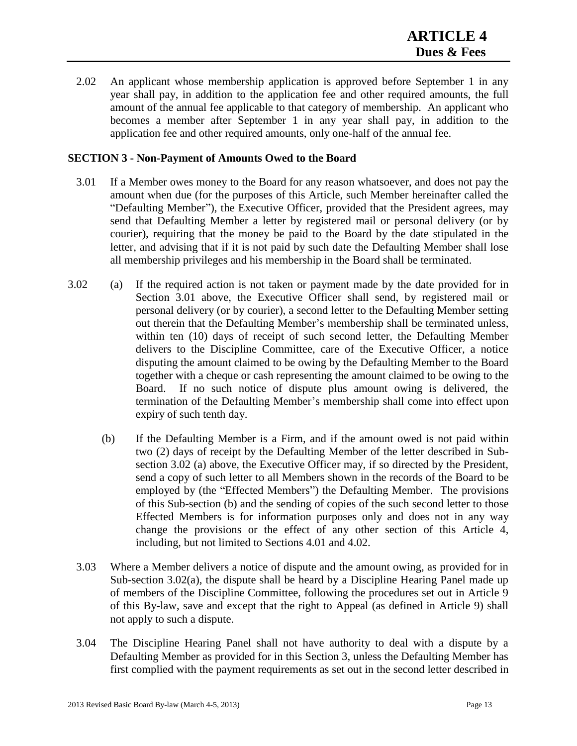2.02 An applicant whose membership application is approved before September 1 in any year shall pay, in addition to the application fee and other required amounts, the full amount of the annual fee applicable to that category of membership. An applicant who becomes a member after September 1 in any year shall pay, in addition to the application fee and other required amounts, only one-half of the annual fee.

**SECTION 3 - Non-Payment of Amounts Owed to the Board**

3.01 If a Member owes money to the Board for any reason whatsoever, and does not pay the amount when due (for the purposes of this Article, such Member hereinafter called the "Defaulting Member"), the Executive Officer, provided that the President agrees, may send that Defaulting Member a letter by registered mail or personal delivery (or by courier), requiring that the money be paid to the Board by the date stipulated in the letter, and advising that if it is not paid by such date the Defaulting Member shall lose all membership privileges and his membership in the Board shall be terminated.

3.02 (a) If the required action is not taken or payment made by the date provided for in Section 3.01 above, the Executive Officer shall send, by registered mail or personal delivery (or by courier), a second letter to the Defaulting Member setting out therein that the Defaulting Member's membership shall be terminated unless, within ten (10) days of receipt of such second letter, the Defaulting Member delivers to the Discipline Committee, care of the Executive Officer, a notice disputing the amount claimed to be owing by the Defaulting Member to the Board together with a cheque or cash representing the amount claimed to be owing to the Board. If no such notice of dispute plus amount owing is delivered, the termination of the Defaulting Member's membership shall come into effect upon expiry of such tenth day.

(b) If the Defaulting Member is a Firm, and if the amount owed is not paid within two (2) days of receipt by the Defaulting Member of the letter described in Sub-section 3.02 (a) above, the Executive Officer may, if so directed by the President, send a copy of such letter to all Members shown in the records of the Board to be employed by (the "Effected Members") the Defaulting Member. The provisions of this Sub-section (b) and the sending of copies of the such second letter to those Effected Members is for information purposes only and does not in any way change the provisions or the effect of any other section of this Article 4, including, but not limited to Sections 4.01 and 4.02.

3.03 Where a Member delivers a notice of dispute and the amount owing, as provided for in Sub-section 3.02(a), the dispute shall be heard by a Discipline Hearing Panel made up of members of the Discipline Committee, following the procedures set out in Article 9 of this By-law, save and except that the right to Appeal (as defined in Article 9) shall not apply to such a dispute.

3.04 The Discipline Hearing Panel shall not have authority to deal with a dispute by a Defaulting Member as provided for in this Section 3, unless the Defaulting Member has first complied with the payment requirements as set out in the second letter described in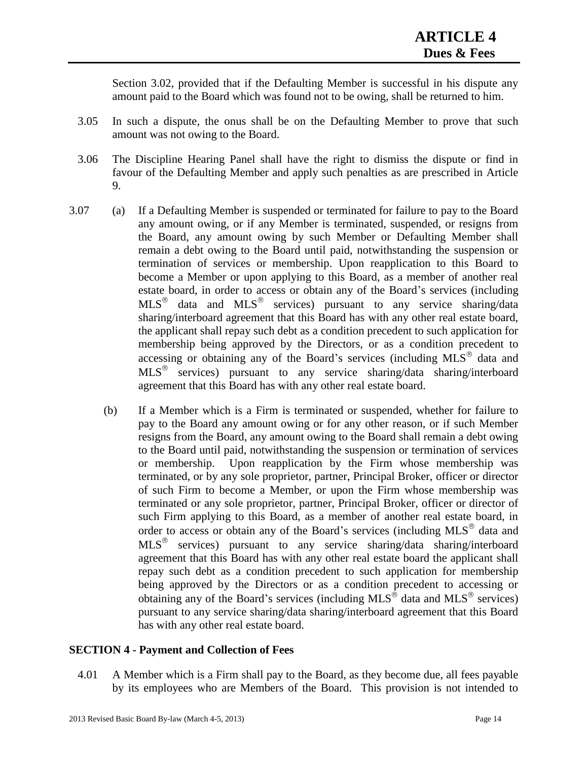Section 3.02, provided that if the Defaulting Member is successful in his dispute any amount paid to the Board which was found not to be owing, shall be returned to him.

3.05 In such a dispute, the onus shall be on the Defaulting Member to prove that such amount was not owing to the Board.

3.06 The Discipline Hearing Panel shall have the right to dismiss the dispute or find in favour of the Defaulting Member and apply such penalties as are prescribed in Article 9.

3.07 (a) If a Defaulting Member is suspended or terminated for failure to pay to the Board any amount owing, or if any Member is terminated, suspended, or resigns from the Board, any amount owing by such Member or Defaulting Member shall remain a debt owing to the Board until paid, notwithstanding the suspension or termination of services or membership. Upon reapplication to this Board to become a Member or upon applying to this Board, as a member of another real estate board, in order to access or obtain any of the Board's services (including MLS® data and MLS® services) pursuant to any service sharing/data sharing/interboard agreement that this Board has with any other real estate board, the applicant shall repay such debt as a condition precedent to such application for membership being approved by the Directors, or as a condition precedent to accessing or obtaining any of the Board's services (including MLS® data and MLS® services) pursuant to any service sharing/data sharing/interboard agreement that this Board has with any other real estate board.

(b) If a Member which is a Firm is terminated or suspended, whether for failure to pay to the Board any amount owing or for any other reason, or if such Member resigns from the Board, any amount owing to the Board shall remain a debt owing to the Board until paid, notwithstanding the suspension or termination of services or membership. Upon reapplication by the Firm whose membership was terminated, or by any sole proprietor, partner, Principal Broker, officer or director of such Firm to become a Member, or upon the Firm whose membership was terminated or any sole proprietor, partner, Principal Broker, officer or director of such Firm applying to this Board, as a member of another real estate board, in order to access or obtain any of the Board's services (including MLS® data and MLS® services) pursuant to any service sharing/data sharing/interboard agreement that this Board has with any other real estate board the applicant shall repay such debt as a condition precedent to such application for membership being approved by the Directors or as a condition precedent to accessing or obtaining any of the Board's services (including MLS® data and MLS® services) pursuant to any service sharing/data sharing/interboard agreement that this Board has with any other real estate board.

### SECTION 4 - Payment and Collection of Fees

4.01 A Member which is a Firm shall pay to the Board, as they become due, all fees payable by its employees who are Members of the Board. This provision is not intended to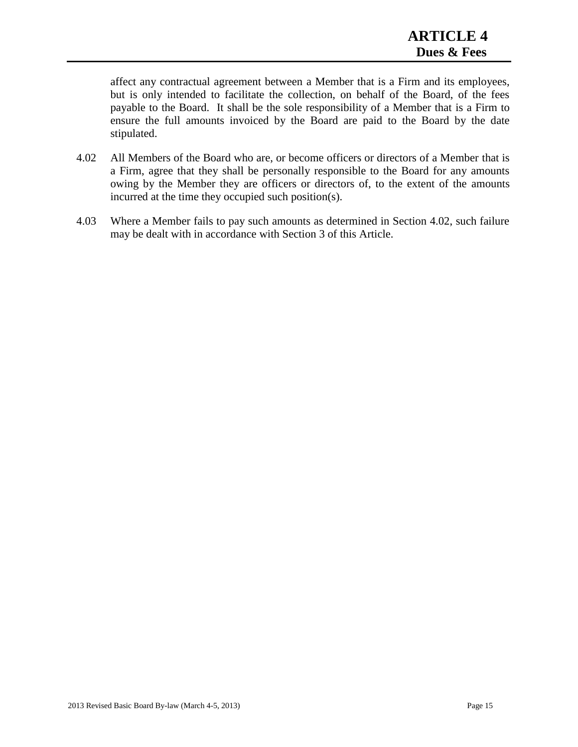affect any contractual agreement between a Member that is a Firm and its employees, but is only intended to facilitate the collection, on behalf of the Board, of the fees payable to the Board. It shall be the sole responsibility of a Member that is a Firm to ensure the full amounts invoiced by the Board are paid to the Board by the date stipulated.

4.02 All Members of the Board who are, or become officers or directors of a Member that is a Firm, agree that they shall be personally responsible to the Board for any amounts owing by the Member they are officers or directors of, to the extent of the amounts incurred at the time they occupied such position(s).

4.03 Where a Member fails to pay such amounts as determined in Section 4.02, such failure may be dealt with in accordance with Section 3 of this Article.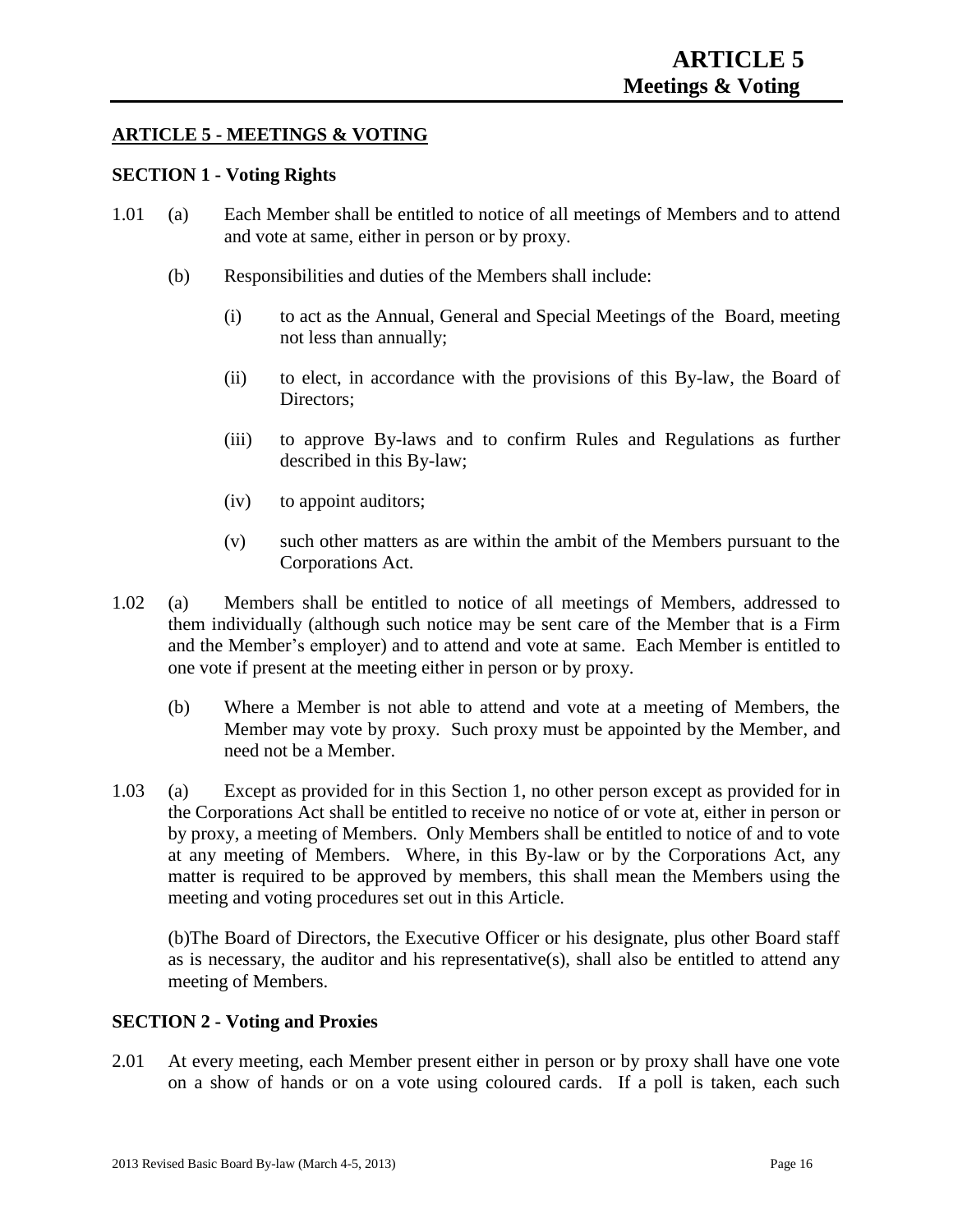## ARTICLE 5 - MEETINGS & VOTING

### SECTION 1 - Voting Rights

1.01 (a) Each Member shall be entitled to notice of all meetings of Members and to attend and vote at same, either in person or by proxy.

(b) Responsibilities and duties of the Members shall include:

(i) to act as the Annual, General and Special Meetings of the Board, meeting not less than annually;

(ii) to elect, in accordance with the provisions of this By-law, the Board of Directors;

(iii) to approve By-laws and to confirm Rules and Regulations as further described in this By-law;

(iv) to appoint auditors;

(v) such other matters as are within the ambit of the Members pursuant to the Corporations Act.

1.02 (a) Members shall be entitled to notice of all meetings of Members, addressed to them individually (although such notice may be sent care of the Member that is a Firm and the Member's employer) and to attend and vote at same. Each Member is entitled to one vote if present at the meeting either in person or by proxy.

(b) Where a Member is not able to attend and vote at a meeting of Members, the Member may vote by proxy. Such proxy must be appointed by the Member, and need not be a Member.

1.03 (a) Except as provided for in this Section 1, no other person except as provided for in the Corporations Act shall be entitled to receive no notice of or vote at, either in person or by proxy, a meeting of Members. Only Members shall be entitled to notice of and to vote at any meeting of Members. Where, in this By-law or by the Corporations Act, any matter is required to be approved by members, this shall mean the Members using the meeting and voting procedures set out in this Article.

(b)The Board of Directors, the Executive Officer or his designate, plus other Board staff as is necessary, the auditor and his representative(s), shall also be entitled to attend any meeting of Members.

### SECTION 2 - Voting and Proxies

2.01 At every meeting, each Member present either in person or by proxy shall have one vote on a show of hands or on a vote using coloured cards. If a poll is taken, each such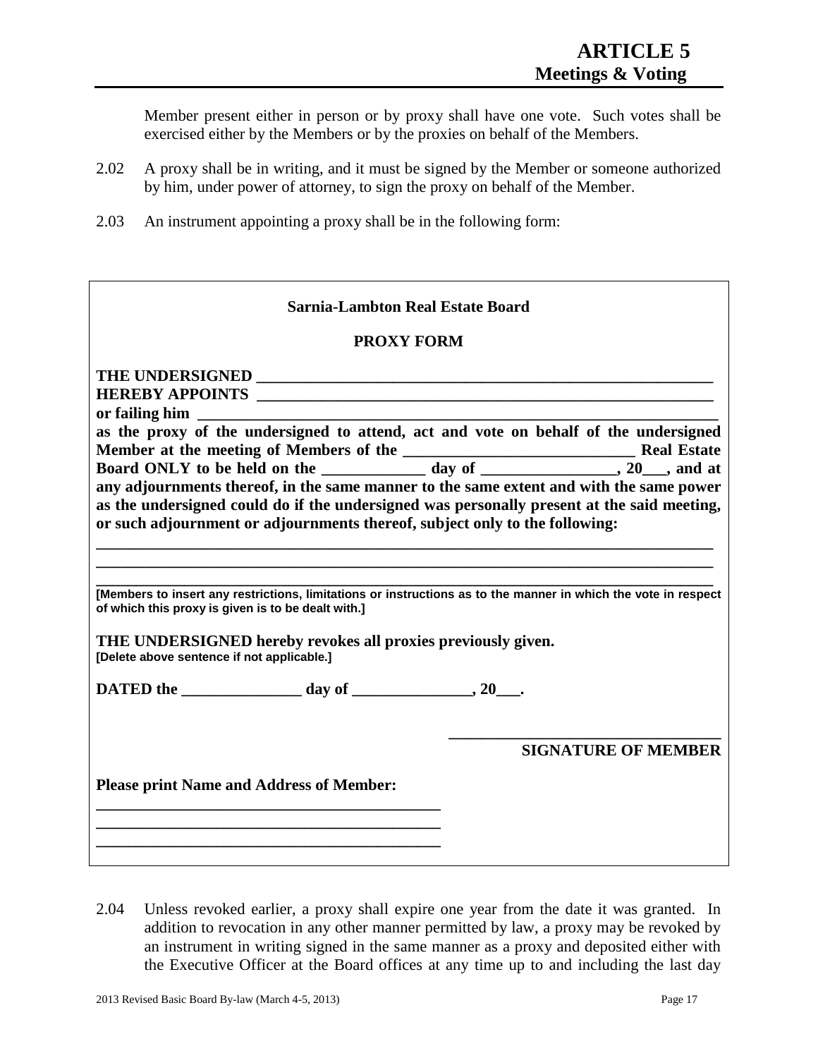Member present either in person or by proxy shall have one vote. Such votes shall be exercised either by the Members or by the proxies on behalf of the Members.

2.02 A proxy shall be in writing, and it must be signed by the Member or someone authorized by him, under power of attorney, to sign the proxy on behalf of the Member.

2.03 An instrument appointing a proxy shall be in the following form:

---

**Sarnia-Lambton Real Estate Board**

**PROXY FORM**

**THE UNDERSIGNED** ____________________________________________________________
**HEREBY APPOINTS** ____________________________________________________________
**or failing him** ______________________________________________________________
**as the proxy of the undersigned to attend, act and vote on behalf of the undersigned Member at the meeting of Members of the _____________________________ Real Estate Board ONLY to be held on the _____________ day of _________________, 20___, and at any adjournments thereof, in the same manner to the same extent and with the same power as the undersigned could do if the undersigned was personally present at the said meeting, or such adjournment or adjournments thereof, subject only to the following:**

______________________________________________________________________________
______________________________________________________________________________
______________________________________________________________________________

**[Members to insert any restrictions, limitations or instructions as to the manner in which the vote in respect of which this proxy is given is to be dealt with.]**

**THE UNDERSIGNED hereby revokes all proxies previously given.**
**[Delete above sentence if not applicable.]**

**DATED the _______________ day of _______________, 20___.**

_________________________________
**SIGNATURE OF MEMBER**

**Please print Name and Address of Member:**
___________________________________________
___________________________________________
___________________________________________

---

2.04 Unless revoked earlier, a proxy shall expire one year from the date it was granted. In addition to revocation in any other manner permitted by law, a proxy may be revoked by an instrument in writing signed in the same manner as a proxy and deposited either with the Executive Officer at the Board offices at any time up to and including the last day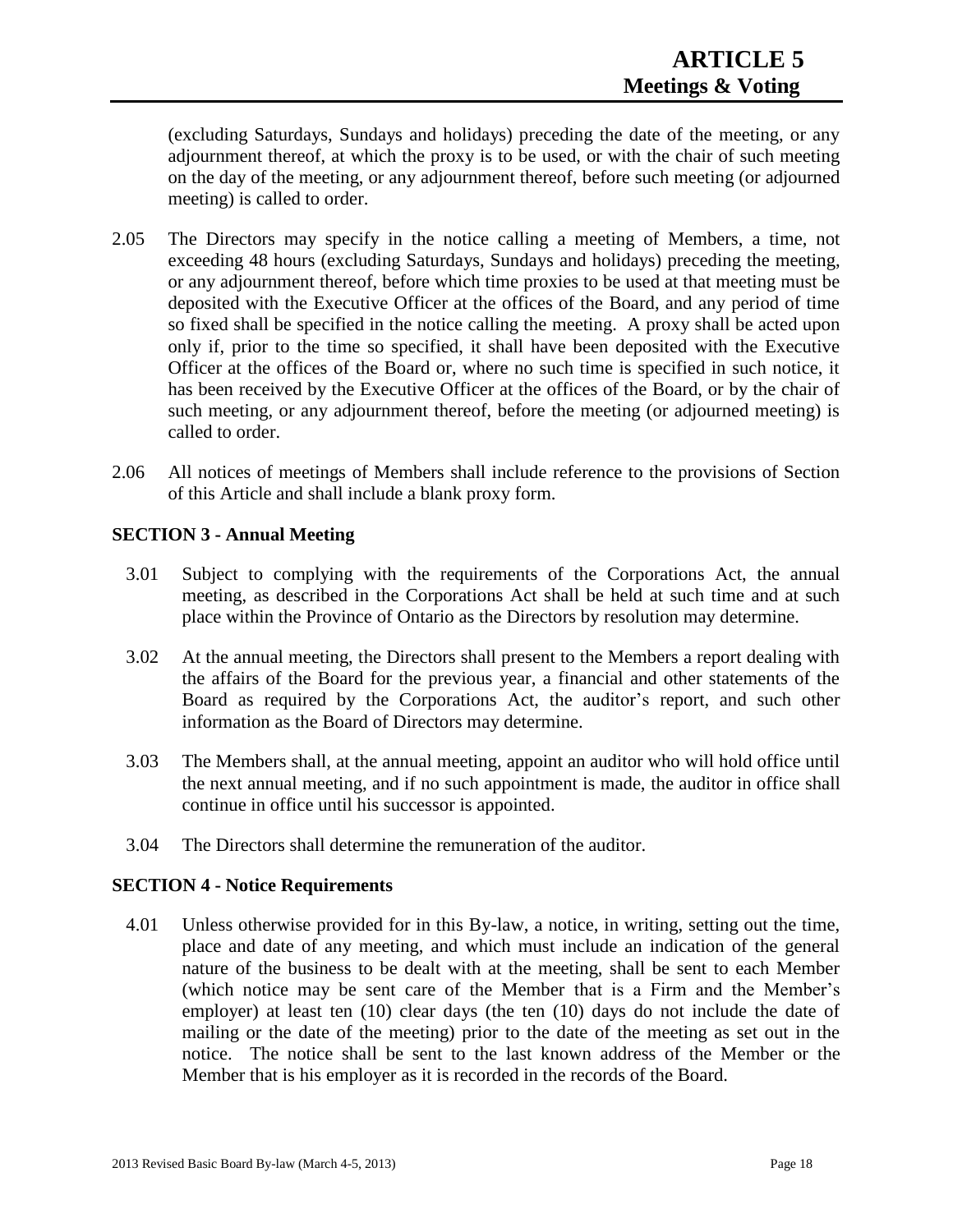(excluding Saturdays, Sundays and holidays) preceding the date of the meeting, or any adjournment thereof, at which the proxy is to be used, or with the chair of such meeting on the day of the meeting, or any adjournment thereof, before such meeting (or adjourned meeting) is called to order.

2.05 The Directors may specify in the notice calling a meeting of Members, a time, not exceeding 48 hours (excluding Saturdays, Sundays and holidays) preceding the meeting, or any adjournment thereof, before which time proxies to be used at that meeting must be deposited with the Executive Officer at the offices of the Board, and any period of time so fixed shall be specified in the notice calling the meeting. A proxy shall be acted upon only if, prior to the time so specified, it shall have been deposited with the Executive Officer at the offices of the Board or, where no such time is specified in such notice, it has been received by the Executive Officer at the offices of the Board, or by the chair of such meeting, or any adjournment thereof, before the meeting (or adjourned meeting) is called to order.

2.06 All notices of meetings of Members shall include reference to the provisions of Section of this Article and shall include a blank proxy form.

### SECTION 3 - Annual Meeting

3.01 Subject to complying with the requirements of the Corporations Act, the annual meeting, as described in the Corporations Act shall be held at such time and at such place within the Province of Ontario as the Directors by resolution may determine.

3.02 At the annual meeting, the Directors shall present to the Members a report dealing with the affairs of the Board for the previous year, a financial and other statements of the Board as required by the Corporations Act, the auditor's report, and such other information as the Board of Directors may determine.

3.03 The Members shall, at the annual meeting, appoint an auditor who will hold office until the next annual meeting, and if no such appointment is made, the auditor in office shall continue in office until his successor is appointed.

3.04 The Directors shall determine the remuneration of the auditor.

### SECTION 4 - Notice Requirements

4.01 Unless otherwise provided for in this By-law, a notice, in writing, setting out the time, place and date of any meeting, and which must include an indication of the general nature of the business to be dealt with at the meeting, shall be sent to each Member (which notice may be sent care of the Member that is a Firm and the Member's employer) at least ten (10) clear days (the ten (10) days do not include the date of mailing or the date of the meeting) prior to the date of the meeting as set out in the notice. The notice shall be sent to the last known address of the Member or the Member that is his employer as it is recorded in the records of the Board.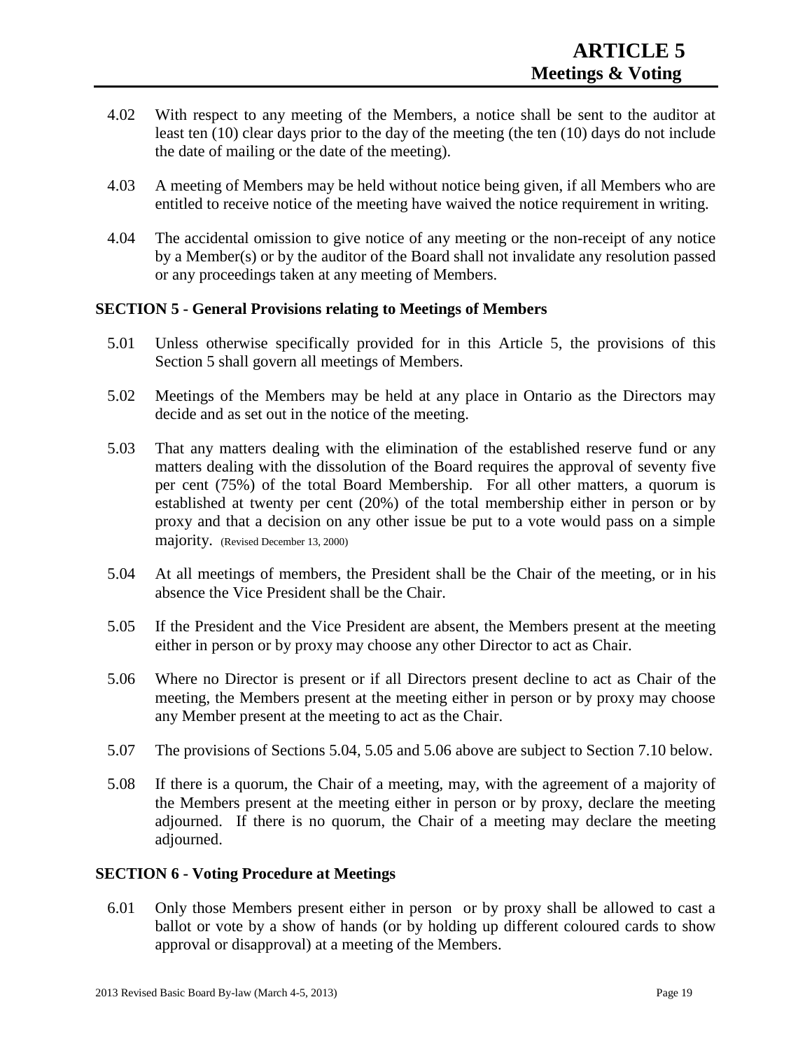# ARTICLE 5
## Meetings & Voting

4.02 With respect to any meeting of the Members, a notice shall be sent to the auditor at least ten (10) clear days prior to the day of the meeting (the ten (10) days do not include the date of mailing or the date of the meeting).

4.03 A meeting of Members may be held without notice being given, if all Members who are entitled to receive notice of the meeting have waived the notice requirement in writing.

4.04 The accidental omission to give notice of any meeting or the non-receipt of any notice by a Member(s) or by the auditor of the Board shall not invalidate any resolution passed or any proceedings taken at any meeting of Members.

### SECTION 5 - General Provisions relating to Meetings of Members

5.01 Unless otherwise specifically provided for in this Article 5, the provisions of this Section 5 shall govern all meetings of Members.

5.02 Meetings of the Members may be held at any place in Ontario as the Directors may decide and as set out in the notice of the meeting.

5.03 That any matters dealing with the elimination of the established reserve fund or any matters dealing with the dissolution of the Board requires the approval of seventy five per cent (75%) of the total Board Membership. For all other matters, a quorum is established at twenty per cent (20%) of the total membership either in person or by proxy and that a decision on any other issue be put to a vote would pass on a simple majority. (Revised December 13, 2000)

5.04 At all meetings of members, the President shall be the Chair of the meeting, or in his absence the Vice President shall be the Chair.

5.05 If the President and the Vice President are absent, the Members present at the meeting either in person or by proxy may choose any other Director to act as Chair.

5.06 Where no Director is present or if all Directors present decline to act as Chair of the meeting, the Members present at the meeting either in person or by proxy may choose any Member present at the meeting to act as the Chair.

5.07 The provisions of Sections 5.04, 5.05 and 5.06 above are subject to Section 7.10 below.

5.08 If there is a quorum, the Chair of a meeting, may, with the agreement of a majority of the Members present at the meeting either in person or by proxy, declare the meeting adjourned. If there is no quorum, the Chair of a meeting may declare the meeting adjourned.

### SECTION 6 - Voting Procedure at Meetings

6.01 Only those Members present either in person or by proxy shall be allowed to cast a ballot or vote by a show of hands (or by holding up different coloured cards to show approval or disapproval) at a meeting of the Members.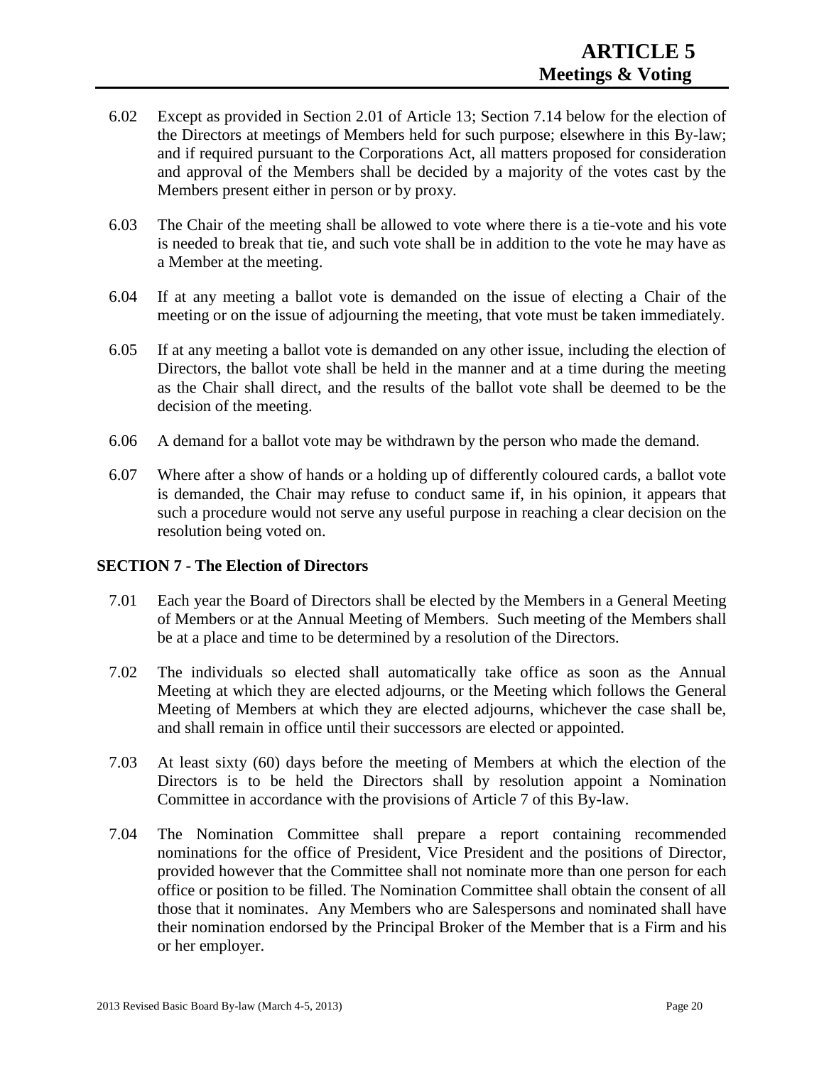6.02 Except as provided in Section 2.01 of Article 13; Section 7.14 below for the election of the Directors at meetings of Members held for such purpose; elsewhere in this By-law; and if required pursuant to the Corporations Act, all matters proposed for consideration and approval of the Members shall be decided by a majority of the votes cast by the Members present either in person or by proxy.

6.03 The Chair of the meeting shall be allowed to vote where there is a tie-vote and his vote is needed to break that tie, and such vote shall be in addition to the vote he may have as a Member at the meeting.

6.04 If at any meeting a ballot vote is demanded on the issue of electing a Chair of the meeting or on the issue of adjourning the meeting, that vote must be taken immediately.

6.05 If at any meeting a ballot vote is demanded on any other issue, including the election of Directors, the ballot vote shall be held in the manner and at a time during the meeting as the Chair shall direct, and the results of the ballot vote shall be deemed to be the decision of the meeting.

6.06 A demand for a ballot vote may be withdrawn by the person who made the demand.

6.07 Where after a show of hands or a holding up of differently coloured cards, a ballot vote is demanded, the Chair may refuse to conduct same if, in his opinion, it appears that such a procedure would not serve any useful purpose in reaching a clear decision on the resolution being voted on.

### SECTION 7 - The Election of Directors

7.01 Each year the Board of Directors shall be elected by the Members in a General Meeting of Members or at the Annual Meeting of Members. Such meeting of the Members shall be at a place and time to be determined by a resolution of the Directors.

7.02 The individuals so elected shall automatically take office as soon as the Annual Meeting at which they are elected adjourns, or the Meeting which follows the General Meeting of Members at which they are elected adjourns, whichever the case shall be, and shall remain in office until their successors are elected or appointed.

7.03 At least sixty (60) days before the meeting of Members at which the election of the Directors is to be held the Directors shall by resolution appoint a Nomination Committee in accordance with the provisions of Article 7 of this By-law.

7.04 The Nomination Committee shall prepare a report containing recommended nominations for the office of President, Vice President and the positions of Director, provided however that the Committee shall not nominate more than one person for each office or position to be filled. The Nomination Committee shall obtain the consent of all those that it nominates. Any Members who are Salespersons and nominated shall have their nomination endorsed by the Principal Broker of the Member that is a Firm and his or her employer.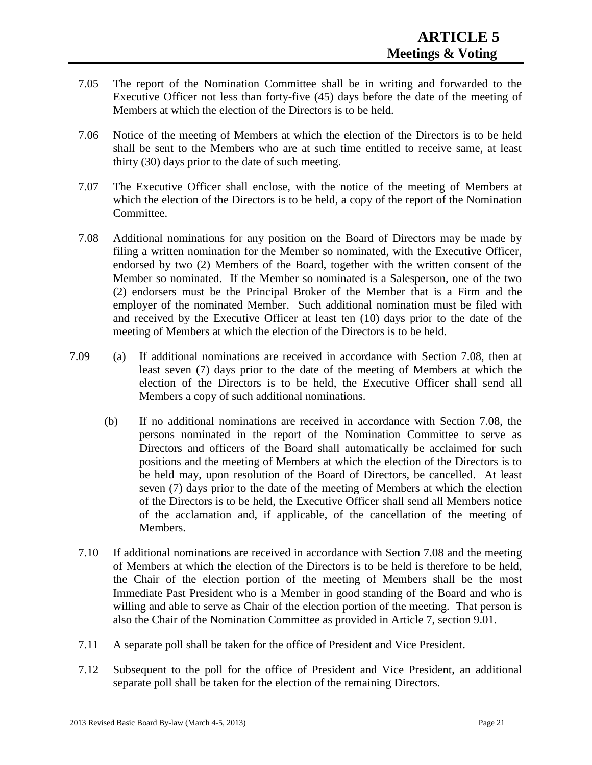7.05 The report of the Nomination Committee shall be in writing and forwarded to the Executive Officer not less than forty-five (45) days before the date of the meeting of Members at which the election of the Directors is to be held.

7.06 Notice of the meeting of Members at which the election of the Directors is to be held shall be sent to the Members who are at such time entitled to receive same, at least thirty (30) days prior to the date of such meeting.

7.07 The Executive Officer shall enclose, with the notice of the meeting of Members at which the election of the Directors is to be held, a copy of the report of the Nomination Committee.

7.08 Additional nominations for any position on the Board of Directors may be made by filing a written nomination for the Member so nominated, with the Executive Officer, endorsed by two (2) Members of the Board, together with the written consent of the Member so nominated. If the Member so nominated is a Salesperson, one of the two (2) endorsers must be the Principal Broker of the Member that is a Firm and the employer of the nominated Member. Such additional nomination must be filed with and received by the Executive Officer at least ten (10) days prior to the date of the meeting of Members at which the election of the Directors is to be held.

7.09 (a) If additional nominations are received in accordance with Section 7.08, then at least seven (7) days prior to the date of the meeting of Members at which the election of the Directors is to be held, the Executive Officer shall send all Members a copy of such additional nominations.

(b) If no additional nominations are received in accordance with Section 7.08, the persons nominated in the report of the Nomination Committee to serve as Directors and officers of the Board shall automatically be acclaimed for such positions and the meeting of Members at which the election of the Directors is to be held may, upon resolution of the Board of Directors, be cancelled. At least seven (7) days prior to the date of the meeting of Members at which the election of the Directors is to be held, the Executive Officer shall send all Members notice of the acclamation and, if applicable, of the cancellation of the meeting of Members.

7.10 If additional nominations are received in accordance with Section 7.08 and the meeting of Members at which the election of the Directors is to be held is therefore to be held, the Chair of the election portion of the meeting of Members shall be the most Immediate Past President who is a Member in good standing of the Board and who is willing and able to serve as Chair of the election portion of the meeting. That person is also the Chair of the Nomination Committee as provided in Article 7, section 9.01.

7.11 A separate poll shall be taken for the office of President and Vice President.

7.12 Subsequent to the poll for the office of President and Vice President, an additional separate poll shall be taken for the election of the remaining Directors.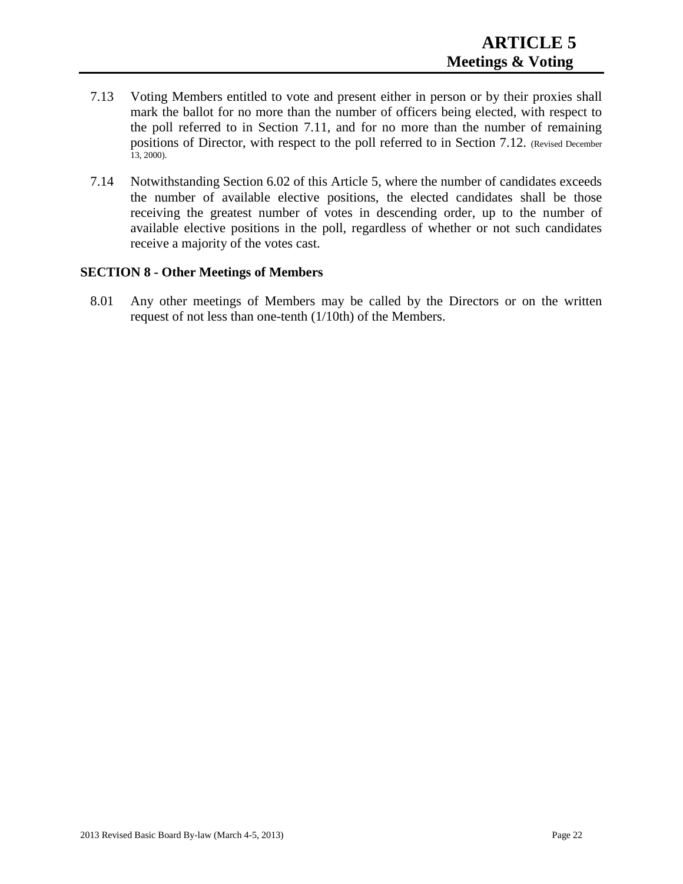7.13 Voting Members entitled to vote and present either in person or by their proxies shall mark the ballot for no more than the number of officers being elected, with respect to the poll referred to in Section 7.11, and for no more than the number of remaining positions of Director, with respect to the poll referred to in Section 7.12. (Revised December 13, 2000).

7.14 Notwithstanding Section 6.02 of this Article 5, where the number of candidates exceeds the number of available elective positions, the elected candidates shall be those receiving the greatest number of votes in descending order, up to the number of available elective positions in the poll, regardless of whether or not such candidates receive a majority of the votes cast.

## SECTION 8 - Other Meetings of Members

8.01 Any other meetings of Members may be called by the Directors or on the written request of not less than one-tenth (1/10th) of the Members.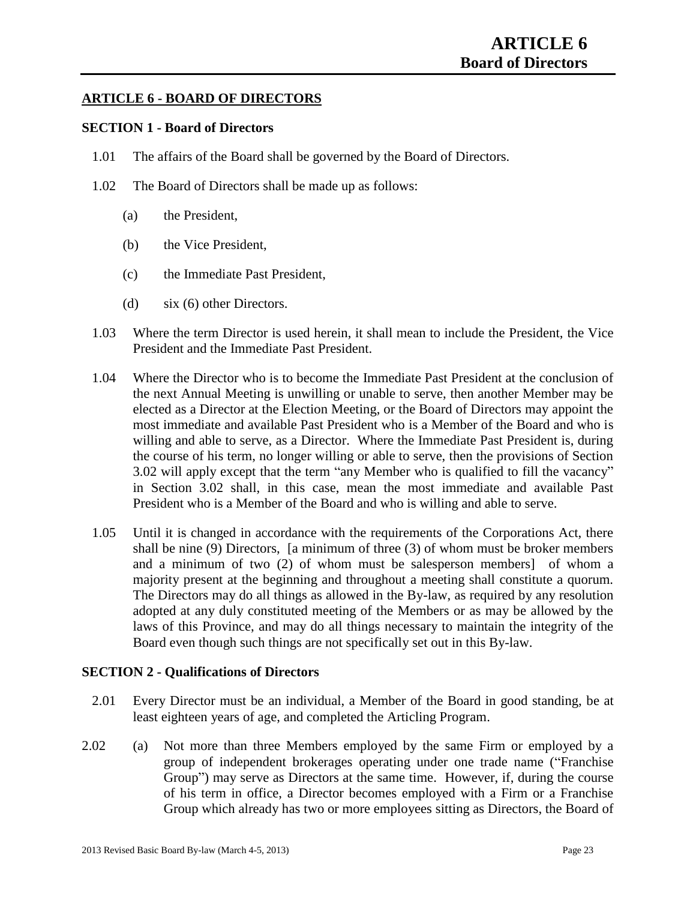## ARTICLE 6 - BOARD OF DIRECTORS

### SECTION 1 - Board of Directors

1.01 The affairs of the Board shall be governed by the Board of Directors.

1.02 The Board of Directors shall be made up as follows:

(a) the President,

(b) the Vice President,

(c) the Immediate Past President,

(d) six (6) other Directors.

1.03 Where the term Director is used herein, it shall mean to include the President, the Vice President and the Immediate Past President.

1.04 Where the Director who is to become the Immediate Past President at the conclusion of the next Annual Meeting is unwilling or unable to serve, then another Member may be elected as a Director at the Election Meeting, or the Board of Directors may appoint the most immediate and available Past President who is a Member of the Board and who is willing and able to serve, as a Director. Where the Immediate Past President is, during the course of his term, no longer willing or able to serve, then the provisions of Section 3.02 will apply except that the term "any Member who is qualified to fill the vacancy" in Section 3.02 shall, in this case, mean the most immediate and available Past President who is a Member of the Board and who is willing and able to serve.

1.05 Until it is changed in accordance with the requirements of the Corporations Act, there shall be nine (9) Directors, [a minimum of three (3) of whom must be broker members and a minimum of two (2) of whom must be salesperson members] of whom a majority present at the beginning and throughout a meeting shall constitute a quorum. The Directors may do all things as allowed in the By-law, as required by any resolution adopted at any duly constituted meeting of the Members or as may be allowed by the laws of this Province, and may do all things necessary to maintain the integrity of the Board even though such things are not specifically set out in this By-law.

### SECTION 2 - Qualifications of Directors

2.01 Every Director must be an individual, a Member of the Board in good standing, be at least eighteen years of age, and completed the Articling Program.

2.02 (a) Not more than three Members employed by the same Firm or employed by a group of independent brokerages operating under one trade name ("Franchise Group") may serve as Directors at the same time. However, if, during the course of his term in office, a Director becomes employed with a Firm or a Franchise Group which already has two or more employees sitting as Directors, the Board of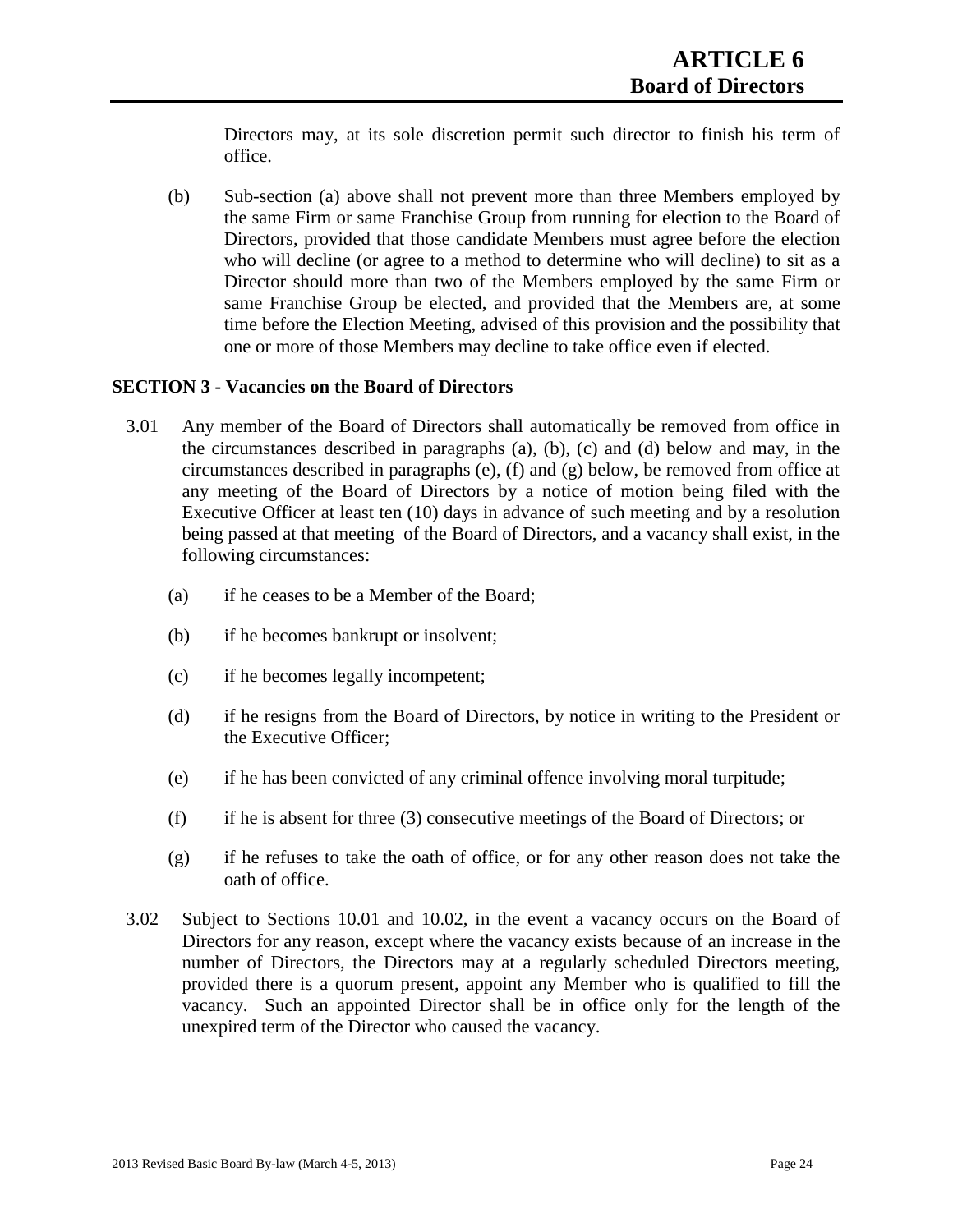Directors may, at its sole discretion permit such director to finish his term of office.

(b) Sub-section (a) above shall not prevent more than three Members employed by the same Firm or same Franchise Group from running for election to the Board of Directors, provided that those candidate Members must agree before the election who will decline (or agree to a method to determine who will decline) to sit as a Director should more than two of the Members employed by the same Firm or same Franchise Group be elected, and provided that the Members are, at some time before the Election Meeting, advised of this provision and the possibility that one or more of those Members may decline to take office even if elected.

### SECTION 3 - Vacancies on the Board of Directors

3.01 Any member of the Board of Directors shall automatically be removed from office in the circumstances described in paragraphs (a), (b), (c) and (d) below and may, in the circumstances described in paragraphs (e), (f) and (g) below, be removed from office at any meeting of the Board of Directors by a notice of motion being filed with the Executive Officer at least ten (10) days in advance of such meeting and by a resolution being passed at that meeting of the Board of Directors, and a vacancy shall exist, in the following circumstances:

(a) if he ceases to be a Member of the Board;

(b) if he becomes bankrupt or insolvent;

(c) if he becomes legally incompetent;

(d) if he resigns from the Board of Directors, by notice in writing to the President or the Executive Officer;

(e) if he has been convicted of any criminal offence involving moral turpitude;

(f) if he is absent for three (3) consecutive meetings of the Board of Directors; or

(g) if he refuses to take the oath of office, or for any other reason does not take the oath of office.

3.02 Subject to Sections 10.01 and 10.02, in the event a vacancy occurs on the Board of Directors for any reason, except where the vacancy exists because of an increase in the number of Directors, the Directors may at a regularly scheduled Directors meeting, provided there is a quorum present, appoint any Member who is qualified to fill the vacancy. Such an appointed Director shall be in office only for the length of the unexpired term of the Director who caused the vacancy.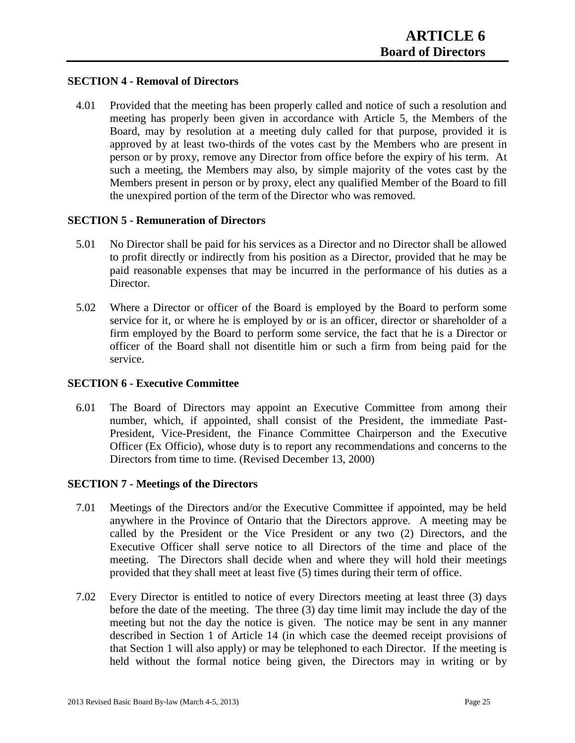# ARTICLE 6
## Board of Directors

### SECTION 4 - Removal of Directors

4.01 Provided that the meeting has been properly called and notice of such a resolution and meeting has properly been given in accordance with Article 5, the Members of the Board, may by resolution at a meeting duly called for that purpose, provided it is approved by at least two-thirds of the votes cast by the Members who are present in person or by proxy, remove any Director from office before the expiry of his term. At such a meeting, the Members may also, by simple majority of the votes cast by the Members present in person or by proxy, elect any qualified Member of the Board to fill the unexpired portion of the term of the Director who was removed.

### SECTION 5 - Remuneration of Directors

5.01 No Director shall be paid for his services as a Director and no Director shall be allowed to profit directly or indirectly from his position as a Director, provided that he may be paid reasonable expenses that may be incurred in the performance of his duties as a Director.

5.02 Where a Director or officer of the Board is employed by the Board to perform some service for it, or where he is employed by or is an officer, director or shareholder of a firm employed by the Board to perform some service, the fact that he is a Director or officer of the Board shall not disentitle him or such a firm from being paid for the service.

### SECTION 6 - Executive Committee

6.01 The Board of Directors may appoint an Executive Committee from among their number, which, if appointed, shall consist of the President, the immediate Past-President, Vice-President, the Finance Committee Chairperson and the Executive Officer (Ex Officio), whose duty is to report any recommendations and concerns to the Directors from time to time. (Revised December 13, 2000)

### SECTION 7 - Meetings of the Directors

7.01 Meetings of the Directors and/or the Executive Committee if appointed, may be held anywhere in the Province of Ontario that the Directors approve. A meeting may be called by the President or the Vice President or any two (2) Directors, and the Executive Officer shall serve notice to all Directors of the time and place of the meeting. The Directors shall decide when and where they will hold their meetings provided that they shall meet at least five (5) times during their term of office.

7.02 Every Director is entitled to notice of every Directors meeting at least three (3) days before the date of the meeting. The three (3) day time limit may include the day of the meeting but not the day the notice is given. The notice may be sent in any manner described in Section 1 of Article 14 (in which case the deemed receipt provisions of that Section 1 will also apply) or may be telephoned to each Director. If the meeting is held without the formal notice being given, the Directors may in writing or by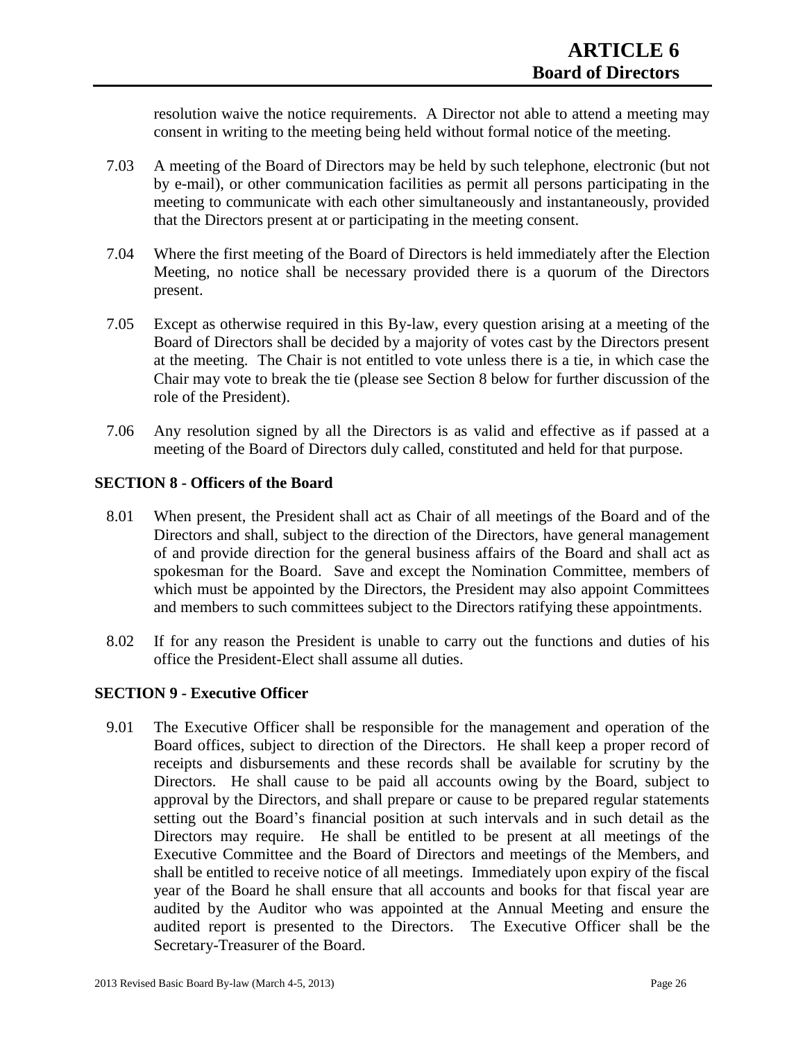resolution waive the notice requirements. A Director not able to attend a meeting may consent in writing to the meeting being held without formal notice of the meeting.

7.03 A meeting of the Board of Directors may be held by such telephone, electronic (but not by e-mail), or other communication facilities as permit all persons participating in the meeting to communicate with each other simultaneously and instantaneously, provided that the Directors present at or participating in the meeting consent.

7.04 Where the first meeting of the Board of Directors is held immediately after the Election Meeting, no notice shall be necessary provided there is a quorum of the Directors present.

7.05 Except as otherwise required in this By-law, every question arising at a meeting of the Board of Directors shall be decided by a majority of votes cast by the Directors present at the meeting. The Chair is not entitled to vote unless there is a tie, in which case the Chair may vote to break the tie (please see Section 8 below for further discussion of the role of the President).

7.06 Any resolution signed by all the Directors is as valid and effective as if passed at a meeting of the Board of Directors duly called, constituted and held for that purpose.

### SECTION 8 - Officers of the Board

8.01 When present, the President shall act as Chair of all meetings of the Board and of the Directors and shall, subject to the direction of the Directors, have general management of and provide direction for the general business affairs of the Board and shall act as spokesman for the Board. Save and except the Nomination Committee, members of which must be appointed by the Directors, the President may also appoint Committees and members to such committees subject to the Directors ratifying these appointments.

8.02 If for any reason the President is unable to carry out the functions and duties of his office the President-Elect shall assume all duties.

### SECTION 9 - Executive Officer

9.01 The Executive Officer shall be responsible for the management and operation of the Board offices, subject to direction of the Directors. He shall keep a proper record of receipts and disbursements and these records shall be available for scrutiny by the Directors. He shall cause to be paid all accounts owing by the Board, subject to approval by the Directors, and shall prepare or cause to be prepared regular statements setting out the Board's financial position at such intervals and in such detail as the Directors may require. He shall be entitled to be present at all meetings of the Executive Committee and the Board of Directors and meetings of the Members, and shall be entitled to receive notice of all meetings. Immediately upon expiry of the fiscal year of the Board he shall ensure that all accounts and books for that fiscal year are audited by the Auditor who was appointed at the Annual Meeting and ensure the audited report is presented to the Directors. The Executive Officer shall be the Secretary-Treasurer of the Board.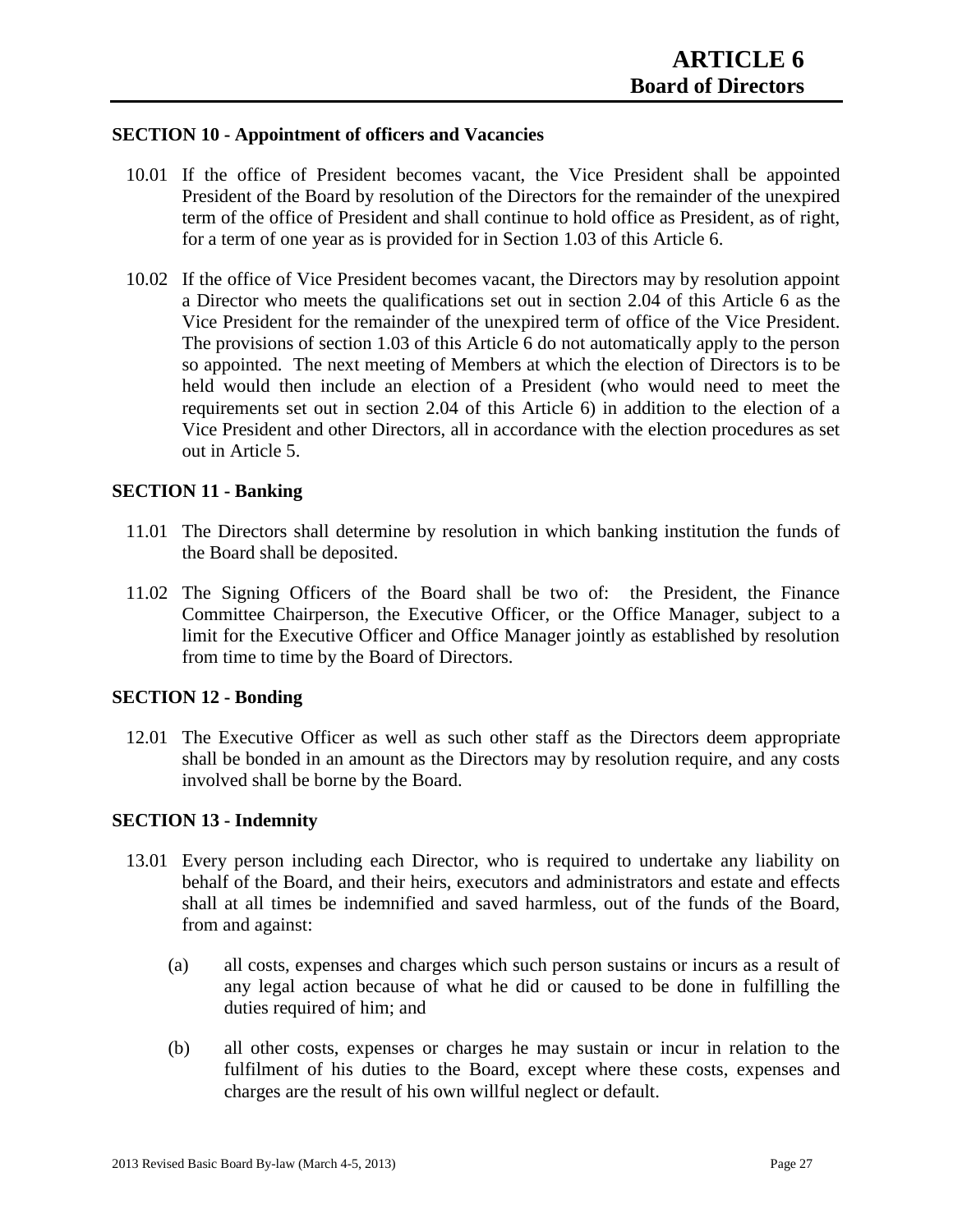## SECTION 10 - Appointment of officers and Vacancies

10.01 If the office of President becomes vacant, the Vice President shall be appointed President of the Board by resolution of the Directors for the remainder of the unexpired term of the office of President and shall continue to hold office as President, as of right, for a term of one year as is provided for in Section 1.03 of this Article 6.

10.02 If the office of Vice President becomes vacant, the Directors may by resolution appoint a Director who meets the qualifications set out in section 2.04 of this Article 6 as the Vice President for the remainder of the unexpired term of office of the Vice President. The provisions of section 1.03 of this Article 6 do not automatically apply to the person so appointed. The next meeting of Members at which the election of Directors is to be held would then include an election of a President (who would need to meet the requirements set out in section 2.04 of this Article 6) in addition to the election of a Vice President and other Directors, all in accordance with the election procedures as set out in Article 5.

## SECTION 11 - Banking

11.01 The Directors shall determine by resolution in which banking institution the funds of the Board shall be deposited.

11.02 The Signing Officers of the Board shall be two of: the President, the Finance Committee Chairperson, the Executive Officer, or the Office Manager, subject to a limit for the Executive Officer and Office Manager jointly as established by resolution from time to time by the Board of Directors.

## SECTION 12 - Bonding

12.01 The Executive Officer as well as such other staff as the Directors deem appropriate shall be bonded in an amount as the Directors may by resolution require, and any costs involved shall be borne by the Board.

## SECTION 13 - Indemnity

13.01 Every person including each Director, who is required to undertake any liability on behalf of the Board, and their heirs, executors and administrators and estate and effects shall at all times be indemnified and saved harmless, out of the funds of the Board, from and against:

(a) all costs, expenses and charges which such person sustains or incurs as a result of any legal action because of what he did or caused to be done in fulfilling the duties required of him; and

(b) all other costs, expenses or charges he may sustain or incur in relation to the fulfilment of his duties to the Board, except where these costs, expenses and charges are the result of his own willful neglect or default.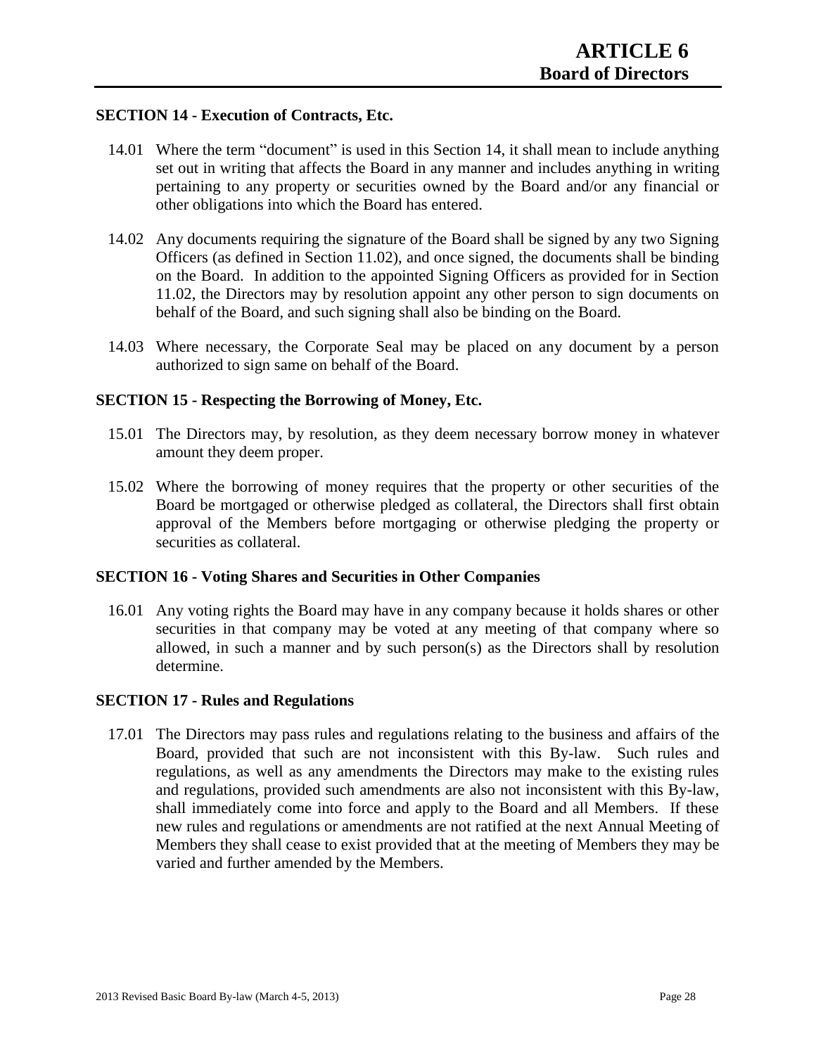## SECTION 14 - Execution of Contracts, Etc.

14.01 Where the term "document" is used in this Section 14, it shall mean to include anything set out in writing that affects the Board in any manner and includes anything in writing pertaining to any property or securities owned by the Board and/or any financial or other obligations into which the Board has entered.

14.02 Any documents requiring the signature of the Board shall be signed by any two Signing Officers (as defined in Section 11.02), and once signed, the documents shall be binding on the Board. In addition to the appointed Signing Officers as provided for in Section 11.02, the Directors may by resolution appoint any other person to sign documents on behalf of the Board, and such signing shall also be binding on the Board.

14.03 Where necessary, the Corporate Seal may be placed on any document by a person authorized to sign same on behalf of the Board.

## SECTION 15 - Respecting the Borrowing of Money, Etc.

15.01 The Directors may, by resolution, as they deem necessary borrow money in whatever amount they deem proper.

15.02 Where the borrowing of money requires that the property or other securities of the Board be mortgaged or otherwise pledged as collateral, the Directors shall first obtain approval of the Members before mortgaging or otherwise pledging the property or securities as collateral.

## SECTION 16 - Voting Shares and Securities in Other Companies

16.01 Any voting rights the Board may have in any company because it holds shares or other securities in that company may be voted at any meeting of that company where so allowed, in such a manner and by such person(s) as the Directors shall by resolution determine.

## SECTION 17 - Rules and Regulations

17.01 The Directors may pass rules and regulations relating to the business and affairs of the Board, provided that such are not inconsistent with this By-law. Such rules and regulations, as well as any amendments the Directors may make to the existing rules and regulations, provided such amendments are also not inconsistent with this By-law, shall immediately come into force and apply to the Board and all Members. If these new rules and regulations or amendments are not ratified at the next Annual Meeting of Members they shall cease to exist provided that at the meeting of Members they may be varied and further amended by the Members.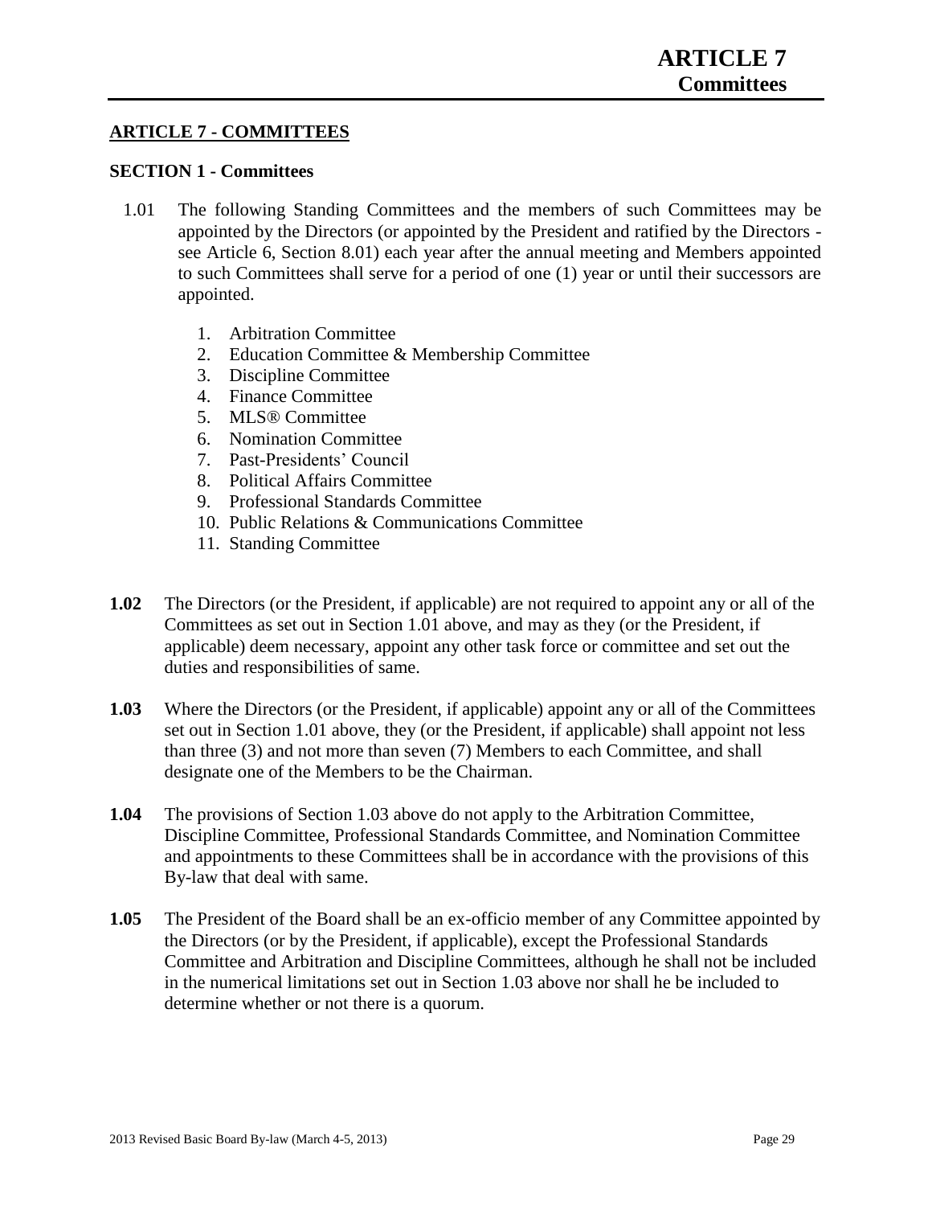## ARTICLE 7 - COMMITTEES

### SECTION 1 - Committees

1.01 The following Standing Committees and the members of such Committees may be appointed by the Directors (or appointed by the President and ratified by the Directors - see Article 6, Section 8.01) each year after the annual meeting and Members appointed to such Committees shall serve for a period of one (1) year or until their successors are appointed.

1. Arbitration Committee
2. Education Committee & Membership Committee
3. Discipline Committee
4. Finance Committee
5. MLS® Committee
6. Nomination Committee
7. Past-Presidents' Council
8. Political Affairs Committee
9. Professional Standards Committee
10. Public Relations & Communications Committee
11. Standing Committee

**1.02** The Directors (or the President, if applicable) are not required to appoint any or all of the Committees as set out in Section 1.01 above, and may as they (or the President, if applicable) deem necessary, appoint any other task force or committee and set out the duties and responsibilities of same.

**1.03** Where the Directors (or the President, if applicable) appoint any or all of the Committees set out in Section 1.01 above, they (or the President, if applicable) shall appoint not less than three (3) and not more than seven (7) Members to each Committee, and shall designate one of the Members to be the Chairman.

**1.04** The provisions of Section 1.03 above do not apply to the Arbitration Committee, Discipline Committee, Professional Standards Committee, and Nomination Committee and appointments to these Committees shall be in accordance with the provisions of this By-law that deal with same.

**1.05** The President of the Board shall be an ex-officio member of any Committee appointed by the Directors (or by the President, if applicable), except the Professional Standards Committee and Arbitration and Discipline Committees, although he shall not be included in the numerical limitations set out in Section 1.03 above nor shall he be included to determine whether or not there is a quorum.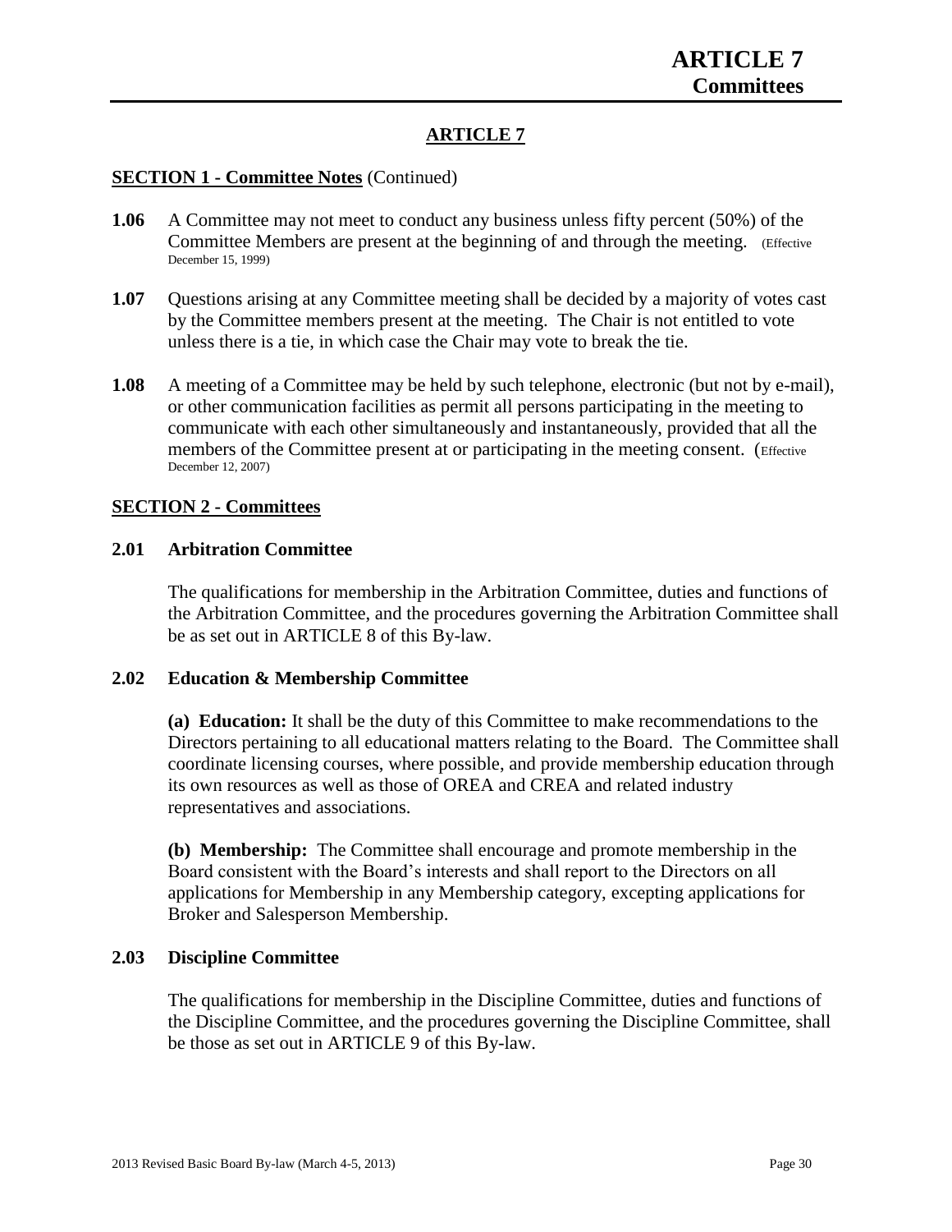## ARTICLE 7

**SECTION 1 - Committee Notes** (Continued)

**1.06** A Committee may not meet to conduct any business unless fifty percent (50%) of the Committee Members are present at the beginning of and through the meeting. (Effective December 15, 1999)

**1.07** Questions arising at any Committee meeting shall be decided by a majority of votes cast by the Committee members present at the meeting. The Chair is not entitled to vote unless there is a tie, in which case the Chair may vote to break the tie.

**1.08** A meeting of a Committee may be held by such telephone, electronic (but not by e-mail), or other communication facilities as permit all persons participating in the meeting to communicate with each other simultaneously and instantaneously, provided that all the members of the Committee present at or participating in the meeting consent. (Effective December 12, 2007)

**SECTION 2 - Committees**

### 2.01 Arbitration Committee

The qualifications for membership in the Arbitration Committee, duties and functions of the Arbitration Committee, and the procedures governing the Arbitration Committee shall be as set out in ARTICLE 8 of this By-law.

### 2.02 Education & Membership Committee

**(a) Education:** It shall be the duty of this Committee to make recommendations to the Directors pertaining to all educational matters relating to the Board. The Committee shall coordinate licensing courses, where possible, and provide membership education through its own resources as well as those of OREA and CREA and related industry representatives and associations.

**(b) Membership:** The Committee shall encourage and promote membership in the Board consistent with the Board's interests and shall report to the Directors on all applications for Membership in any Membership category, excepting applications for Broker and Salesperson Membership.

### 2.03 Discipline Committee

The qualifications for membership in the Discipline Committee, duties and functions of the Discipline Committee, and the procedures governing the Discipline Committee, shall be those as set out in ARTICLE 9 of this By-law.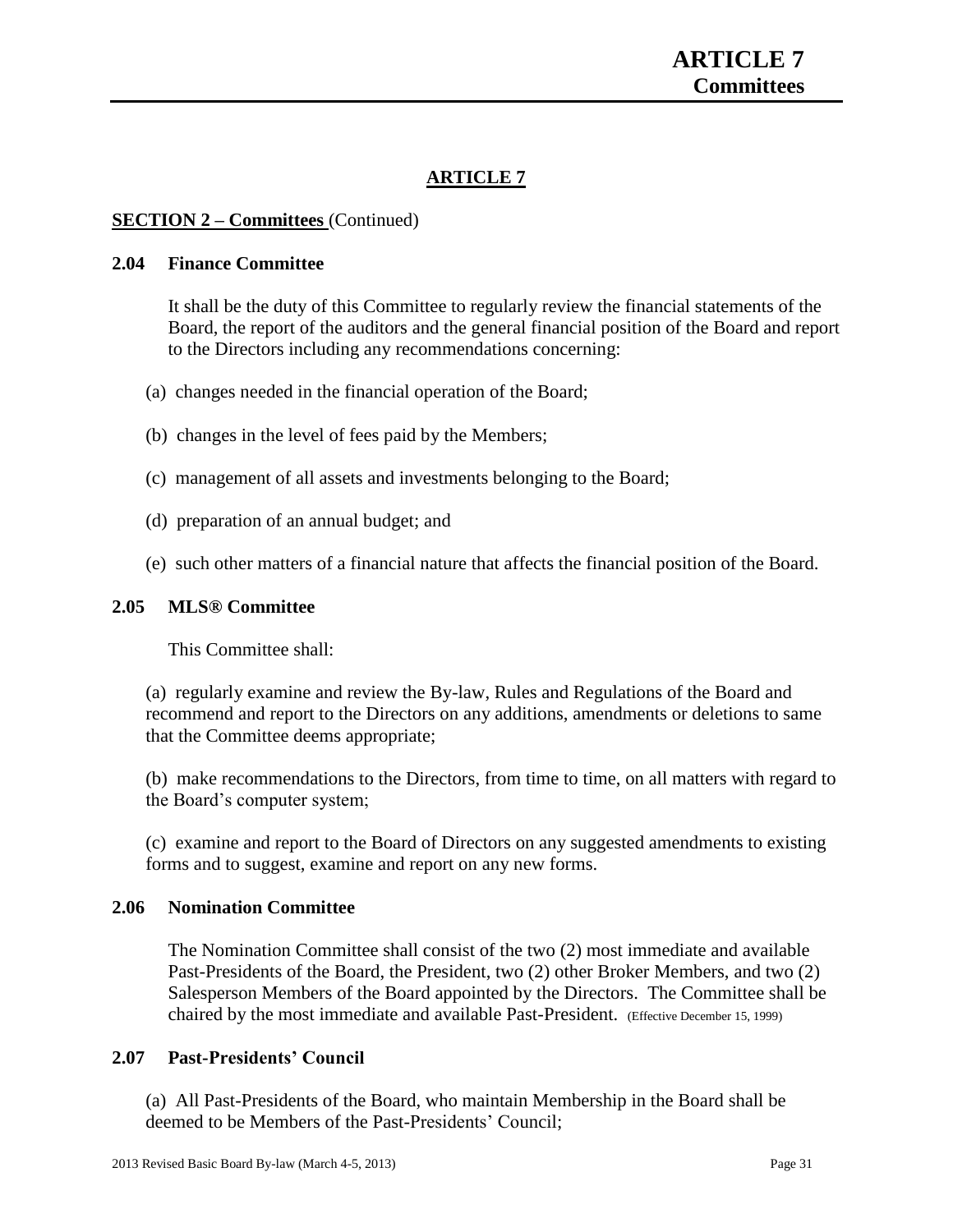## ARTICLE 7

**SECTION 2 – Committees** (Continued)

### 2.04 Finance Committee

It shall be the duty of this Committee to regularly review the financial statements of the Board, the report of the auditors and the general financial position of the Board and report to the Directors including any recommendations concerning:

(a) changes needed in the financial operation of the Board;

(b) changes in the level of fees paid by the Members;

(c) management of all assets and investments belonging to the Board;

(d) preparation of an annual budget; and

(e) such other matters of a financial nature that affects the financial position of the Board.

### 2.05 MLS® Committee

This Committee shall:

(a) regularly examine and review the By-law, Rules and Regulations of the Board and recommend and report to the Directors on any additions, amendments or deletions to same that the Committee deems appropriate;

(b) make recommendations to the Directors, from time to time, on all matters with regard to the Board's computer system;

(c) examine and report to the Board of Directors on any suggested amendments to existing forms and to suggest, examine and report on any new forms.

### 2.06 Nomination Committee

The Nomination Committee shall consist of the two (2) most immediate and available Past-Presidents of the Board, the President, two (2) other Broker Members, and two (2) Salesperson Members of the Board appointed by the Directors. The Committee shall be chaired by the most immediate and available Past-President. (Effective December 15, 1999)

### 2.07 Past-Presidents' Council

(a) All Past-Presidents of the Board, who maintain Membership in the Board shall be deemed to be Members of the Past-Presidents' Council;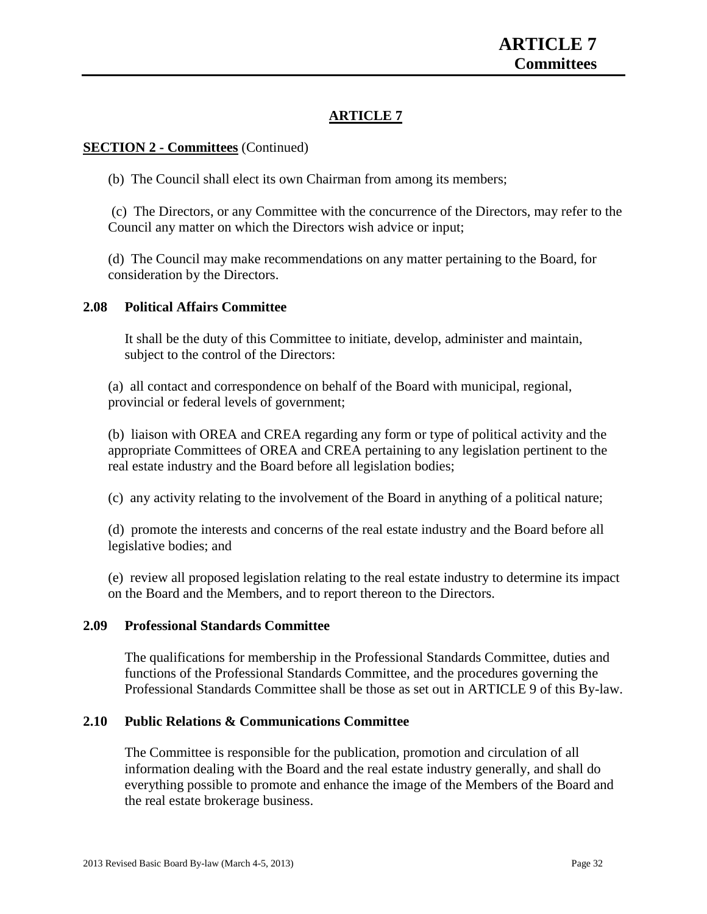## ARTICLE 7

**SECTION 2 - Committees** (Continued)

(b) The Council shall elect its own Chairman from among its members;

(c) The Directors, or any Committee with the concurrence of the Directors, may refer to the Council any matter on which the Directors wish advice or input;

(d) The Council may make recommendations on any matter pertaining to the Board, for consideration by the Directors.

### 2.08 Political Affairs Committee

It shall be the duty of this Committee to initiate, develop, administer and maintain, subject to the control of the Directors:

(a) all contact and correspondence on behalf of the Board with municipal, regional, provincial or federal levels of government;

(b) liaison with OREA and CREA regarding any form or type of political activity and the appropriate Committees of OREA and CREA pertaining to any legislation pertinent to the real estate industry and the Board before all legislation bodies;

(c) any activity relating to the involvement of the Board in anything of a political nature;

(d) promote the interests and concerns of the real estate industry and the Board before all legislative bodies; and

(e) review all proposed legislation relating to the real estate industry to determine its impact on the Board and the Members, and to report thereon to the Directors.

### 2.09 Professional Standards Committee

The qualifications for membership in the Professional Standards Committee, duties and functions of the Professional Standards Committee, and the procedures governing the Professional Standards Committee shall be those as set out in ARTICLE 9 of this By-law.

### 2.10 Public Relations & Communications Committee

The Committee is responsible for the publication, promotion and circulation of all information dealing with the Board and the real estate industry generally, and shall do everything possible to promote and enhance the image of the Members of the Board and the real estate brokerage business.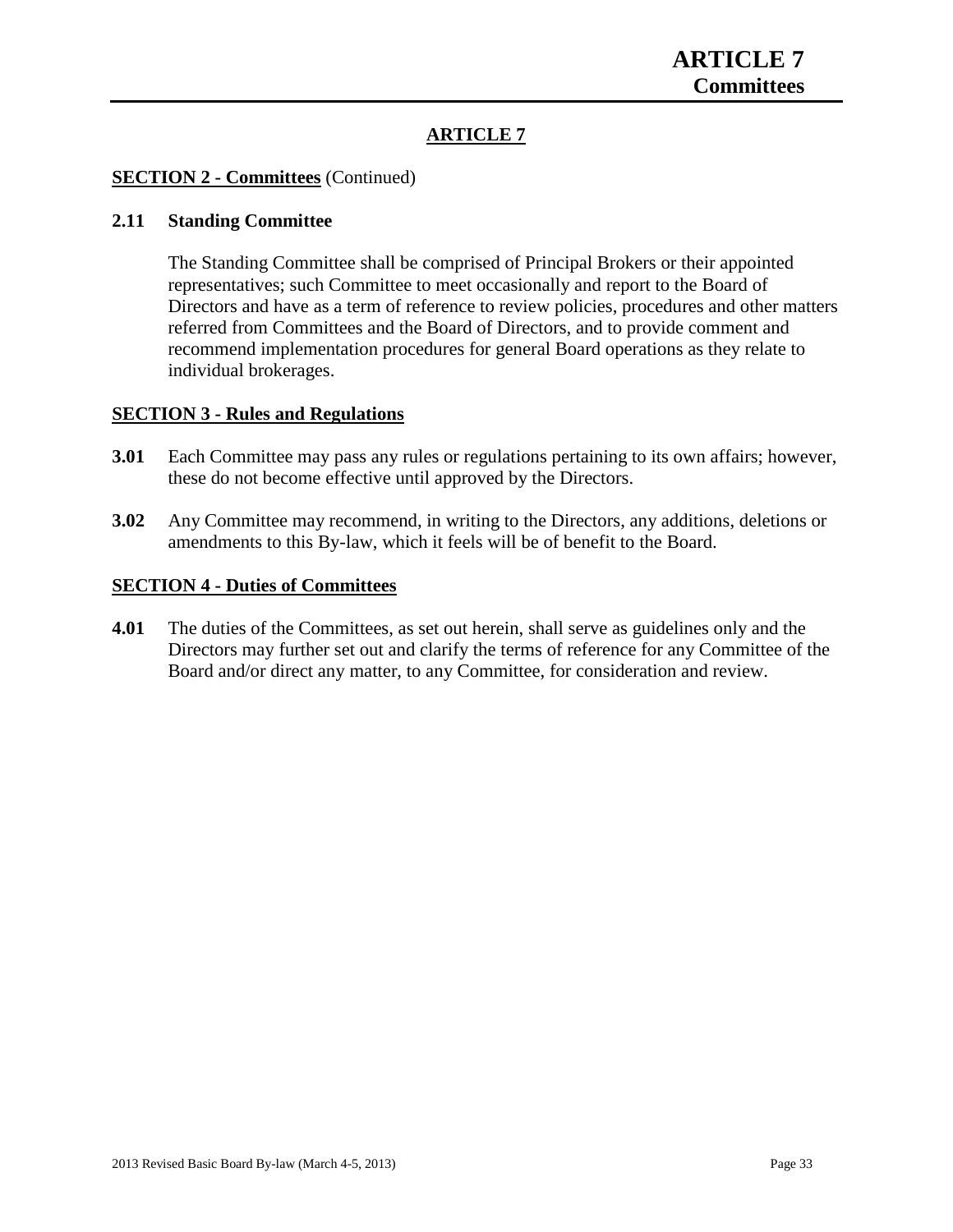## ARTICLE 7

**SECTION 2 - Committees** (Continued)

**2.11 Standing Committee**

The Standing Committee shall be comprised of Principal Brokers or their appointed representatives; such Committee to meet occasionally and report to the Board of Directors and have as a term of reference to review policies, procedures and other matters referred from Committees and the Board of Directors, and to provide comment and recommend implementation procedures for general Board operations as they relate to individual brokerages.

**SECTION 3 - Rules and Regulations**

**3.01** Each Committee may pass any rules or regulations pertaining to its own affairs; however, these do not become effective until approved by the Directors.

**3.02** Any Committee may recommend, in writing to the Directors, any additions, deletions or amendments to this By-law, which it feels will be of benefit to the Board.

**SECTION 4 - Duties of Committees**

**4.01** The duties of the Committees, as set out herein, shall serve as guidelines only and the Directors may further set out and clarify the terms of reference for any Committee of the Board and/or direct any matter, to any Committee, for consideration and review.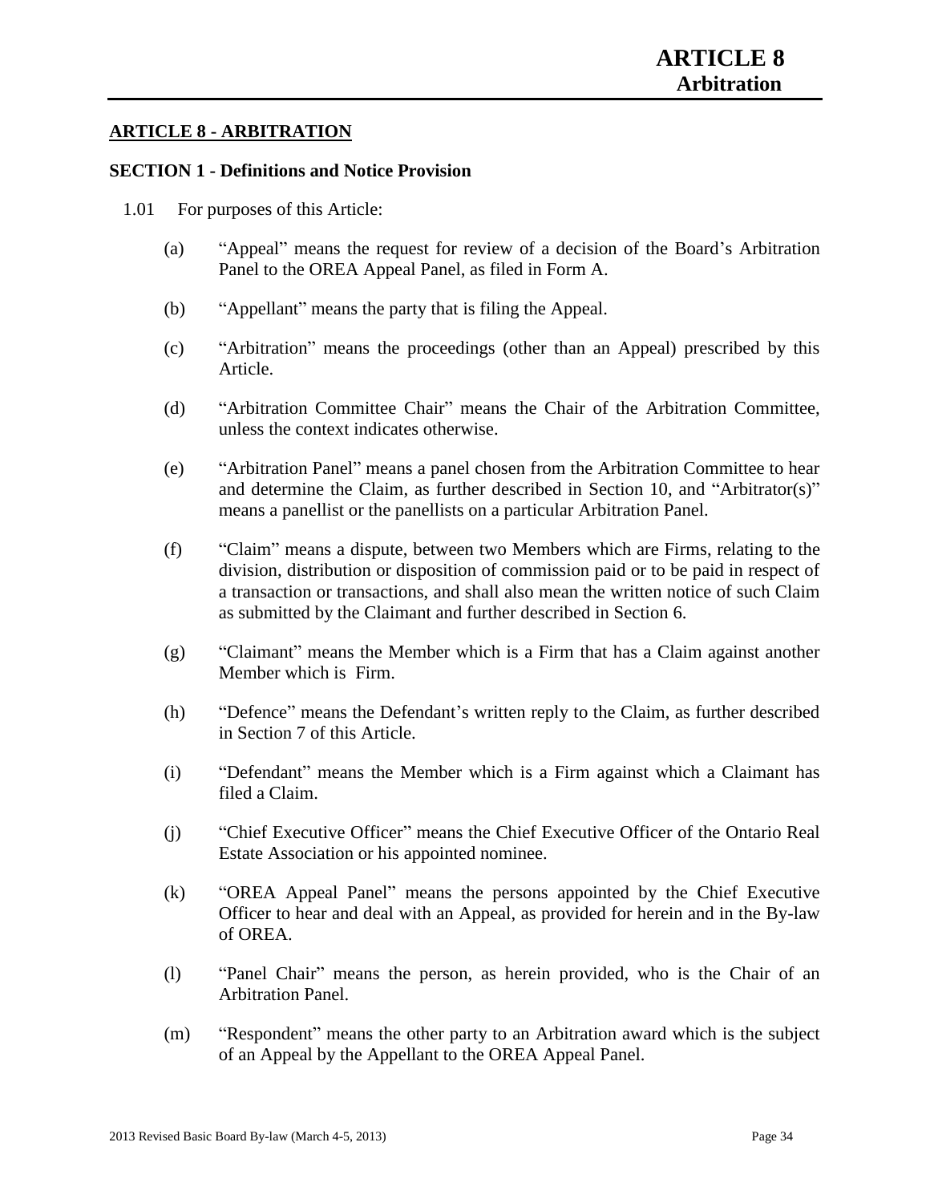## ARTICLE 8 - ARBITRATION

### SECTION 1 - Definitions and Notice Provision

1.01 For purposes of this Article:

(a) "Appeal" means the request for review of a decision of the Board's Arbitration Panel to the OREA Appeal Panel, as filed in Form A.

(b) "Appellant" means the party that is filing the Appeal.

(c) "Arbitration" means the proceedings (other than an Appeal) prescribed by this Article.

(d) "Arbitration Committee Chair" means the Chair of the Arbitration Committee, unless the context indicates otherwise.

(e) "Arbitration Panel" means a panel chosen from the Arbitration Committee to hear and determine the Claim, as further described in Section 10, and "Arbitrator(s)" means a panellist or the panellists on a particular Arbitration Panel.

(f) "Claim" means a dispute, between two Members which are Firms, relating to the division, distribution or disposition of commission paid or to be paid in respect of a transaction or transactions, and shall also mean the written notice of such Claim as submitted by the Claimant and further described in Section 6.

(g) "Claimant" means the Member which is a Firm that has a Claim against another Member which is Firm.

(h) "Defence" means the Defendant's written reply to the Claim, as further described in Section 7 of this Article.

(i) "Defendant" means the Member which is a Firm against which a Claimant has filed a Claim.

(j) "Chief Executive Officer" means the Chief Executive Officer of the Ontario Real Estate Association or his appointed nominee.

(k) "OREA Appeal Panel" means the persons appointed by the Chief Executive Officer to hear and deal with an Appeal, as provided for herein and in the By-law of OREA.

(l) "Panel Chair" means the person, as herein provided, who is the Chair of an Arbitration Panel.

(m) "Respondent" means the other party to an Arbitration award which is the subject of an Appeal by the Appellant to the OREA Appeal Panel.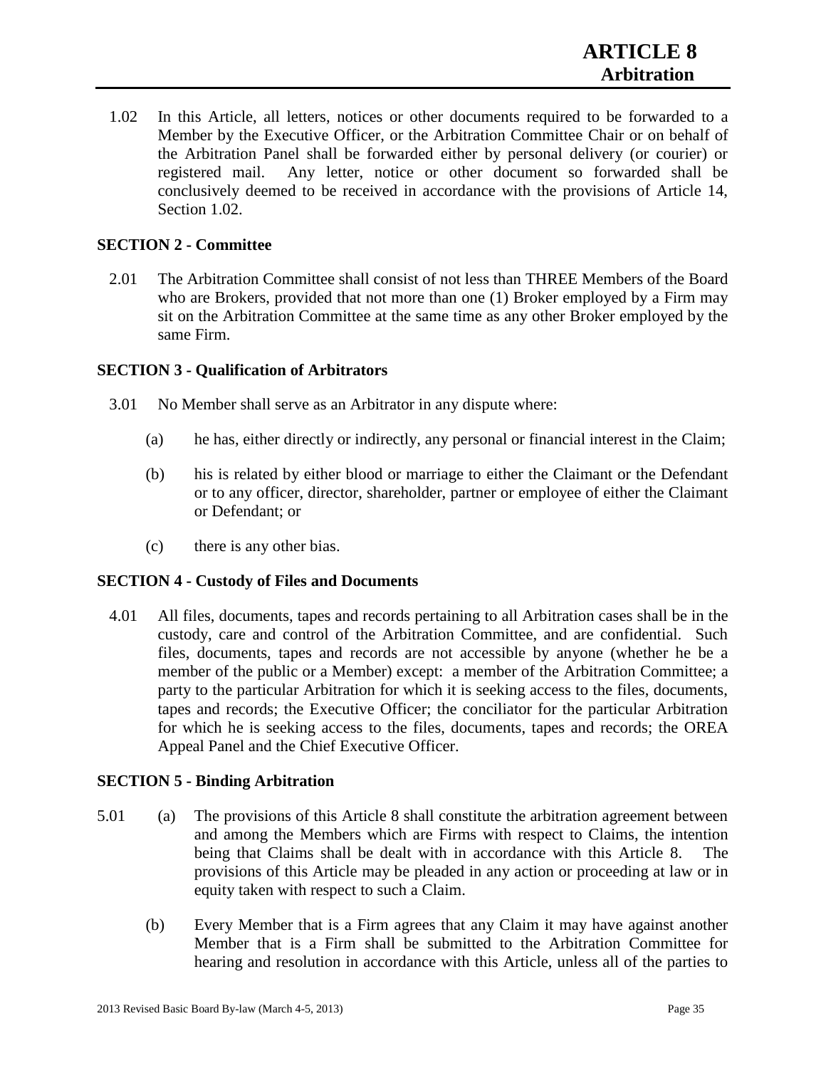# ARTICLE 8
## Arbitration

1.02 In this Article, all letters, notices or other documents required to be forwarded to a Member by the Executive Officer, or the Arbitration Committee Chair or on behalf of the Arbitration Panel shall be forwarded either by personal delivery (or courier) or registered mail. Any letter, notice or other document so forwarded shall be conclusively deemed to be received in accordance with the provisions of Article 14, Section 1.02.

### SECTION 2 - Committee

2.01 The Arbitration Committee shall consist of not less than THREE Members of the Board who are Brokers, provided that not more than one (1) Broker employed by a Firm may sit on the Arbitration Committee at the same time as any other Broker employed by the same Firm.

### SECTION 3 - Qualification of Arbitrators

3.01 No Member shall serve as an Arbitrator in any dispute where:

(a) he has, either directly or indirectly, any personal or financial interest in the Claim;

(b) his is related by either blood or marriage to either the Claimant or the Defendant or to any officer, director, shareholder, partner or employee of either the Claimant or Defendant; or

(c) there is any other bias.

### SECTION 4 - Custody of Files and Documents

4.01 All files, documents, tapes and records pertaining to all Arbitration cases shall be in the custody, care and control of the Arbitration Committee, and are confidential. Such files, documents, tapes and records are not accessible by anyone (whether he be a member of the public or a Member) except: a member of the Arbitration Committee; a party to the particular Arbitration for which it is seeking access to the files, documents, tapes and records; the Executive Officer; the conciliator for the particular Arbitration for which he is seeking access to the files, documents, tapes and records; the OREA Appeal Panel and the Chief Executive Officer.

### SECTION 5 - Binding Arbitration

5.01 (a) The provisions of this Article 8 shall constitute the arbitration agreement between and among the Members which are Firms with respect to Claims, the intention being that Claims shall be dealt with in accordance with this Article 8. The provisions of this Article may be pleaded in any action or proceeding at law or in equity taken with respect to such a Claim.

(b) Every Member that is a Firm agrees that any Claim it may have against another Member that is a Firm shall be submitted to the Arbitration Committee for hearing and resolution in accordance with this Article, unless all of the parties to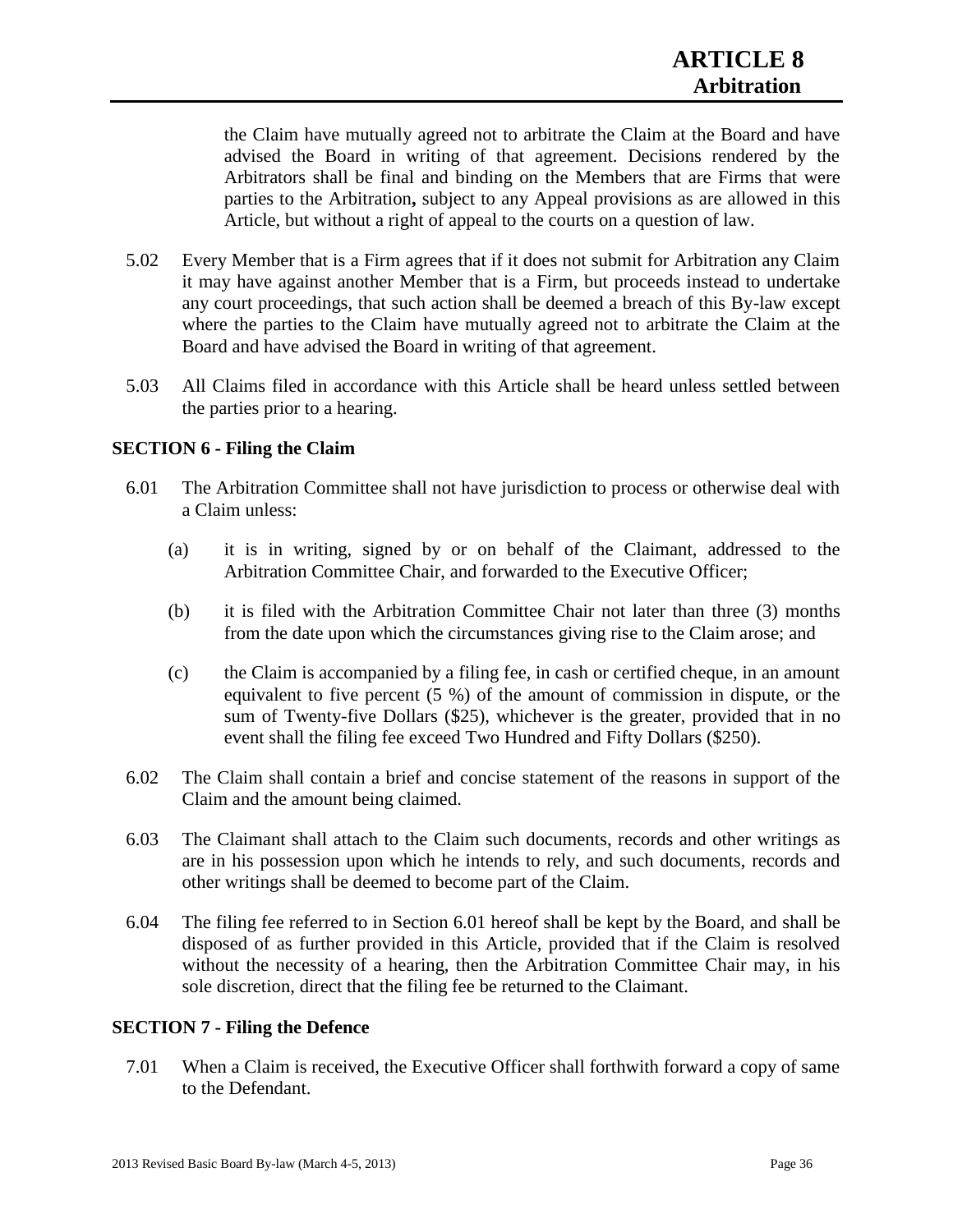the Claim have mutually agreed not to arbitrate the Claim at the Board and have advised the Board in writing of that agreement. Decisions rendered by the Arbitrators shall be final and binding on the Members that are Firms that were parties to the Arbitration**,** subject to any Appeal provisions as are allowed in this Article, but without a right of appeal to the courts on a question of law.

5.02 Every Member that is a Firm agrees that if it does not submit for Arbitration any Claim it may have against another Member that is a Firm, but proceeds instead to undertake any court proceedings, that such action shall be deemed a breach of this By-law except where the parties to the Claim have mutually agreed not to arbitrate the Claim at the Board and have advised the Board in writing of that agreement.

5.03 All Claims filed in accordance with this Article shall be heard unless settled between the parties prior to a hearing.

### SECTION 6 - Filing the Claim

6.01 The Arbitration Committee shall not have jurisdiction to process or otherwise deal with a Claim unless:

(a) it is in writing, signed by or on behalf of the Claimant, addressed to the Arbitration Committee Chair, and forwarded to the Executive Officer;

(b) it is filed with the Arbitration Committee Chair not later than three (3) months from the date upon which the circumstances giving rise to the Claim arose; and

(c) the Claim is accompanied by a filing fee, in cash or certified cheque, in an amount equivalent to five percent (5 %) of the amount of commission in dispute, or the sum of Twenty-five Dollars ($25), whichever is the greater, provided that in no event shall the filing fee exceed Two Hundred and Fifty Dollars ($250).

6.02 The Claim shall contain a brief and concise statement of the reasons in support of the Claim and the amount being claimed.

6.03 The Claimant shall attach to the Claim such documents, records and other writings as are in his possession upon which he intends to rely, and such documents, records and other writings shall be deemed to become part of the Claim.

6.04 The filing fee referred to in Section 6.01 hereof shall be kept by the Board, and shall be disposed of as further provided in this Article, provided that if the Claim is resolved without the necessity of a hearing, then the Arbitration Committee Chair may, in his sole discretion, direct that the filing fee be returned to the Claimant.

### SECTION 7 - Filing the Defence

7.01 When a Claim is received, the Executive Officer shall forthwith forward a copy of same to the Defendant.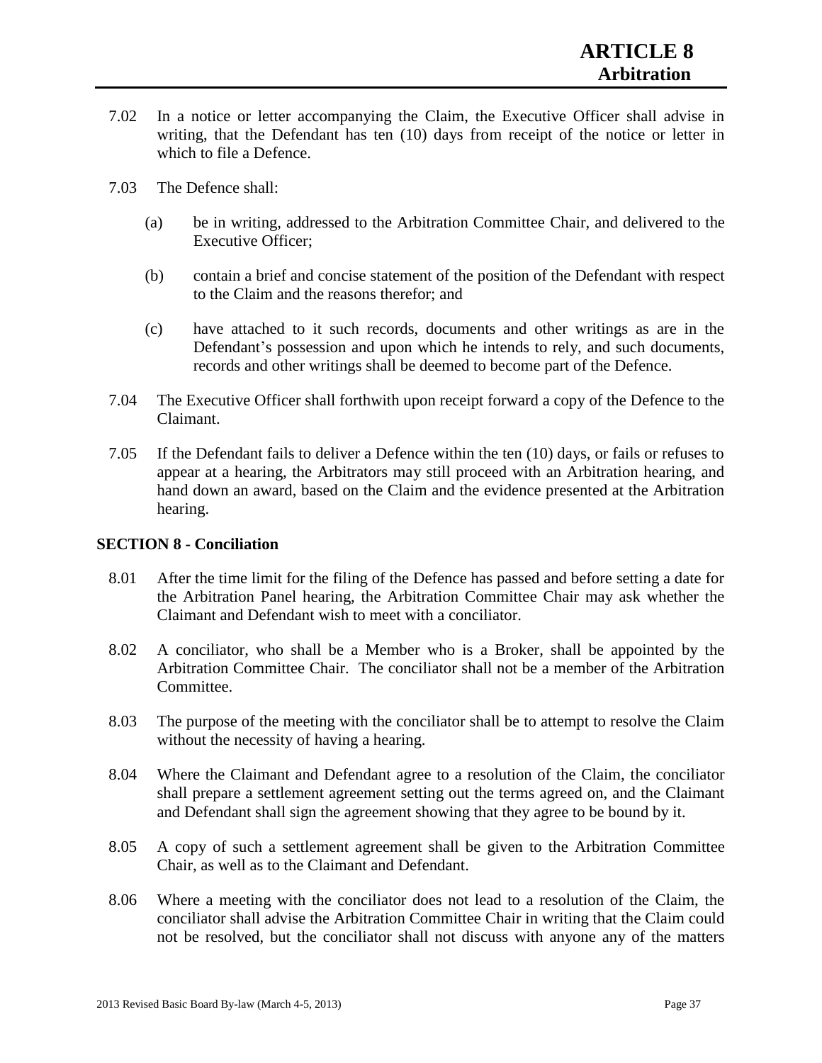7.02 In a notice or letter accompanying the Claim, the Executive Officer shall advise in writing, that the Defendant has ten (10) days from receipt of the notice or letter in which to file a Defence.

7.03 The Defence shall:

(a) be in writing, addressed to the Arbitration Committee Chair, and delivered to the Executive Officer;

(b) contain a brief and concise statement of the position of the Defendant with respect to the Claim and the reasons therefor; and

(c) have attached to it such records, documents and other writings as are in the Defendant's possession and upon which he intends to rely, and such documents, records and other writings shall be deemed to become part of the Defence.

7.04 The Executive Officer shall forthwith upon receipt forward a copy of the Defence to the Claimant.

7.05 If the Defendant fails to deliver a Defence within the ten (10) days, or fails or refuses to appear at a hearing, the Arbitrators may still proceed with an Arbitration hearing, and hand down an award, based on the Claim and the evidence presented at the Arbitration hearing.

### SECTION 8 - Conciliation

8.01 After the time limit for the filing of the Defence has passed and before setting a date for the Arbitration Panel hearing, the Arbitration Committee Chair may ask whether the Claimant and Defendant wish to meet with a conciliator.

8.02 A conciliator, who shall be a Member who is a Broker, shall be appointed by the Arbitration Committee Chair. The conciliator shall not be a member of the Arbitration Committee.

8.03 The purpose of the meeting with the conciliator shall be to attempt to resolve the Claim without the necessity of having a hearing.

8.04 Where the Claimant and Defendant agree to a resolution of the Claim, the conciliator shall prepare a settlement agreement setting out the terms agreed on, and the Claimant and Defendant shall sign the agreement showing that they agree to be bound by it.

8.05 A copy of such a settlement agreement shall be given to the Arbitration Committee Chair, as well as to the Claimant and Defendant.

8.06 Where a meeting with the conciliator does not lead to a resolution of the Claim, the conciliator shall advise the Arbitration Committee Chair in writing that the Claim could not be resolved, but the conciliator shall not discuss with anyone any of the matters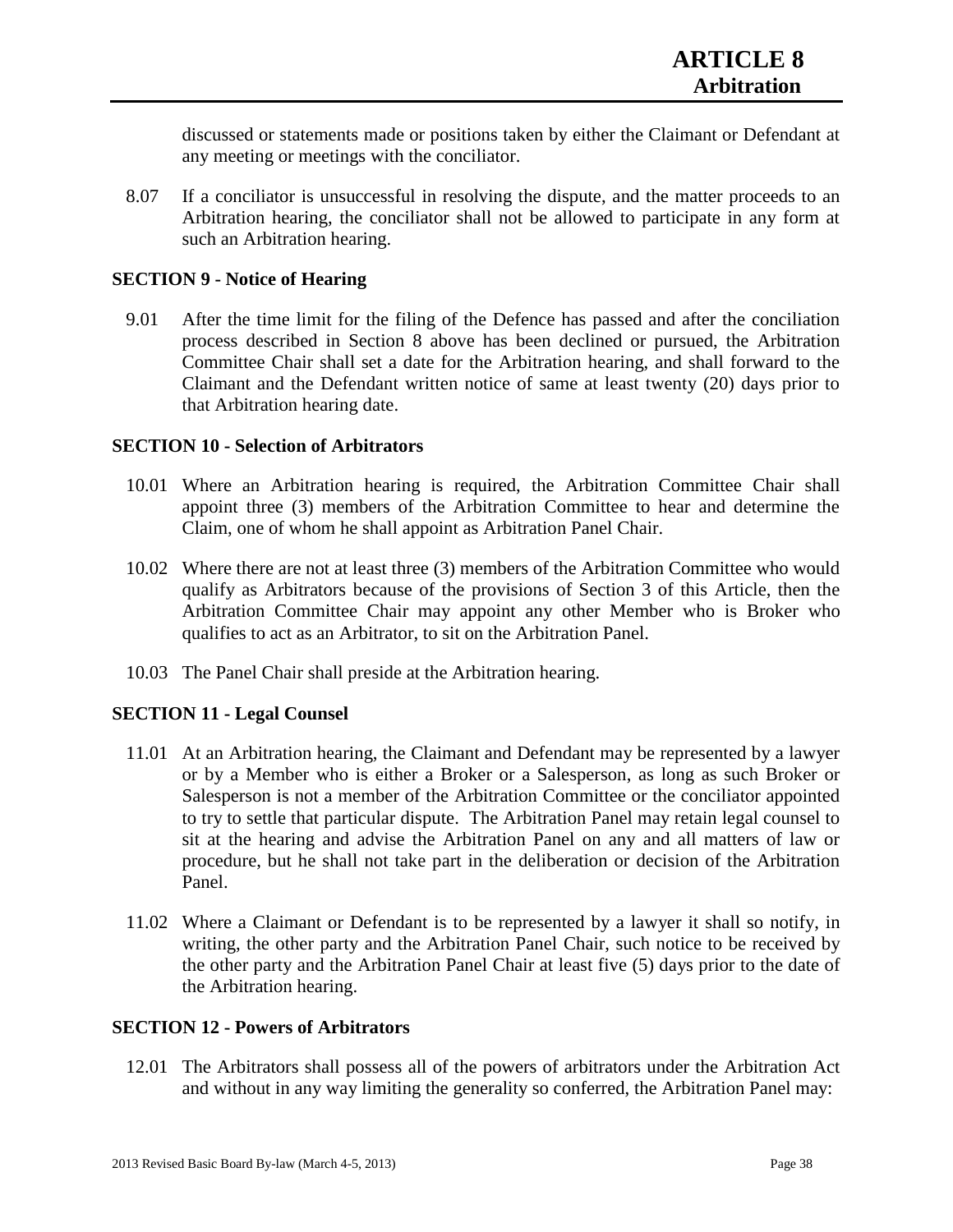discussed or statements made or positions taken by either the Claimant or Defendant at any meeting or meetings with the conciliator.

8.07 If a conciliator is unsuccessful in resolving the dispute, and the matter proceeds to an Arbitration hearing, the conciliator shall not be allowed to participate in any form at such an Arbitration hearing.

### SECTION 9 - Notice of Hearing

9.01 After the time limit for the filing of the Defence has passed and after the conciliation process described in Section 8 above has been declined or pursued, the Arbitration Committee Chair shall set a date for the Arbitration hearing, and shall forward to the Claimant and the Defendant written notice of same at least twenty (20) days prior to that Arbitration hearing date.

### SECTION 10 - Selection of Arbitrators

10.01 Where an Arbitration hearing is required, the Arbitration Committee Chair shall appoint three (3) members of the Arbitration Committee to hear and determine the Claim, one of whom he shall appoint as Arbitration Panel Chair.

10.02 Where there are not at least three (3) members of the Arbitration Committee who would qualify as Arbitrators because of the provisions of Section 3 of this Article, then the Arbitration Committee Chair may appoint any other Member who is Broker who qualifies to act as an Arbitrator, to sit on the Arbitration Panel.

10.03 The Panel Chair shall preside at the Arbitration hearing.

### SECTION 11 - Legal Counsel

11.01 At an Arbitration hearing, the Claimant and Defendant may be represented by a lawyer or by a Member who is either a Broker or a Salesperson, as long as such Broker or Salesperson is not a member of the Arbitration Committee or the conciliator appointed to try to settle that particular dispute. The Arbitration Panel may retain legal counsel to sit at the hearing and advise the Arbitration Panel on any and all matters of law or procedure, but he shall not take part in the deliberation or decision of the Arbitration Panel.

11.02 Where a Claimant or Defendant is to be represented by a lawyer it shall so notify, in writing, the other party and the Arbitration Panel Chair, such notice to be received by the other party and the Arbitration Panel Chair at least five (5) days prior to the date of the Arbitration hearing.

### SECTION 12 - Powers of Arbitrators

12.01 The Arbitrators shall possess all of the powers of arbitrators under the Arbitration Act and without in any way limiting the generality so conferred, the Arbitration Panel may: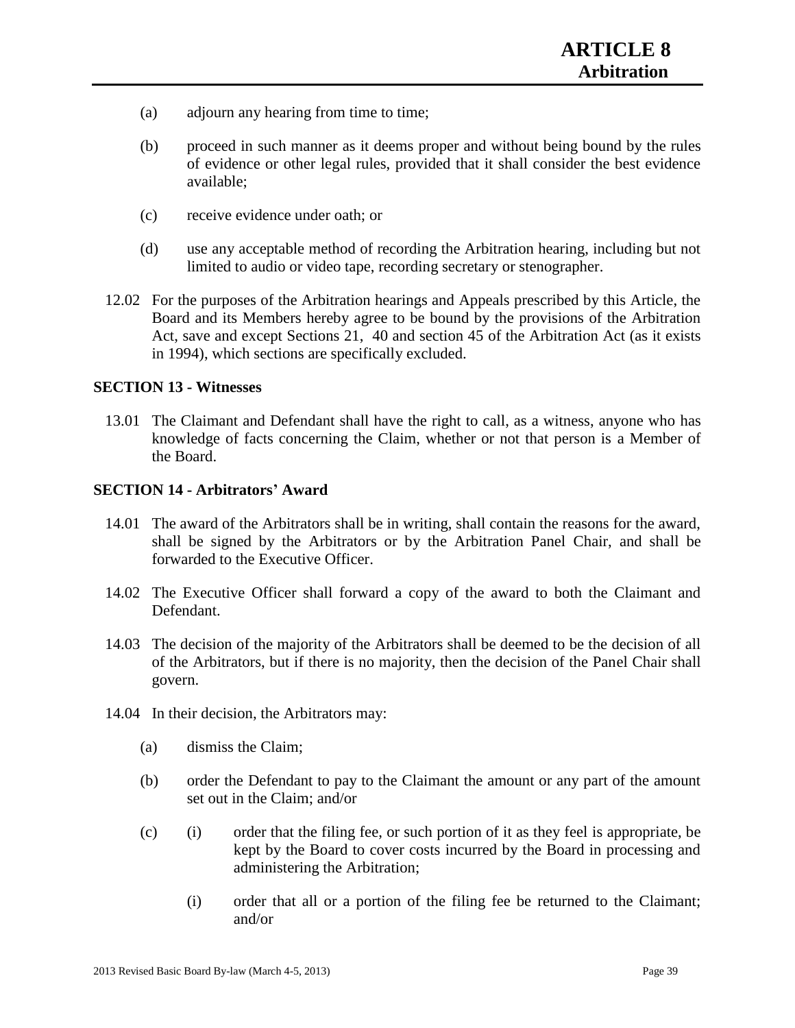(a) adjourn any hearing from time to time;

(b) proceed in such manner as it deems proper and without being bound by the rules of evidence or other legal rules, provided that it shall consider the best evidence available;

(c) receive evidence under oath; or

(d) use any acceptable method of recording the Arbitration hearing, including but not limited to audio or video tape, recording secretary or stenographer.

12.02 For the purposes of the Arbitration hearings and Appeals prescribed by this Article, the Board and its Members hereby agree to be bound by the provisions of the Arbitration Act, save and except Sections 21, 40 and section 45 of the Arbitration Act (as it exists in 1994), which sections are specifically excluded.

**SECTION 13 - Witnesses**

13.01 The Claimant and Defendant shall have the right to call, as a witness, anyone who has knowledge of facts concerning the Claim, whether or not that person is a Member of the Board.

**SECTION 14 - Arbitrators' Award**

14.01 The award of the Arbitrators shall be in writing, shall contain the reasons for the award, shall be signed by the Arbitrators or by the Arbitration Panel Chair, and shall be forwarded to the Executive Officer.

14.02 The Executive Officer shall forward a copy of the award to both the Claimant and Defendant.

14.03 The decision of the majority of the Arbitrators shall be deemed to be the decision of all of the Arbitrators, but if there is no majority, then the decision of the Panel Chair shall govern.

14.04 In their decision, the Arbitrators may:

(a) dismiss the Claim;

(b) order the Defendant to pay to the Claimant the amount or any part of the amount set out in the Claim; and/or

(c) (i) order that the filing fee, or such portion of it as they feel is appropriate, be kept by the Board to cover costs incurred by the Board in processing and administering the Arbitration;

(i) order that all or a portion of the filing fee be returned to the Claimant; and/or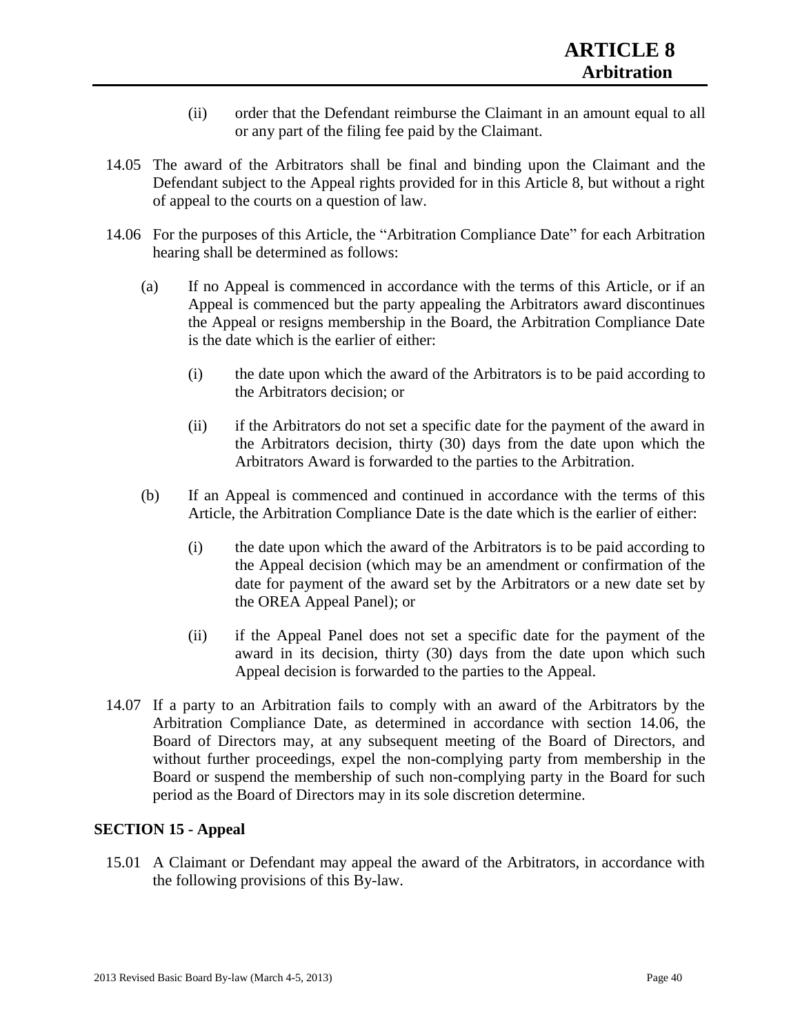(ii) order that the Defendant reimburse the Claimant in an amount equal to all or any part of the filing fee paid by the Claimant.

14.05 The award of the Arbitrators shall be final and binding upon the Claimant and the Defendant subject to the Appeal rights provided for in this Article 8, but without a right of appeal to the courts on a question of law.

14.06 For the purposes of this Article, the "Arbitration Compliance Date" for each Arbitration hearing shall be determined as follows:

(a) If no Appeal is commenced in accordance with the terms of this Article, or if an Appeal is commenced but the party appealing the Arbitrators award discontinues the Appeal or resigns membership in the Board, the Arbitration Compliance Date is the date which is the earlier of either:

(i) the date upon which the award of the Arbitrators is to be paid according to the Arbitrators decision; or

(ii) if the Arbitrators do not set a specific date for the payment of the award in the Arbitrators decision, thirty (30) days from the date upon which the Arbitrators Award is forwarded to the parties to the Arbitration.

(b) If an Appeal is commenced and continued in accordance with the terms of this Article, the Arbitration Compliance Date is the date which is the earlier of either:

(i) the date upon which the award of the Arbitrators is to be paid according to the Appeal decision (which may be an amendment or confirmation of the date for payment of the award set by the Arbitrators or a new date set by the OREA Appeal Panel); or

(ii) if the Appeal Panel does not set a specific date for the payment of the award in its decision, thirty (30) days from the date upon which such Appeal decision is forwarded to the parties to the Appeal.

14.07 If a party to an Arbitration fails to comply with an award of the Arbitrators by the Arbitration Compliance Date, as determined in accordance with section 14.06, the Board of Directors may, at any subsequent meeting of the Board of Directors, and without further proceedings, expel the non-complying party from membership in the Board or suspend the membership of such non-complying party in the Board for such period as the Board of Directors may in its sole discretion determine.

### SECTION 15 - Appeal

15.01 A Claimant or Defendant may appeal the award of the Arbitrators, in accordance with the following provisions of this By-law.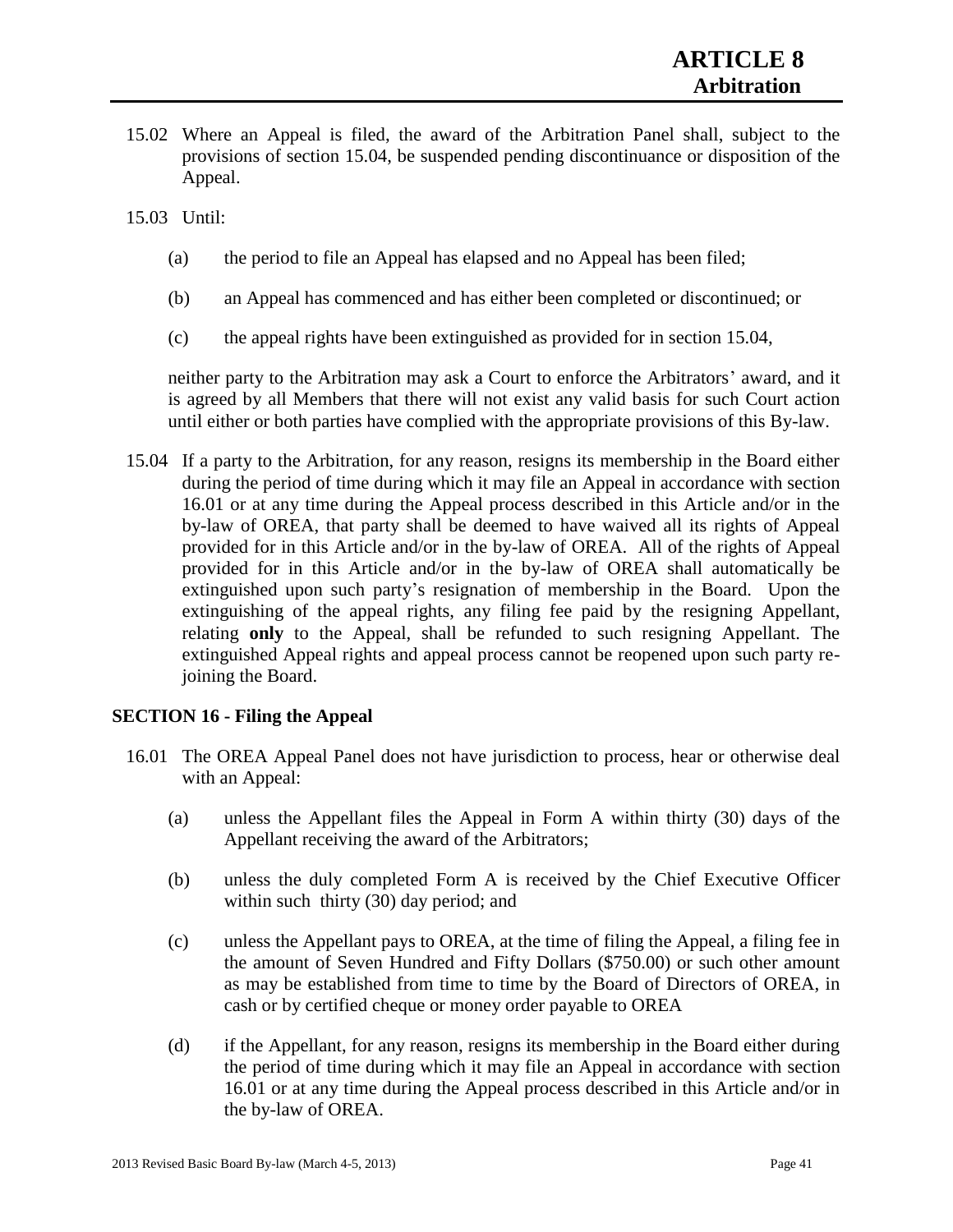15.02 Where an Appeal is filed, the award of the Arbitration Panel shall, subject to the provisions of section 15.04, be suspended pending discontinuance or disposition of the Appeal.

15.03 Until:

(a) the period to file an Appeal has elapsed and no Appeal has been filed;

(b) an Appeal has commenced and has either been completed or discontinued; or

(c) the appeal rights have been extinguished as provided for in section 15.04,

neither party to the Arbitration may ask a Court to enforce the Arbitrators' award, and it is agreed by all Members that there will not exist any valid basis for such Court action until either or both parties have complied with the appropriate provisions of this By-law.

15.04 If a party to the Arbitration, for any reason, resigns its membership in the Board either during the period of time during which it may file an Appeal in accordance with section 16.01 or at any time during the Appeal process described in this Article and/or in the by-law of OREA, that party shall be deemed to have waived all its rights of Appeal provided for in this Article and/or in the by-law of OREA. All of the rights of Appeal provided for in this Article and/or in the by-law of OREA shall automatically be extinguished upon such party's resignation of membership in the Board. Upon the extinguishing of the appeal rights, any filing fee paid by the resigning Appellant, relating **only** to the Appeal, shall be refunded to such resigning Appellant. The extinguished Appeal rights and appeal process cannot be reopened upon such party re-joining the Board.

**SECTION 16 - Filing the Appeal**

16.01 The OREA Appeal Panel does not have jurisdiction to process, hear or otherwise deal with an Appeal:

(a) unless the Appellant files the Appeal in Form A within thirty (30) days of the Appellant receiving the award of the Arbitrators;

(b) unless the duly completed Form A is received by the Chief Executive Officer within such thirty (30) day period; and

(c) unless the Appellant pays to OREA, at the time of filing the Appeal, a filing fee in the amount of Seven Hundred and Fifty Dollars ($750.00) or such other amount as may be established from time to time by the Board of Directors of OREA, in cash or by certified cheque or money order payable to OREA

(d) if the Appellant, for any reason, resigns its membership in the Board either during the period of time during which it may file an Appeal in accordance with section 16.01 or at any time during the Appeal process described in this Article and/or in the by-law of OREA.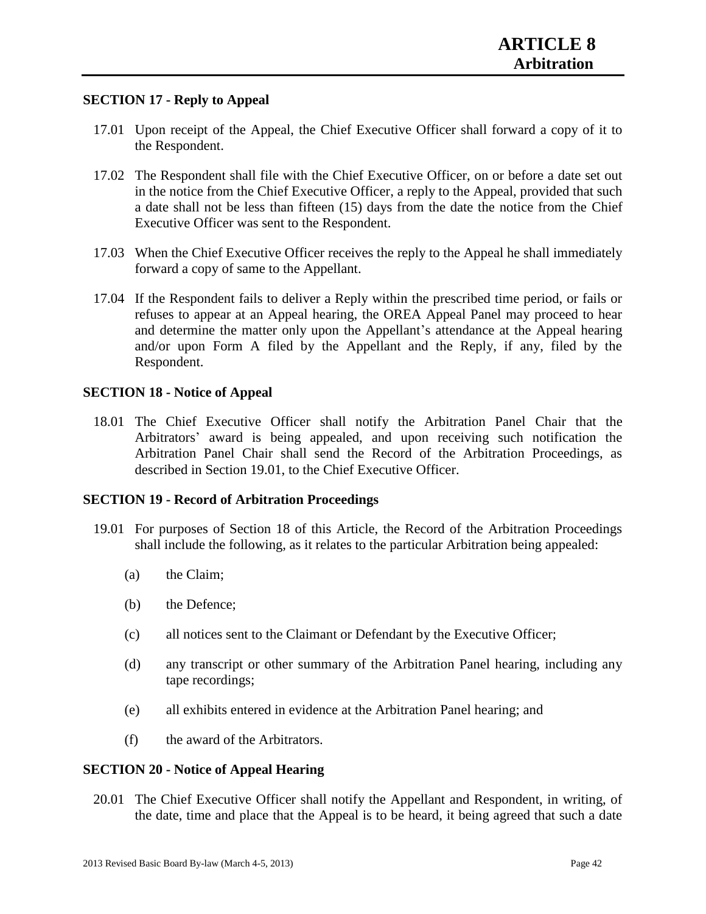## SECTION 17 - Reply to Appeal

17.01 Upon receipt of the Appeal, the Chief Executive Officer shall forward a copy of it to the Respondent.

17.02 The Respondent shall file with the Chief Executive Officer, on or before a date set out in the notice from the Chief Executive Officer, a reply to the Appeal, provided that such a date shall not be less than fifteen (15) days from the date the notice from the Chief Executive Officer was sent to the Respondent.

17.03 When the Chief Executive Officer receives the reply to the Appeal he shall immediately forward a copy of same to the Appellant.

17.04 If the Respondent fails to deliver a Reply within the prescribed time period, or fails or refuses to appear at an Appeal hearing, the OREA Appeal Panel may proceed to hear and determine the matter only upon the Appellant's attendance at the Appeal hearing and/or upon Form A filed by the Appellant and the Reply, if any, filed by the Respondent.

## SECTION 18 - Notice of Appeal

18.01 The Chief Executive Officer shall notify the Arbitration Panel Chair that the Arbitrators' award is being appealed, and upon receiving such notification the Arbitration Panel Chair shall send the Record of the Arbitration Proceedings, as described in Section 19.01, to the Chief Executive Officer.

## SECTION 19 - Record of Arbitration Proceedings

19.01 For purposes of Section 18 of this Article, the Record of the Arbitration Proceedings shall include the following, as it relates to the particular Arbitration being appealed:

- (a) the Claim;
- (b) the Defence;
- (c) all notices sent to the Claimant or Defendant by the Executive Officer;
- (d) any transcript or other summary of the Arbitration Panel hearing, including any tape recordings;
- (e) all exhibits entered in evidence at the Arbitration Panel hearing; and
- (f) the award of the Arbitrators.

## SECTION 20 - Notice of Appeal Hearing

20.01 The Chief Executive Officer shall notify the Appellant and Respondent, in writing, of the date, time and place that the Appeal is to be heard, it being agreed that such a date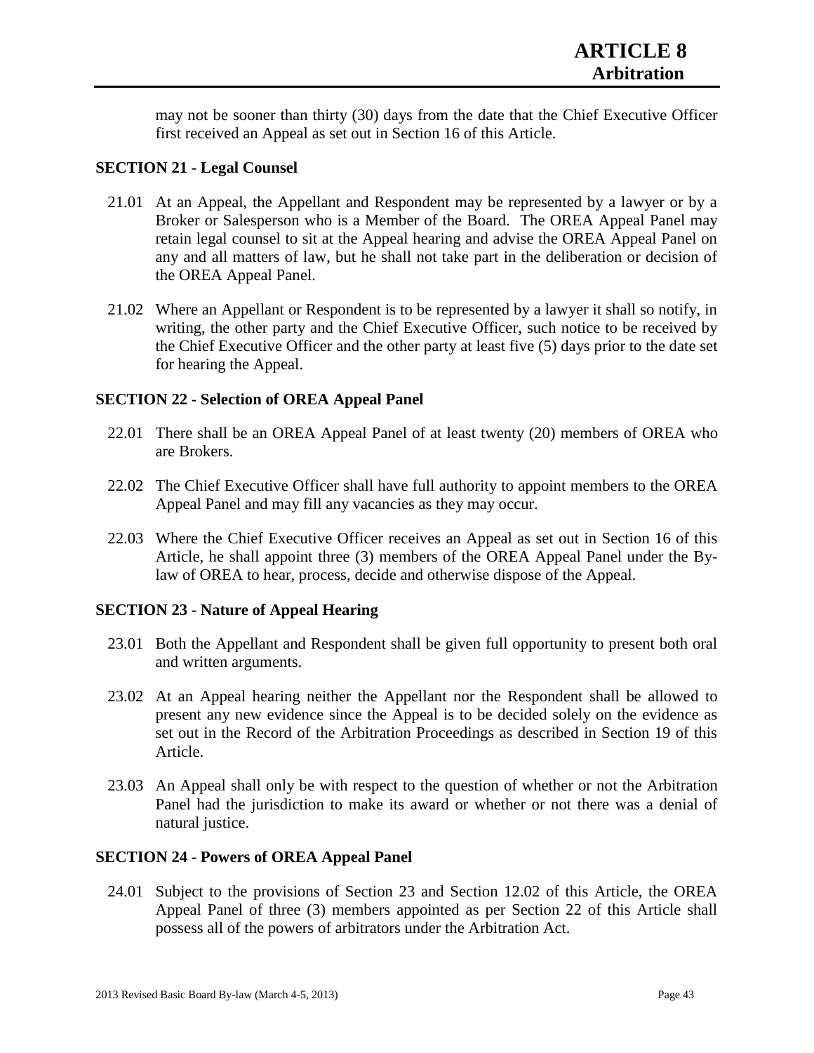may not be sooner than thirty (30) days from the date that the Chief Executive Officer first received an Appeal as set out in Section 16 of this Article.

### SECTION 21 - Legal Counsel

21.01 At an Appeal, the Appellant and Respondent may be represented by a lawyer or by a Broker or Salesperson who is a Member of the Board. The OREA Appeal Panel may retain legal counsel to sit at the Appeal hearing and advise the OREA Appeal Panel on any and all matters of law, but he shall not take part in the deliberation or decision of the OREA Appeal Panel.

21.02 Where an Appellant or Respondent is to be represented by a lawyer it shall so notify, in writing, the other party and the Chief Executive Officer, such notice to be received by the Chief Executive Officer and the other party at least five (5) days prior to the date set for hearing the Appeal.

### SECTION 22 - Selection of OREA Appeal Panel

22.01 There shall be an OREA Appeal Panel of at least twenty (20) members of OREA who are Brokers.

22.02 The Chief Executive Officer shall have full authority to appoint members to the OREA Appeal Panel and may fill any vacancies as they may occur.

22.03 Where the Chief Executive Officer receives an Appeal as set out in Section 16 of this Article, he shall appoint three (3) members of the OREA Appeal Panel under the By-law of OREA to hear, process, decide and otherwise dispose of the Appeal.

### SECTION 23 - Nature of Appeal Hearing

23.01 Both the Appellant and Respondent shall be given full opportunity to present both oral and written arguments.

23.02 At an Appeal hearing neither the Appellant nor the Respondent shall be allowed to present any new evidence since the Appeal is to be decided solely on the evidence as set out in the Record of the Arbitration Proceedings as described in Section 19 of this Article.

23.03 An Appeal shall only be with respect to the question of whether or not the Arbitration Panel had the jurisdiction to make its award or whether or not there was a denial of natural justice.

### SECTION 24 - Powers of OREA Appeal Panel

24.01 Subject to the provisions of Section 23 and Section 12.02 of this Article, the OREA Appeal Panel of three (3) members appointed as per Section 22 of this Article shall possess all of the powers of arbitrators under the Arbitration Act.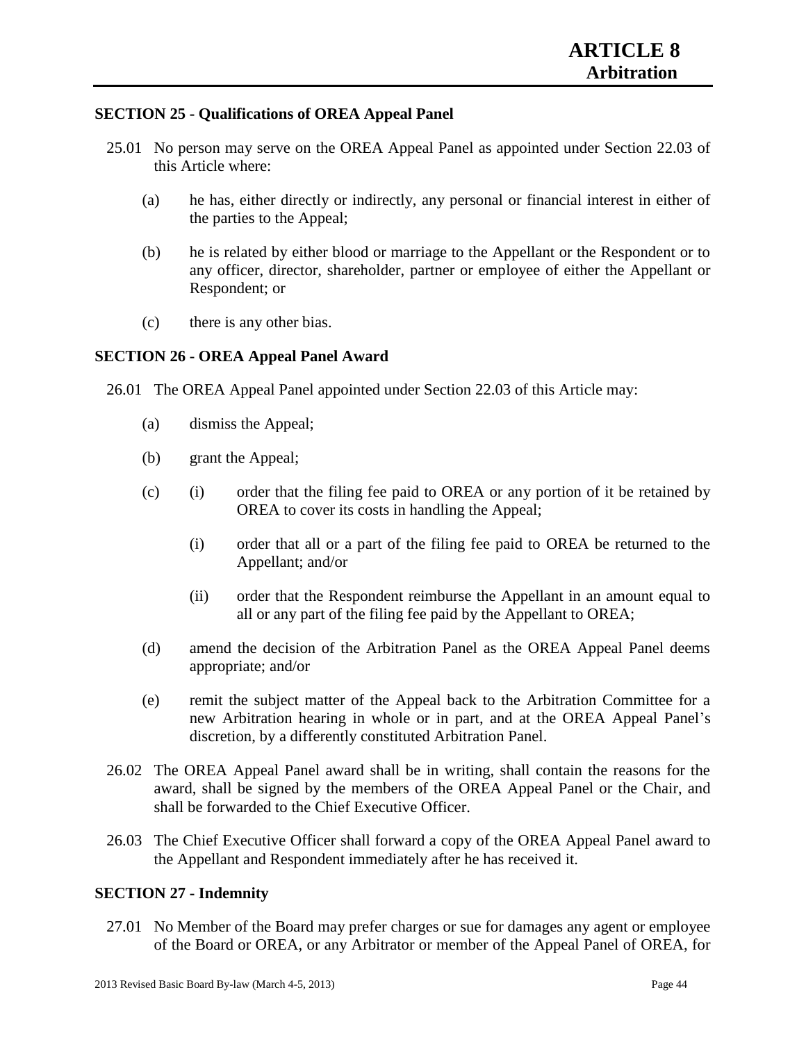## SECTION 25 - Qualifications of OREA Appeal Panel

25.01 No person may serve on the OREA Appeal Panel as appointed under Section 22.03 of this Article where:

(a) he has, either directly or indirectly, any personal or financial interest in either of the parties to the Appeal;

(b) he is related by either blood or marriage to the Appellant or the Respondent or to any officer, director, shareholder, partner or employee of either the Appellant or Respondent; or

(c) there is any other bias.

## SECTION 26 - OREA Appeal Panel Award

26.01 The OREA Appeal Panel appointed under Section 22.03 of this Article may:

(a) dismiss the Appeal;

(b) grant the Appeal;

(c) (i) order that the filing fee paid to OREA or any portion of it be retained by OREA to cover its costs in handling the Appeal;

(i) order that all or a part of the filing fee paid to OREA be returned to the Appellant; and/or

(ii) order that the Respondent reimburse the Appellant in an amount equal to all or any part of the filing fee paid by the Appellant to OREA;

(d) amend the decision of the Arbitration Panel as the OREA Appeal Panel deems appropriate; and/or

(e) remit the subject matter of the Appeal back to the Arbitration Committee for a new Arbitration hearing in whole or in part, and at the OREA Appeal Panel's discretion, by a differently constituted Arbitration Panel.

26.02 The OREA Appeal Panel award shall be in writing, shall contain the reasons for the award, shall be signed by the members of the OREA Appeal Panel or the Chair, and shall be forwarded to the Chief Executive Officer.

26.03 The Chief Executive Officer shall forward a copy of the OREA Appeal Panel award to the Appellant and Respondent immediately after he has received it.

## SECTION 27 - Indemnity

27.01 No Member of the Board may prefer charges or sue for damages any agent or employee of the Board or OREA, or any Arbitrator or member of the Appeal Panel of OREA, for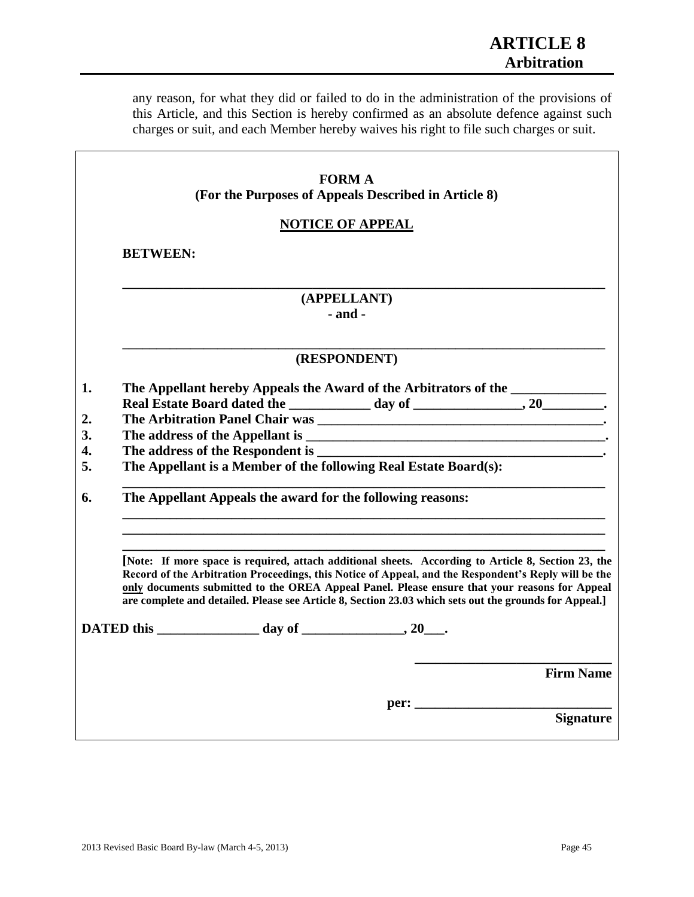any reason, for what they did or failed to do in the administration of the provisions of this Article, and this Section is hereby confirmed as an absolute defence against such charges or suit, and each Member hereby waives his right to file such charges or suit.

**FORM A**
**(For the Purposes of Appeals Described in Article 8)**

**NOTICE OF APPEAL**

**BETWEEN:**

**_______________________________________________________________________**
**(APPELLANT)**
**- and -**

**_______________________________________________________________________**
**(RESPONDENT)**

1. **The Appellant hereby Appeals the Award of the Arbitrators of the ______________ Real Estate Board dated the ____________ day of ________________, 20_________.**
2. **The Arbitration Panel Chair was ___________________________________________.**
3. **The address of the Appellant is ____________________________________________.**
4. **The address of the Respondent is __________________________________________.**
5. **The Appellant is a Member of the following Real Estate Board(s):**
   **_______________________________________________________________________**
6. **The Appellant Appeals the award for the following reasons:**
   **_______________________________________________________________________**
   **_______________________________________________________________________**
   **_______________________________________________________________________**

**[Note: If more space is required, attach additional sheets. According to Article 8, Section 23, the Record of the Arbitration Proceedings, this Notice of Appeal, and the Respondent's Reply will be the only documents submitted to the OREA Appeal Panel. Please ensure that your reasons for Appeal are complete and detailed. Please see Article 8, Section 23.03 which sets out the grounds for Appeal.]**

**DATED this _______________ day of _______________, 20___.**

**_____________________________**
**Firm Name**

**per: _____________________________**
**Signature**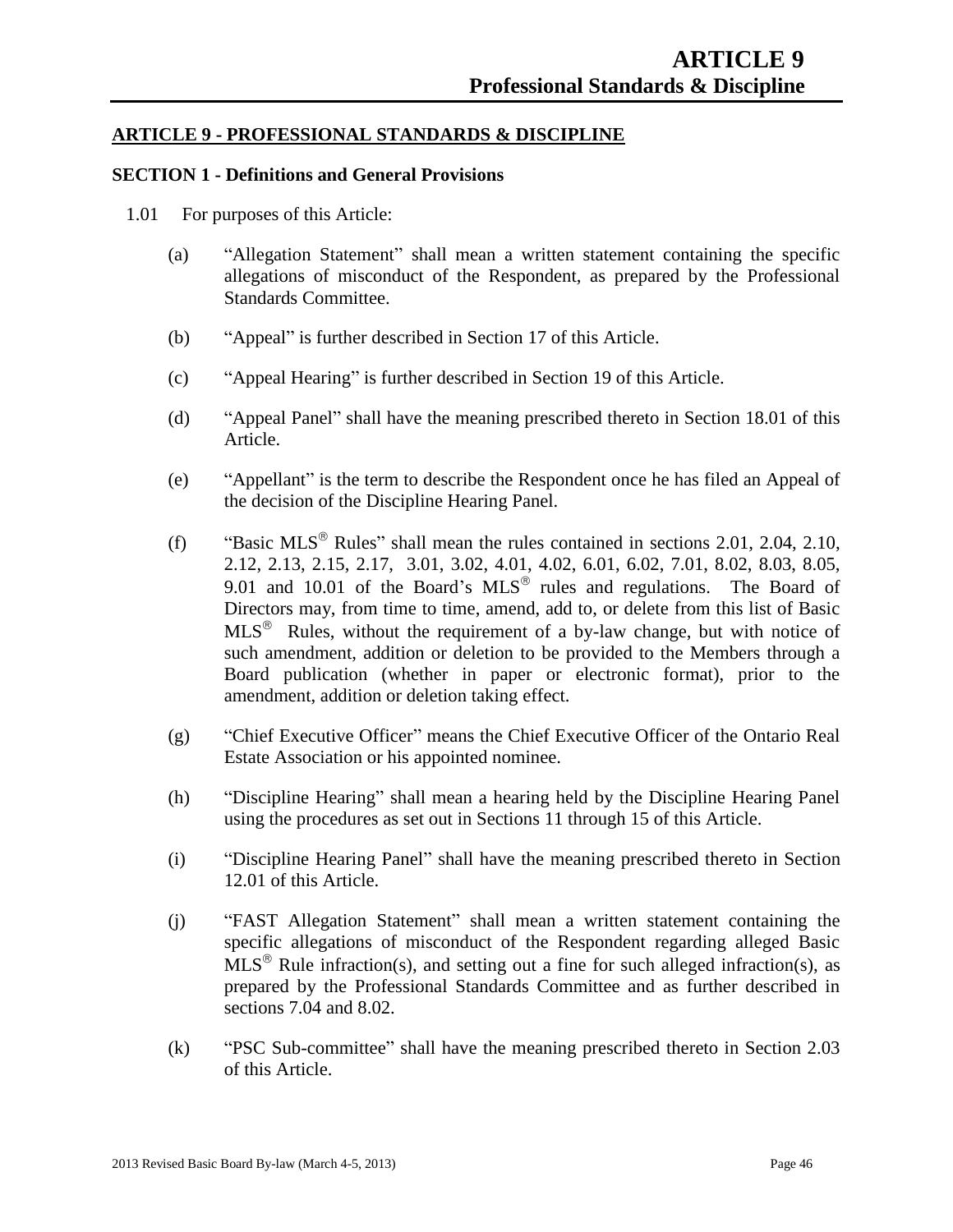## ARTICLE 9 - PROFESSIONAL STANDARDS & DISCIPLINE

### SECTION 1 - Definitions and General Provisions

1.01 For purposes of this Article:

(a) "Allegation Statement" shall mean a written statement containing the specific allegations of misconduct of the Respondent, as prepared by the Professional Standards Committee.

(b) "Appeal" is further described in Section 17 of this Article.

(c) "Appeal Hearing" is further described in Section 19 of this Article.

(d) "Appeal Panel" shall have the meaning prescribed thereto in Section 18.01 of this Article.

(e) "Appellant" is the term to describe the Respondent once he has filed an Appeal of the decision of the Discipline Hearing Panel.

(f) "Basic MLS® Rules" shall mean the rules contained in sections 2.01, 2.04, 2.10, 2.12, 2.13, 2.15, 2.17, 3.01, 3.02, 4.01, 4.02, 6.01, 6.02, 7.01, 8.02, 8.03, 8.05, 9.01 and 10.01 of the Board's MLS® rules and regulations. The Board of Directors may, from time to time, amend, add to, or delete from this list of Basic MLS® Rules, without the requirement of a by-law change, but with notice of such amendment, addition or deletion to be provided to the Members through a Board publication (whether in paper or electronic format), prior to the amendment, addition or deletion taking effect.

(g) "Chief Executive Officer" means the Chief Executive Officer of the Ontario Real Estate Association or his appointed nominee.

(h) "Discipline Hearing" shall mean a hearing held by the Discipline Hearing Panel using the procedures as set out in Sections 11 through 15 of this Article.

(i) "Discipline Hearing Panel" shall have the meaning prescribed thereto in Section 12.01 of this Article.

(j) "FAST Allegation Statement" shall mean a written statement containing the specific allegations of misconduct of the Respondent regarding alleged Basic MLS® Rule infraction(s), and setting out a fine for such alleged infraction(s), as prepared by the Professional Standards Committee and as further described in sections 7.04 and 8.02.

(k) "PSC Sub-committee" shall have the meaning prescribed thereto in Section 2.03 of this Article.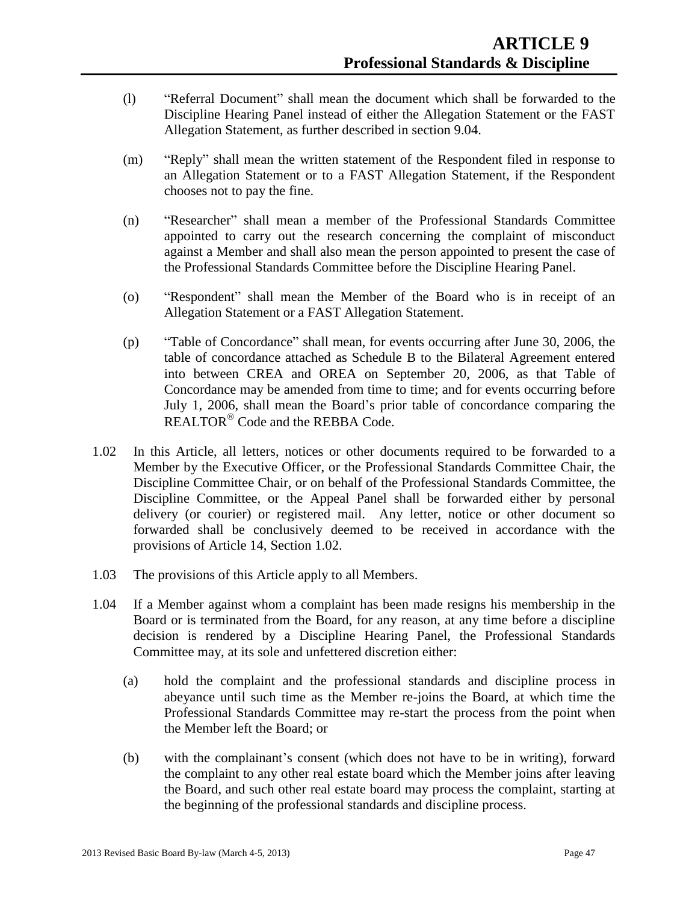(l) "Referral Document" shall mean the document which shall be forwarded to the Discipline Hearing Panel instead of either the Allegation Statement or the FAST Allegation Statement, as further described in section 9.04.

(m) "Reply" shall mean the written statement of the Respondent filed in response to an Allegation Statement or to a FAST Allegation Statement, if the Respondent chooses not to pay the fine.

(n) "Researcher" shall mean a member of the Professional Standards Committee appointed to carry out the research concerning the complaint of misconduct against a Member and shall also mean the person appointed to present the case of the Professional Standards Committee before the Discipline Hearing Panel.

(o) "Respondent" shall mean the Member of the Board who is in receipt of an Allegation Statement or a FAST Allegation Statement.

(p) "Table of Concordance" shall mean, for events occurring after June 30, 2006, the table of concordance attached as Schedule B to the Bilateral Agreement entered into between CREA and OREA on September 20, 2006, as that Table of Concordance may be amended from time to time; and for events occurring before July 1, 2006, shall mean the Board's prior table of concordance comparing the REALTOR® Code and the REBBA Code.

1.02 In this Article, all letters, notices or other documents required to be forwarded to a Member by the Executive Officer, or the Professional Standards Committee Chair, the Discipline Committee Chair, or on behalf of the Professional Standards Committee, the Discipline Committee, or the Appeal Panel shall be forwarded either by personal delivery (or courier) or registered mail. Any letter, notice or other document so forwarded shall be conclusively deemed to be received in accordance with the provisions of Article 14, Section 1.02.

1.03 The provisions of this Article apply to all Members.

1.04 If a Member against whom a complaint has been made resigns his membership in the Board or is terminated from the Board, for any reason, at any time before a discipline decision is rendered by a Discipline Hearing Panel, the Professional Standards Committee may, at its sole and unfettered discretion either:

(a) hold the complaint and the professional standards and discipline process in abeyance until such time as the Member re-joins the Board, at which time the Professional Standards Committee may re-start the process from the point when the Member left the Board; or

(b) with the complainant's consent (which does not have to be in writing), forward the complaint to any other real estate board which the Member joins after leaving the Board, and such other real estate board may process the complaint, starting at the beginning of the professional standards and discipline process.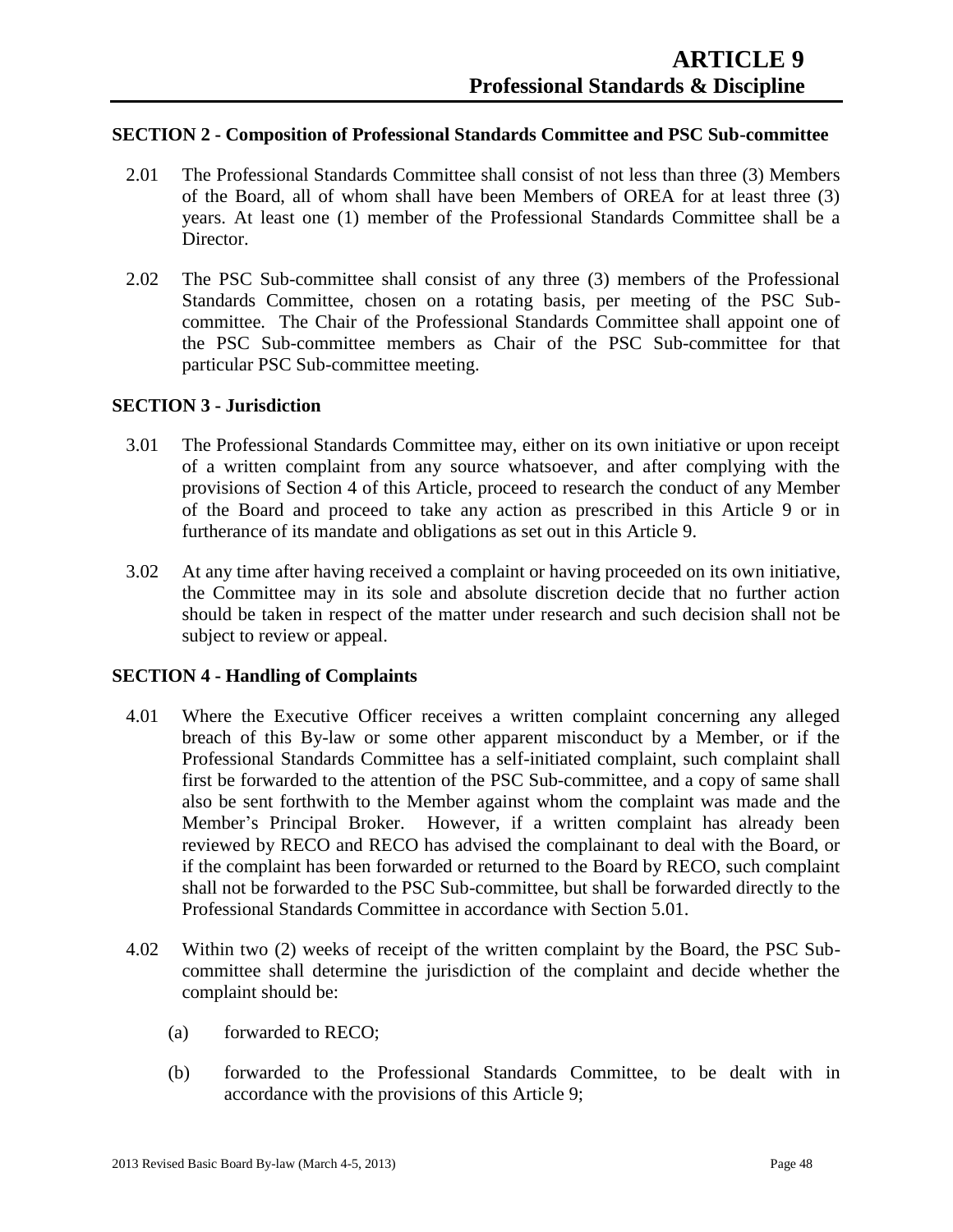# ARTICLE 9
## Professional Standards & Discipline

### SECTION 2 - Composition of Professional Standards Committee and PSC Sub-committee

2.01 The Professional Standards Committee shall consist of not less than three (3) Members of the Board, all of whom shall have been Members of OREA for at least three (3) years. At least one (1) member of the Professional Standards Committee shall be a Director.

2.02 The PSC Sub-committee shall consist of any three (3) members of the Professional Standards Committee, chosen on a rotating basis, per meeting of the PSC Sub-committee. The Chair of the Professional Standards Committee shall appoint one of the PSC Sub-committee members as Chair of the PSC Sub-committee for that particular PSC Sub-committee meeting.

### SECTION 3 - Jurisdiction

3.01 The Professional Standards Committee may, either on its own initiative or upon receipt of a written complaint from any source whatsoever, and after complying with the provisions of Section 4 of this Article, proceed to research the conduct of any Member of the Board and proceed to take any action as prescribed in this Article 9 or in furtherance of its mandate and obligations as set out in this Article 9.

3.02 At any time after having received a complaint or having proceeded on its own initiative, the Committee may in its sole and absolute discretion decide that no further action should be taken in respect of the matter under research and such decision shall not be subject to review or appeal.

### SECTION 4 - Handling of Complaints

4.01 Where the Executive Officer receives a written complaint concerning any alleged breach of this By-law or some other apparent misconduct by a Member, or if the Professional Standards Committee has a self-initiated complaint, such complaint shall first be forwarded to the attention of the PSC Sub-committee, and a copy of same shall also be sent forthwith to the Member against whom the complaint was made and the Member's Principal Broker. However, if a written complaint has already been reviewed by RECO and RECO has advised the complainant to deal with the Board, or if the complaint has been forwarded or returned to the Board by RECO, such complaint shall not be forwarded to the PSC Sub-committee, but shall be forwarded directly to the Professional Standards Committee in accordance with Section 5.01.

4.02 Within two (2) weeks of receipt of the written complaint by the Board, the PSC Sub-committee shall determine the jurisdiction of the complaint and decide whether the complaint should be:

(a) forwarded to RECO;

(b) forwarded to the Professional Standards Committee, to be dealt with in accordance with the provisions of this Article 9;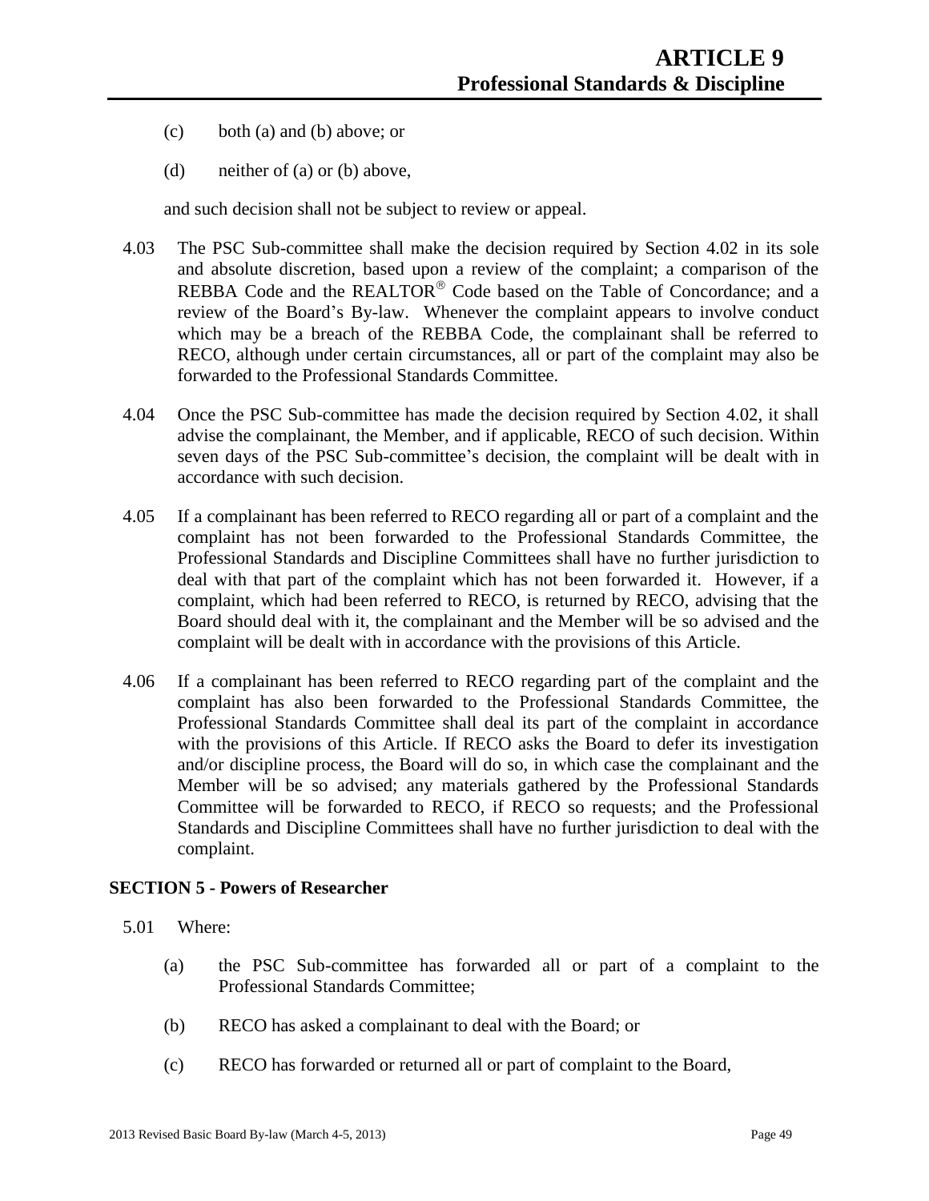(c) both (a) and (b) above; or

(d) neither of (a) or (b) above,

and such decision shall not be subject to review or appeal.

4.03 The PSC Sub-committee shall make the decision required by Section 4.02 in its sole and absolute discretion, based upon a review of the complaint; a comparison of the REBBA Code and the REALTOR® Code based on the Table of Concordance; and a review of the Board's By-law. Whenever the complaint appears to involve conduct which may be a breach of the REBBA Code, the complainant shall be referred to RECO, although under certain circumstances, all or part of the complaint may also be forwarded to the Professional Standards Committee.

4.04 Once the PSC Sub-committee has made the decision required by Section 4.02, it shall advise the complainant, the Member, and if applicable, RECO of such decision. Within seven days of the PSC Sub-committee's decision, the complaint will be dealt with in accordance with such decision.

4.05 If a complainant has been referred to RECO regarding all or part of a complaint and the complaint has not been forwarded to the Professional Standards Committee, the Professional Standards and Discipline Committees shall have no further jurisdiction to deal with that part of the complaint which has not been forwarded it. However, if a complaint, which had been referred to RECO, is returned by RECO, advising that the Board should deal with it, the complainant and the Member will be so advised and the complaint will be dealt with in accordance with the provisions of this Article.

4.06 If a complainant has been referred to RECO regarding part of the complaint and the complaint has also been forwarded to the Professional Standards Committee, the Professional Standards Committee shall deal its part of the complaint in accordance with the provisions of this Article. If RECO asks the Board to defer its investigation and/or discipline process, the Board will do so, in which case the complainant and the Member will be so advised; any materials gathered by the Professional Standards Committee will be forwarded to RECO, if RECO so requests; and the Professional Standards and Discipline Committees shall have no further jurisdiction to deal with the complaint.

### SECTION 5 - Powers of Researcher

5.01 Where:

(a) the PSC Sub-committee has forwarded all or part of a complaint to the Professional Standards Committee;

(b) RECO has asked a complainant to deal with the Board; or

(c) RECO has forwarded or returned all or part of complaint to the Board,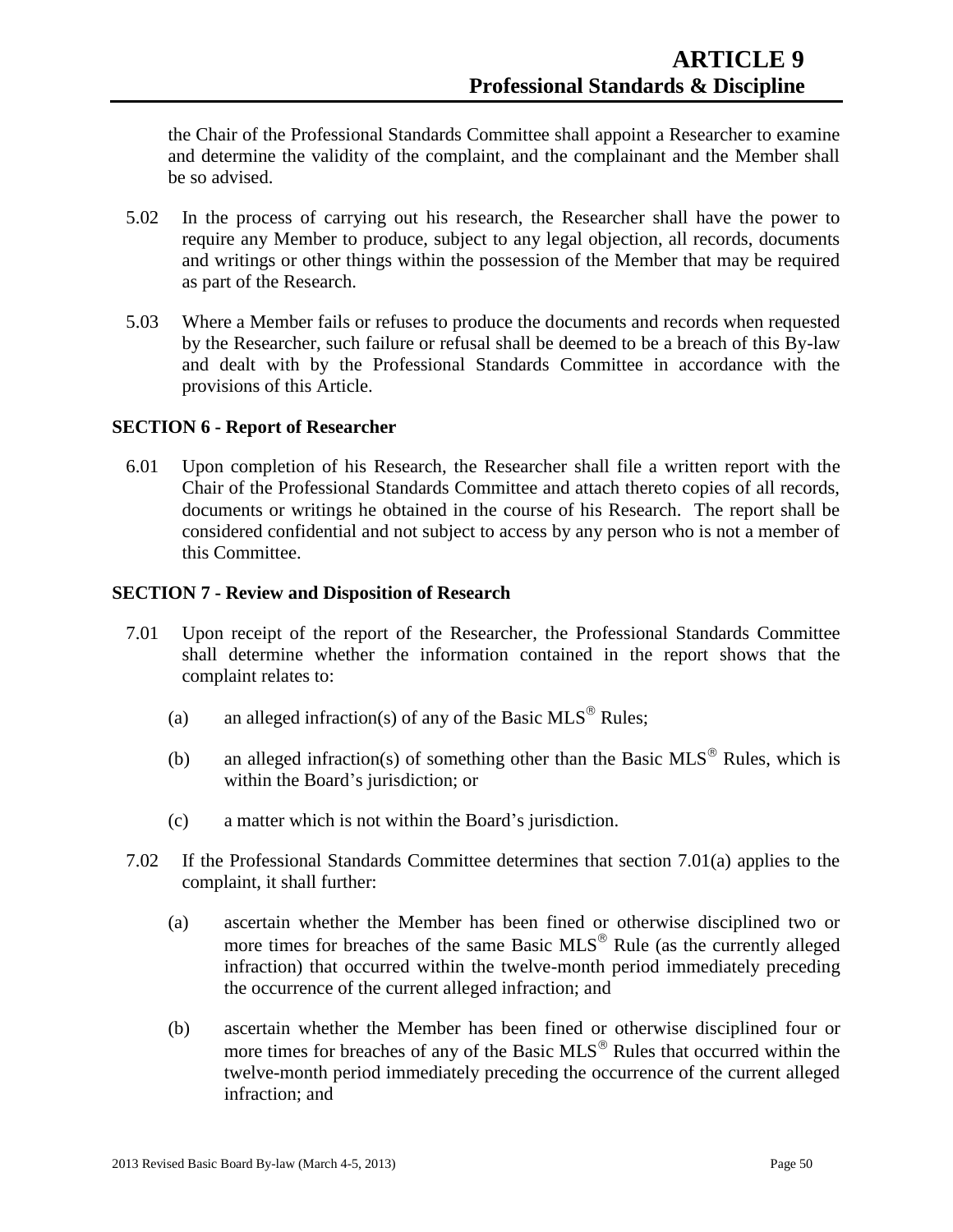the Chair of the Professional Standards Committee shall appoint a Researcher to examine and determine the validity of the complaint, and the complainant and the Member shall be so advised.

5.02 In the process of carrying out his research, the Researcher shall have the power to require any Member to produce, subject to any legal objection, all records, documents and writings or other things within the possession of the Member that may be required as part of the Research.

5.03 Where a Member fails or refuses to produce the documents and records when requested by the Researcher, such failure or refusal shall be deemed to be a breach of this By-law and dealt with by the Professional Standards Committee in accordance with the provisions of this Article.

### SECTION 6 - Report of Researcher

6.01 Upon completion of his Research, the Researcher shall file a written report with the Chair of the Professional Standards Committee and attach thereto copies of all records, documents or writings he obtained in the course of his Research. The report shall be considered confidential and not subject to access by any person who is not a member of this Committee.

### SECTION 7 - Review and Disposition of Research

7.01 Upon receipt of the report of the Researcher, the Professional Standards Committee shall determine whether the information contained in the report shows that the complaint relates to:

(a) an alleged infraction(s) of any of the Basic MLS® Rules;

(b) an alleged infraction(s) of something other than the Basic MLS® Rules, which is within the Board's jurisdiction; or

(c) a matter which is not within the Board's jurisdiction.

7.02 If the Professional Standards Committee determines that section 7.01(a) applies to the complaint, it shall further:

(a) ascertain whether the Member has been fined or otherwise disciplined two or more times for breaches of the same Basic MLS® Rule (as the currently alleged infraction) that occurred within the twelve-month period immediately preceding the occurrence of the current alleged infraction; and

(b) ascertain whether the Member has been fined or otherwise disciplined four or more times for breaches of any of the Basic MLS® Rules that occurred within the twelve-month period immediately preceding the occurrence of the current alleged infraction; and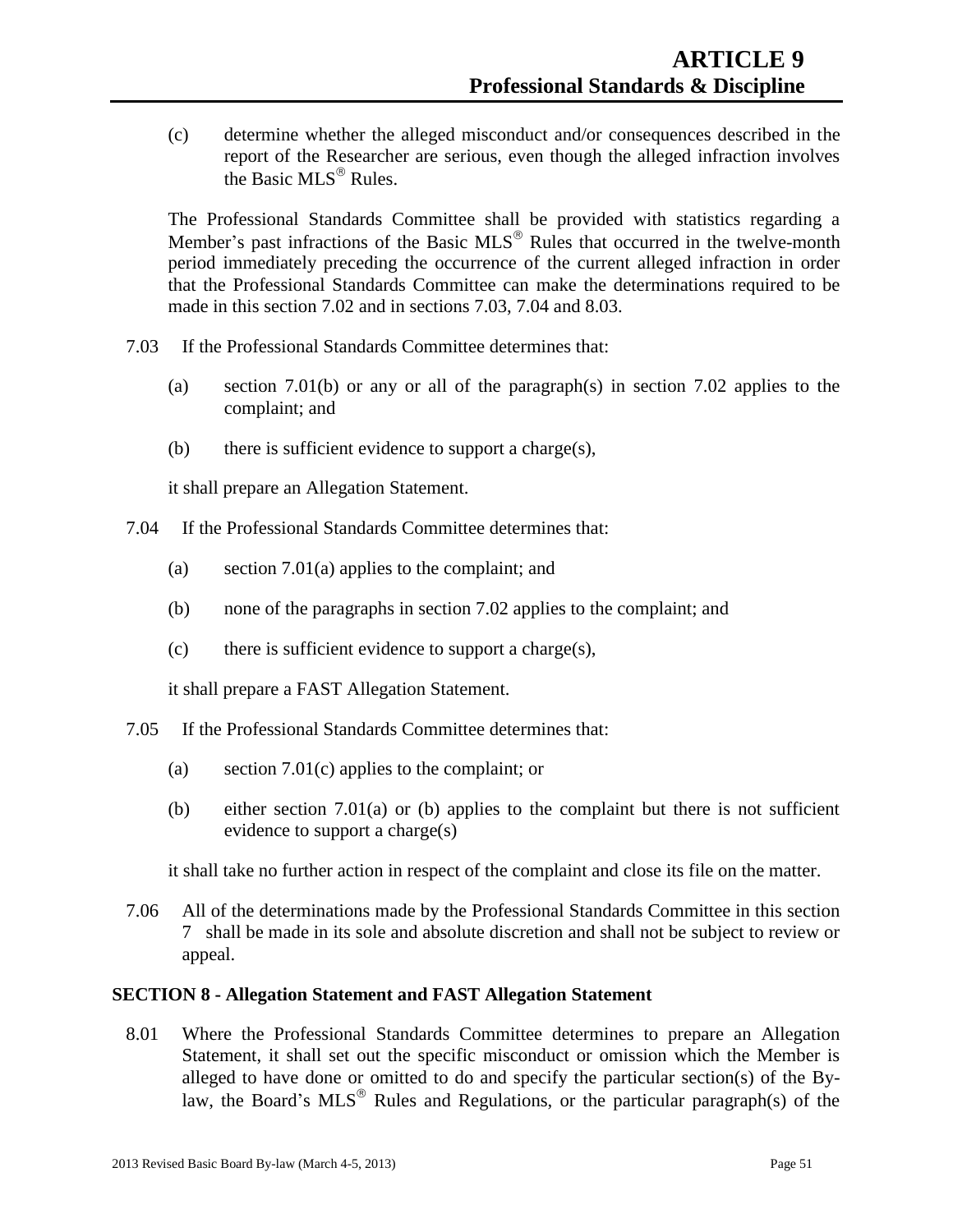(c) determine whether the alleged misconduct and/or consequences described in the report of the Researcher are serious, even though the alleged infraction involves the Basic MLS® Rules.

The Professional Standards Committee shall be provided with statistics regarding a Member's past infractions of the Basic MLS® Rules that occurred in the twelve-month period immediately preceding the occurrence of the current alleged infraction in order that the Professional Standards Committee can make the determinations required to be made in this section 7.02 and in sections 7.03, 7.04 and 8.03.

7.03 If the Professional Standards Committee determines that:

(a) section 7.01(b) or any or all of the paragraph(s) in section 7.02 applies to the complaint; and

(b) there is sufficient evidence to support a charge(s),

it shall prepare an Allegation Statement.

7.04 If the Professional Standards Committee determines that:

(a) section 7.01(a) applies to the complaint; and

(b) none of the paragraphs in section 7.02 applies to the complaint; and

(c) there is sufficient evidence to support a charge(s),

it shall prepare a FAST Allegation Statement.

7.05 If the Professional Standards Committee determines that:

(a) section 7.01(c) applies to the complaint; or

(b) either section 7.01(a) or (b) applies to the complaint but there is not sufficient evidence to support a charge(s)

it shall take no further action in respect of the complaint and close its file on the matter.

7.06 All of the determinations made by the Professional Standards Committee in this section 7 shall be made in its sole and absolute discretion and shall not be subject to review or appeal.

**SECTION 8 - Allegation Statement and FAST Allegation Statement**

8.01 Where the Professional Standards Committee determines to prepare an Allegation Statement, it shall set out the specific misconduct or omission which the Member is alleged to have done or omitted to do and specify the particular section(s) of the By-law, the Board's MLS® Rules and Regulations, or the particular paragraph(s) of the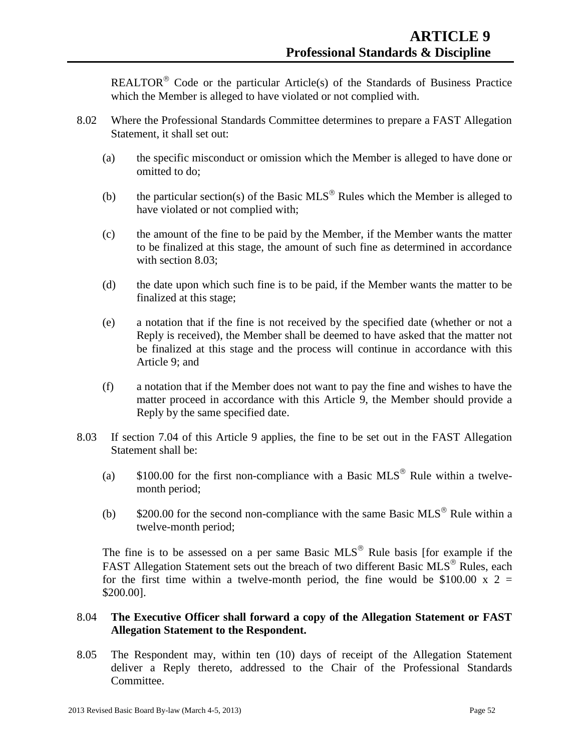REALTOR® Code or the particular Article(s) of the Standards of Business Practice which the Member is alleged to have violated or not complied with.

8.02 Where the Professional Standards Committee determines to prepare a FAST Allegation Statement, it shall set out:

(a) the specific misconduct or omission which the Member is alleged to have done or omitted to do;

(b) the particular section(s) of the Basic MLS® Rules which the Member is alleged to have violated or not complied with;

(c) the amount of the fine to be paid by the Member, if the Member wants the matter to be finalized at this stage, the amount of such fine as determined in accordance with section 8.03;

(d) the date upon which such fine is to be paid, if the Member wants the matter to be finalized at this stage;

(e) a notation that if the fine is not received by the specified date (whether or not a Reply is received), the Member shall be deemed to have asked that the matter not be finalized at this stage and the process will continue in accordance with this Article 9; and

(f) a notation that if the Member does not want to pay the fine and wishes to have the matter proceed in accordance with this Article 9, the Member should provide a Reply by the same specified date.

8.03 If section 7.04 of this Article 9 applies, the fine to be set out in the FAST Allegation Statement shall be:

(a) $100.00 for the first non-compliance with a Basic MLS® Rule within a twelve-month period;

(b) $200.00 for the second non-compliance with the same Basic MLS® Rule within a twelve-month period;

The fine is to be assessed on a per same Basic MLS® Rule basis [for example if the FAST Allegation Statement sets out the breach of two different Basic MLS® Rules, each for the first time within a twelve-month period, the fine would be $100.00 x 2 = $200.00].

8.04 **The Executive Officer shall forward a copy of the Allegation Statement or FAST Allegation Statement to the Respondent.**

8.05 The Respondent may, within ten (10) days of receipt of the Allegation Statement deliver a Reply thereto, addressed to the Chair of the Professional Standards Committee.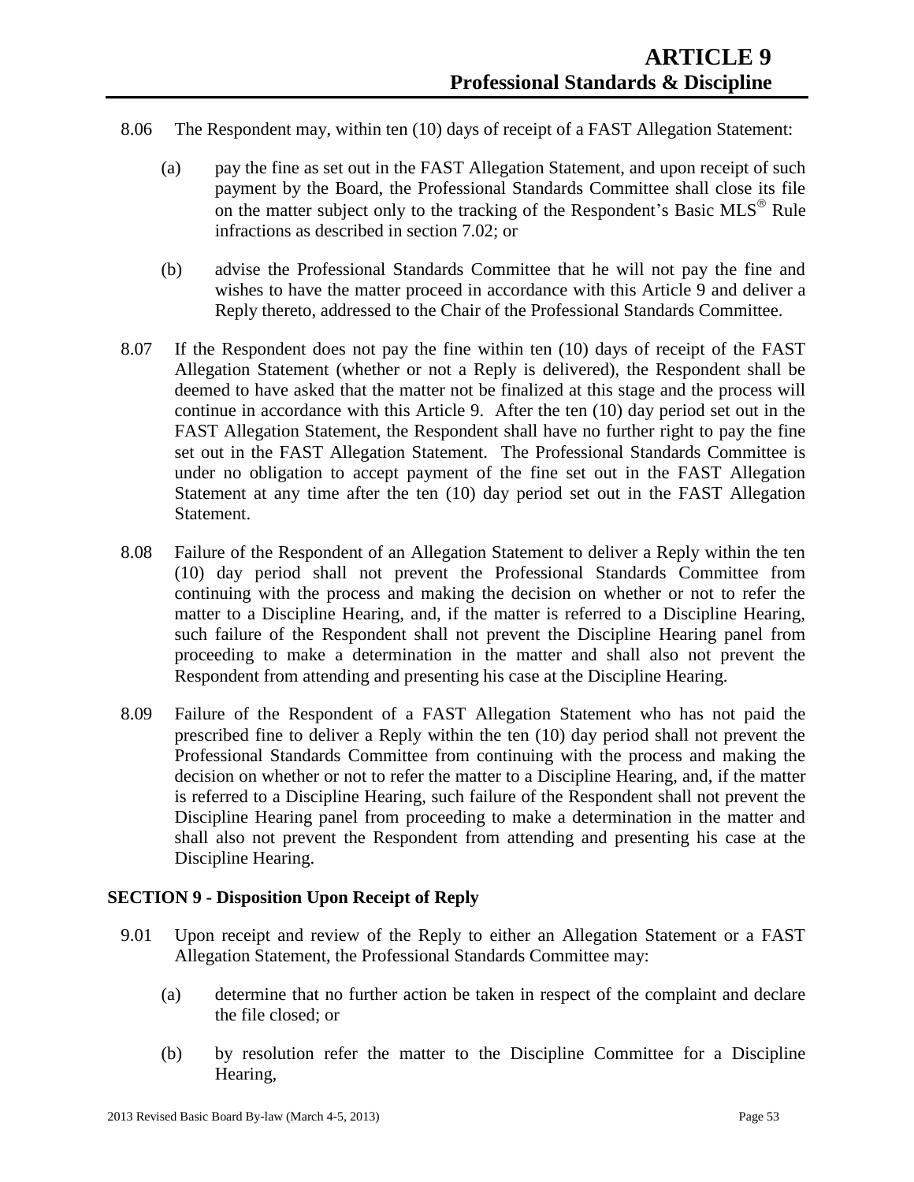8.06 The Respondent may, within ten (10) days of receipt of a FAST Allegation Statement:

(a) pay the fine as set out in the FAST Allegation Statement, and upon receipt of such payment by the Board, the Professional Standards Committee shall close its file on the matter subject only to the tracking of the Respondent's Basic MLS® Rule infractions as described in section 7.02; or

(b) advise the Professional Standards Committee that he will not pay the fine and wishes to have the matter proceed in accordance with this Article 9 and deliver a Reply thereto, addressed to the Chair of the Professional Standards Committee.

8.07 If the Respondent does not pay the fine within ten (10) days of receipt of the FAST Allegation Statement (whether or not a Reply is delivered), the Respondent shall be deemed to have asked that the matter not be finalized at this stage and the process will continue in accordance with this Article 9. After the ten (10) day period set out in the FAST Allegation Statement, the Respondent shall have no further right to pay the fine set out in the FAST Allegation Statement. The Professional Standards Committee is under no obligation to accept payment of the fine set out in the FAST Allegation Statement at any time after the ten (10) day period set out in the FAST Allegation Statement.

8.08 Failure of the Respondent of an Allegation Statement to deliver a Reply within the ten (10) day period shall not prevent the Professional Standards Committee from continuing with the process and making the decision on whether or not to refer the matter to a Discipline Hearing, and, if the matter is referred to a Discipline Hearing, such failure of the Respondent shall not prevent the Discipline Hearing panel from proceeding to make a determination in the matter and shall also not prevent the Respondent from attending and presenting his case at the Discipline Hearing.

8.09 Failure of the Respondent of a FAST Allegation Statement who has not paid the prescribed fine to deliver a Reply within the ten (10) day period shall not prevent the Professional Standards Committee from continuing with the process and making the decision on whether or not to refer the matter to a Discipline Hearing, and, if the matter is referred to a Discipline Hearing, such failure of the Respondent shall not prevent the Discipline Hearing panel from proceeding to make a determination in the matter and shall also not prevent the Respondent from attending and presenting his case at the Discipline Hearing.

## SECTION 9 - Disposition Upon Receipt of Reply

9.01 Upon receipt and review of the Reply to either an Allegation Statement or a FAST Allegation Statement, the Professional Standards Committee may:

(a) determine that no further action be taken in respect of the complaint and declare the file closed; or

(b) by resolution refer the matter to the Discipline Committee for a Discipline Hearing,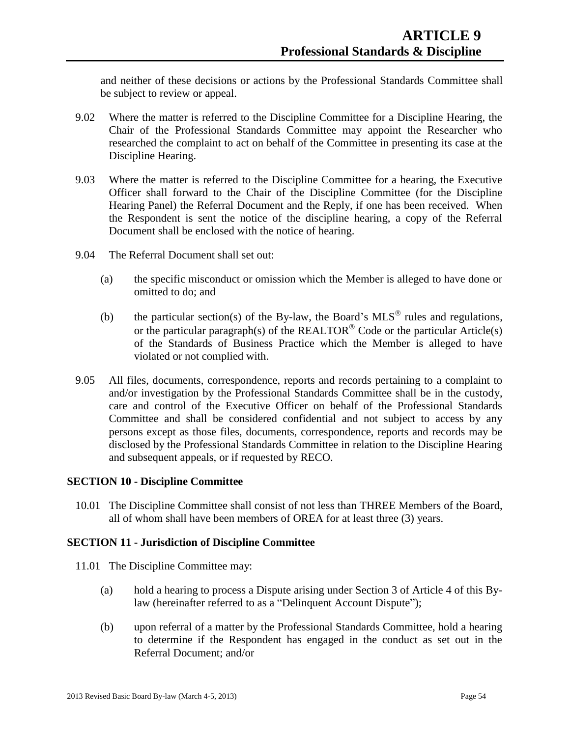and neither of these decisions or actions by the Professional Standards Committee shall be subject to review or appeal.

9.02 Where the matter is referred to the Discipline Committee for a Discipline Hearing, the Chair of the Professional Standards Committee may appoint the Researcher who researched the complaint to act on behalf of the Committee in presenting its case at the Discipline Hearing.

9.03 Where the matter is referred to the Discipline Committee for a hearing, the Executive Officer shall forward to the Chair of the Discipline Committee (for the Discipline Hearing Panel) the Referral Document and the Reply, if one has been received. When the Respondent is sent the notice of the discipline hearing, a copy of the Referral Document shall be enclosed with the notice of hearing.

9.04 The Referral Document shall set out:

(a) the specific misconduct or omission which the Member is alleged to have done or omitted to do; and

(b) the particular section(s) of the By-law, the Board's MLS® rules and regulations, or the particular paragraph(s) of the REALTOR® Code or the particular Article(s) of the Standards of Business Practice which the Member is alleged to have violated or not complied with.

9.05 All files, documents, correspondence, reports and records pertaining to a complaint to and/or investigation by the Professional Standards Committee shall be in the custody, care and control of the Executive Officer on behalf of the Professional Standards Committee and shall be considered confidential and not subject to access by any persons except as those files, documents, correspondence, reports and records may be disclosed by the Professional Standards Committee in relation to the Discipline Hearing and subsequent appeals, or if requested by RECO.

### SECTION 10 - Discipline Committee

10.01 The Discipline Committee shall consist of not less than THREE Members of the Board, all of whom shall have been members of OREA for at least three (3) years.

### SECTION 11 - Jurisdiction of Discipline Committee

11.01 The Discipline Committee may:

(a) hold a hearing to process a Dispute arising under Section 3 of Article 4 of this By-law (hereinafter referred to as a "Delinquent Account Dispute");

(b) upon referral of a matter by the Professional Standards Committee, hold a hearing to determine if the Respondent has engaged in the conduct as set out in the Referral Document; and/or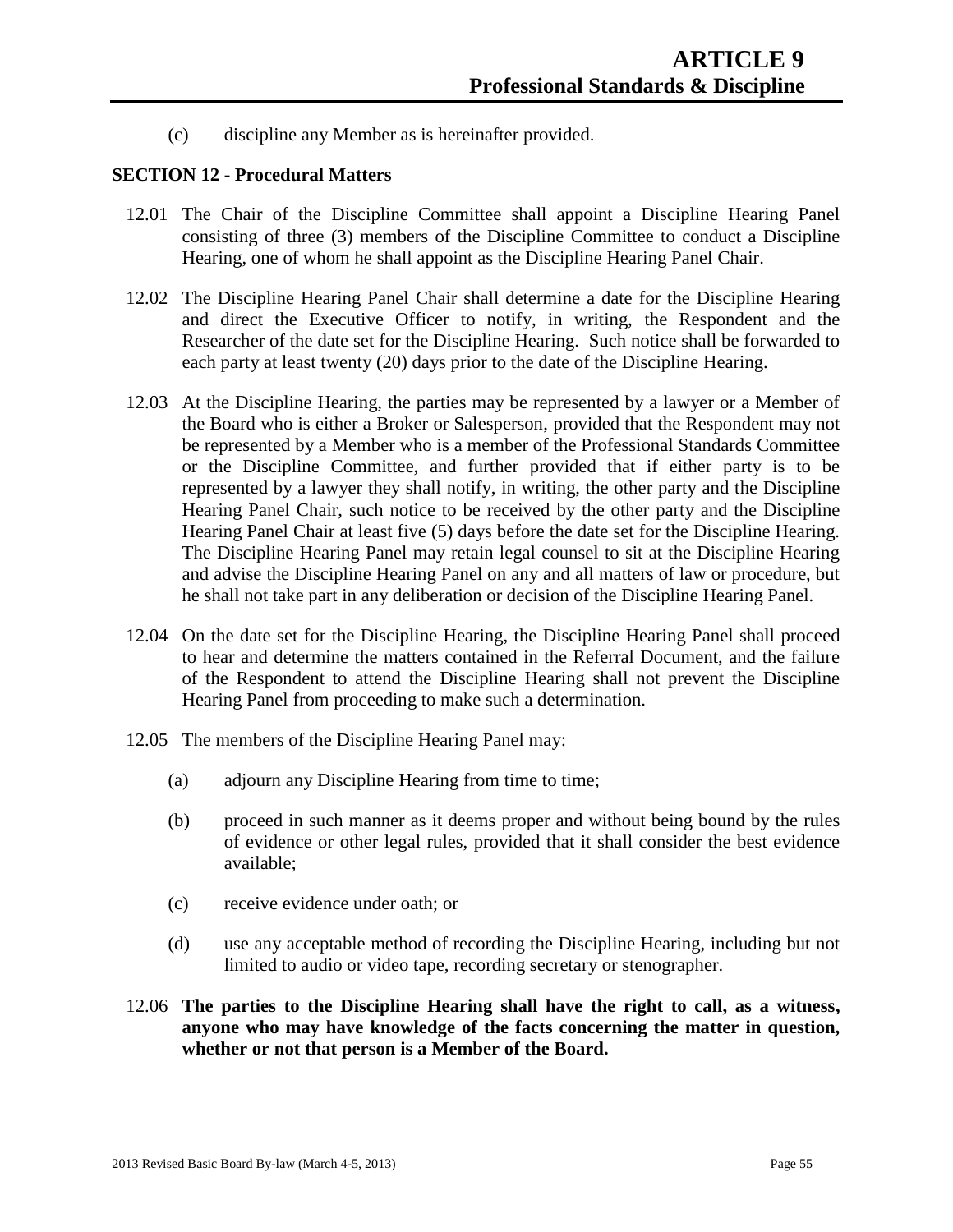(c) discipline any Member as is hereinafter provided.

**SECTION 12 - Procedural Matters**

12.01 The Chair of the Discipline Committee shall appoint a Discipline Hearing Panel consisting of three (3) members of the Discipline Committee to conduct a Discipline Hearing, one of whom he shall appoint as the Discipline Hearing Panel Chair.

12.02 The Discipline Hearing Panel Chair shall determine a date for the Discipline Hearing and direct the Executive Officer to notify, in writing, the Respondent and the Researcher of the date set for the Discipline Hearing. Such notice shall be forwarded to each party at least twenty (20) days prior to the date of the Discipline Hearing.

12.03 At the Discipline Hearing, the parties may be represented by a lawyer or a Member of the Board who is either a Broker or Salesperson, provided that the Respondent may not be represented by a Member who is a member of the Professional Standards Committee or the Discipline Committee, and further provided that if either party is to be represented by a lawyer they shall notify, in writing, the other party and the Discipline Hearing Panel Chair, such notice to be received by the other party and the Discipline Hearing Panel Chair at least five (5) days before the date set for the Discipline Hearing. The Discipline Hearing Panel may retain legal counsel to sit at the Discipline Hearing and advise the Discipline Hearing Panel on any and all matters of law or procedure, but he shall not take part in any deliberation or decision of the Discipline Hearing Panel.

12.04 On the date set for the Discipline Hearing, the Discipline Hearing Panel shall proceed to hear and determine the matters contained in the Referral Document, and the failure of the Respondent to attend the Discipline Hearing shall not prevent the Discipline Hearing Panel from proceeding to make such a determination.

12.05 The members of the Discipline Hearing Panel may:

(a) adjourn any Discipline Hearing from time to time;

(b) proceed in such manner as it deems proper and without being bound by the rules of evidence or other legal rules, provided that it shall consider the best evidence available;

(c) receive evidence under oath; or

(d) use any acceptable method of recording the Discipline Hearing, including but not limited to audio or video tape, recording secretary or stenographer.

12.06 **The parties to the Discipline Hearing shall have the right to call, as a witness, anyone who may have knowledge of the facts concerning the matter in question, whether or not that person is a Member of the Board.**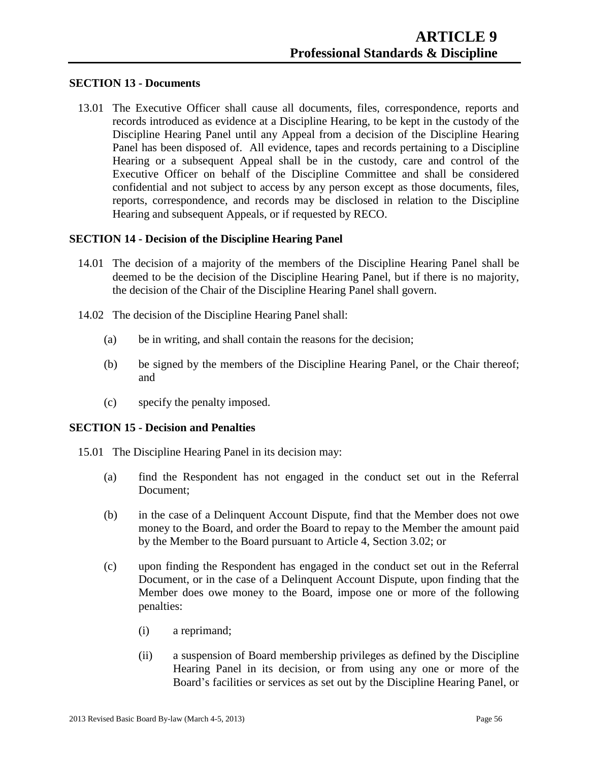**SECTION 13 - Documents**

13.01 The Executive Officer shall cause all documents, files, correspondence, reports and records introduced as evidence at a Discipline Hearing, to be kept in the custody of the Discipline Hearing Panel until any Appeal from a decision of the Discipline Hearing Panel has been disposed of. All evidence, tapes and records pertaining to a Discipline Hearing or a subsequent Appeal shall be in the custody, care and control of the Executive Officer on behalf of the Discipline Committee and shall be considered confidential and not subject to access by any person except as those documents, files, reports, correspondence, and records may be disclosed in relation to the Discipline Hearing and subsequent Appeals, or if requested by RECO.

**SECTION 14 - Decision of the Discipline Hearing Panel**

14.01 The decision of a majority of the members of the Discipline Hearing Panel shall be deemed to be the decision of the Discipline Hearing Panel, but if there is no majority, the decision of the Chair of the Discipline Hearing Panel shall govern.

14.02 The decision of the Discipline Hearing Panel shall:

(a) be in writing, and shall contain the reasons for the decision;

(b) be signed by the members of the Discipline Hearing Panel, or the Chair thereof; and

(c) specify the penalty imposed.

**SECTION 15 - Decision and Penalties**

15.01 The Discipline Hearing Panel in its decision may:

(a) find the Respondent has not engaged in the conduct set out in the Referral Document;

(b) in the case of a Delinquent Account Dispute, find that the Member does not owe money to the Board, and order the Board to repay to the Member the amount paid by the Member to the Board pursuant to Article 4, Section 3.02; or

(c) upon finding the Respondent has engaged in the conduct set out in the Referral Document, or in the case of a Delinquent Account Dispute, upon finding that the Member does owe money to the Board, impose one or more of the following penalties:

(i) a reprimand;

(ii) a suspension of Board membership privileges as defined by the Discipline Hearing Panel in its decision, or from using any one or more of the Board's facilities or services as set out by the Discipline Hearing Panel, or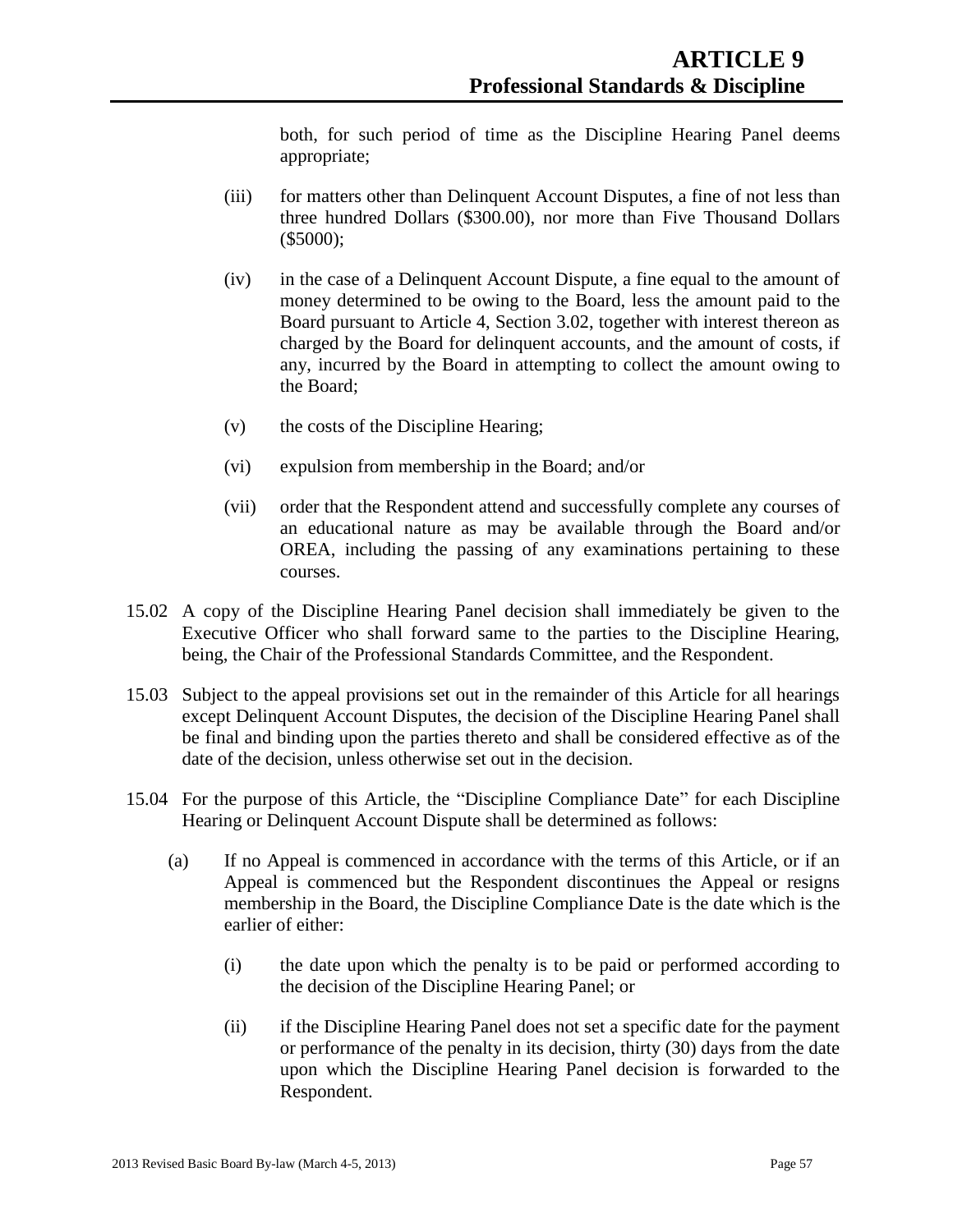both, for such period of time as the Discipline Hearing Panel deems appropriate;

(iii) for matters other than Delinquent Account Disputes, a fine of not less than three hundred Dollars ($300.00), nor more than Five Thousand Dollars ($5000);

(iv) in the case of a Delinquent Account Dispute, a fine equal to the amount of money determined to be owing to the Board, less the amount paid to the Board pursuant to Article 4, Section 3.02, together with interest thereon as charged by the Board for delinquent accounts, and the amount of costs, if any, incurred by the Board in attempting to collect the amount owing to the Board;

(v) the costs of the Discipline Hearing;

(vi) expulsion from membership in the Board; and/or

(vii) order that the Respondent attend and successfully complete any courses of an educational nature as may be available through the Board and/or OREA, including the passing of any examinations pertaining to these courses.

15.02 A copy of the Discipline Hearing Panel decision shall immediately be given to the Executive Officer who shall forward same to the parties to the Discipline Hearing, being, the Chair of the Professional Standards Committee, and the Respondent.

15.03 Subject to the appeal provisions set out in the remainder of this Article for all hearings except Delinquent Account Disputes, the decision of the Discipline Hearing Panel shall be final and binding upon the parties thereto and shall be considered effective as of the date of the decision, unless otherwise set out in the decision.

15.04 For the purpose of this Article, the "Discipline Compliance Date" for each Discipline Hearing or Delinquent Account Dispute shall be determined as follows:

(a) If no Appeal is commenced in accordance with the terms of this Article, or if an Appeal is commenced but the Respondent discontinues the Appeal or resigns membership in the Board, the Discipline Compliance Date is the date which is the earlier of either:

(i) the date upon which the penalty is to be paid or performed according to the decision of the Discipline Hearing Panel; or

(ii) if the Discipline Hearing Panel does not set a specific date for the payment or performance of the penalty in its decision, thirty (30) days from the date upon which the Discipline Hearing Panel decision is forwarded to the Respondent.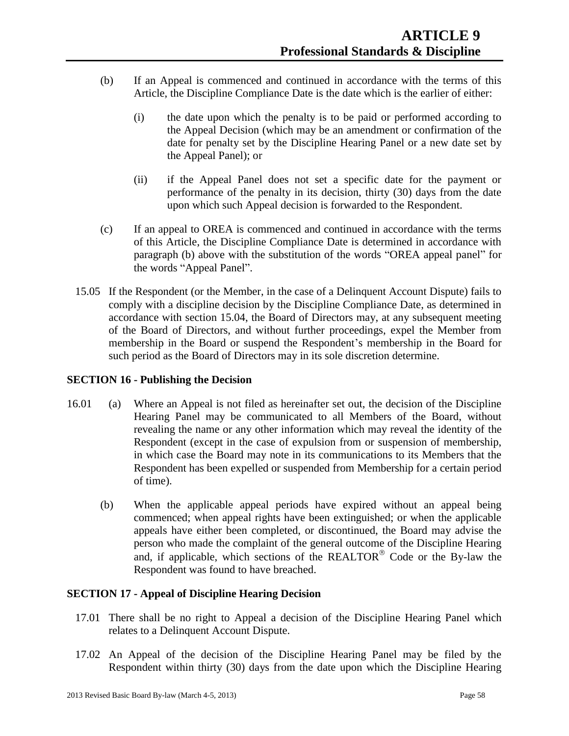(b) If an Appeal is commenced and continued in accordance with the terms of this Article, the Discipline Compliance Date is the date which is the earlier of either:

(i) the date upon which the penalty is to be paid or performed according to the Appeal Decision (which may be an amendment or confirmation of the date for penalty set by the Discipline Hearing Panel or a new date set by the Appeal Panel); or

(ii) if the Appeal Panel does not set a specific date for the payment or performance of the penalty in its decision, thirty (30) days from the date upon which such Appeal decision is forwarded to the Respondent.

(c) If an appeal to OREA is commenced and continued in accordance with the terms of this Article, the Discipline Compliance Date is determined in accordance with paragraph (b) above with the substitution of the words "OREA appeal panel" for the words "Appeal Panel".

15.05 If the Respondent (or the Member, in the case of a Delinquent Account Dispute) fails to comply with a discipline decision by the Discipline Compliance Date, as determined in accordance with section 15.04, the Board of Directors may, at any subsequent meeting of the Board of Directors, and without further proceedings, expel the Member from membership in the Board or suspend the Respondent's membership in the Board for such period as the Board of Directors may in its sole discretion determine.

**SECTION 16 - Publishing the Decision**

16.01 (a) Where an Appeal is not filed as hereinafter set out, the decision of the Discipline Hearing Panel may be communicated to all Members of the Board, without revealing the name or any other information which may reveal the identity of the Respondent (except in the case of expulsion from or suspension of membership, in which case the Board may note in its communications to its Members that the Respondent has been expelled or suspended from Membership for a certain period of time).

(b) When the applicable appeal periods have expired without an appeal being commenced; when appeal rights have been extinguished; or when the applicable appeals have either been completed, or discontinued, the Board may advise the person who made the complaint of the general outcome of the Discipline Hearing and, if applicable, which sections of the REALTOR® Code or the By-law the Respondent was found to have breached.

**SECTION 17 - Appeal of Discipline Hearing Decision**

17.01 There shall be no right to Appeal a decision of the Discipline Hearing Panel which relates to a Delinquent Account Dispute.

17.02 An Appeal of the decision of the Discipline Hearing Panel may be filed by the Respondent within thirty (30) days from the date upon which the Discipline Hearing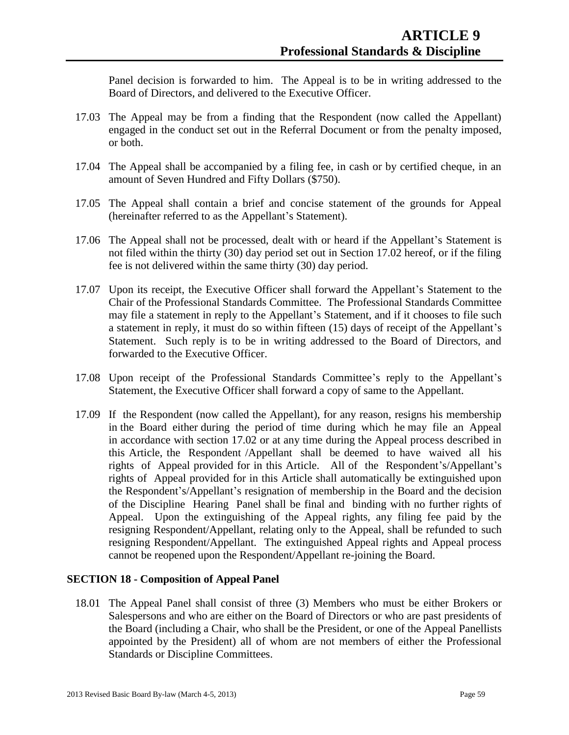Panel decision is forwarded to him. The Appeal is to be in writing addressed to the Board of Directors, and delivered to the Executive Officer.

17.03 The Appeal may be from a finding that the Respondent (now called the Appellant) engaged in the conduct set out in the Referral Document or from the penalty imposed, or both.

17.04 The Appeal shall be accompanied by a filing fee, in cash or by certified cheque, in an amount of Seven Hundred and Fifty Dollars ($750).

17.05 The Appeal shall contain a brief and concise statement of the grounds for Appeal (hereinafter referred to as the Appellant's Statement).

17.06 The Appeal shall not be processed, dealt with or heard if the Appellant's Statement is not filed within the thirty (30) day period set out in Section 17.02 hereof, or if the filing fee is not delivered within the same thirty (30) day period.

17.07 Upon its receipt, the Executive Officer shall forward the Appellant's Statement to the Chair of the Professional Standards Committee. The Professional Standards Committee may file a statement in reply to the Appellant's Statement, and if it chooses to file such a statement in reply, it must do so within fifteen (15) days of receipt of the Appellant's Statement. Such reply is to be in writing addressed to the Board of Directors, and forwarded to the Executive Officer.

17.08 Upon receipt of the Professional Standards Committee's reply to the Appellant's Statement, the Executive Officer shall forward a copy of same to the Appellant.

17.09 If the Respondent (now called the Appellant), for any reason, resigns his membership in the Board either during the period of time during which he may file an Appeal in accordance with section 17.02 or at any time during the Appeal process described in this Article, the Respondent /Appellant shall be deemed to have waived all his rights of Appeal provided for in this Article. All of the Respondent's/Appellant's rights of Appeal provided for in this Article shall automatically be extinguished upon the Respondent's/Appellant's resignation of membership in the Board and the decision of the Discipline Hearing Panel shall be final and binding with no further rights of Appeal. Upon the extinguishing of the Appeal rights, any filing fee paid by the resigning Respondent/Appellant, relating only to the Appeal, shall be refunded to such resigning Respondent/Appellant. The extinguished Appeal rights and Appeal process cannot be reopened upon the Respondent/Appellant re-joining the Board.

## SECTION 18 - Composition of Appeal Panel

18.01 The Appeal Panel shall consist of three (3) Members who must be either Brokers or Salespersons and who are either on the Board of Directors or who are past presidents of the Board (including a Chair, who shall be the President, or one of the Appeal Panellists appointed by the President) all of whom are not members of either the Professional Standards or Discipline Committees.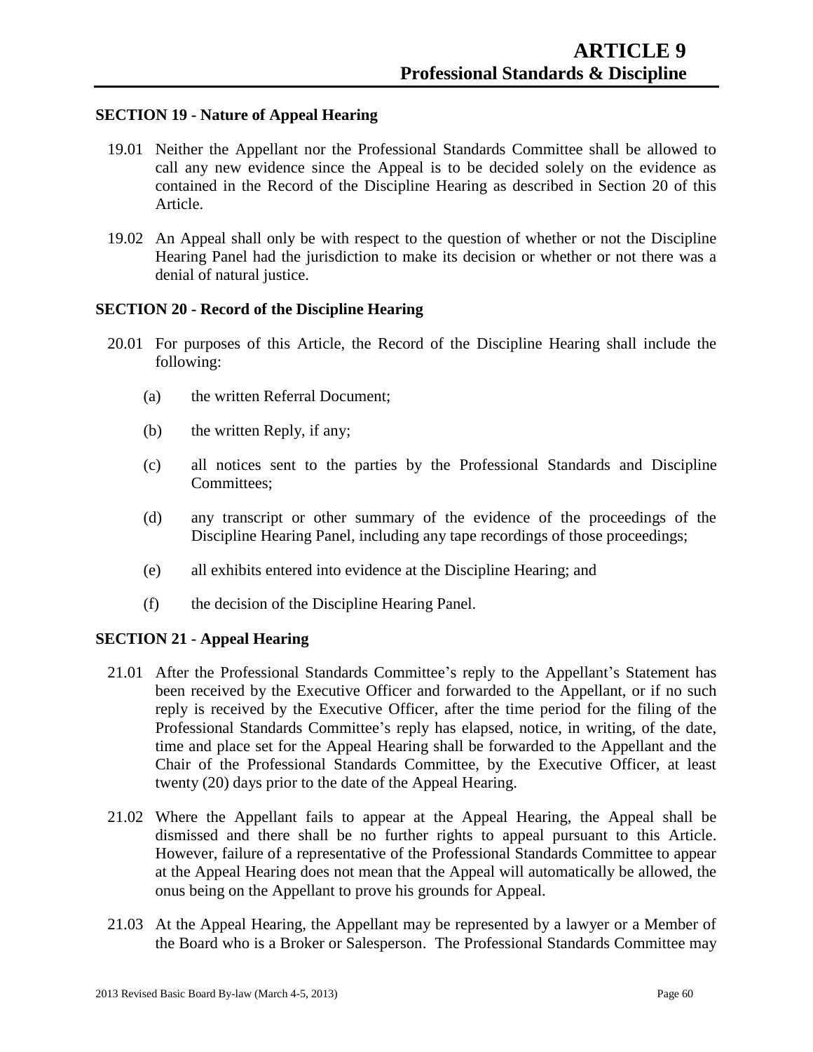### SECTION 19 - Nature of Appeal Hearing

19.01 Neither the Appellant nor the Professional Standards Committee shall be allowed to call any new evidence since the Appeal is to be decided solely on the evidence as contained in the Record of the Discipline Hearing as described in Section 20 of this Article.

19.02 An Appeal shall only be with respect to the question of whether or not the Discipline Hearing Panel had the jurisdiction to make its decision or whether or not there was a denial of natural justice.

### SECTION 20 - Record of the Discipline Hearing

20.01 For purposes of this Article, the Record of the Discipline Hearing shall include the following:

(a) the written Referral Document;

(b) the written Reply, if any;

(c) all notices sent to the parties by the Professional Standards and Discipline Committees;

(d) any transcript or other summary of the evidence of the proceedings of the Discipline Hearing Panel, including any tape recordings of those proceedings;

(e) all exhibits entered into evidence at the Discipline Hearing; and

(f) the decision of the Discipline Hearing Panel.

### SECTION 21 - Appeal Hearing

21.01 After the Professional Standards Committee's reply to the Appellant's Statement has been received by the Executive Officer and forwarded to the Appellant, or if no such reply is received by the Executive Officer, after the time period for the filing of the Professional Standards Committee's reply has elapsed, notice, in writing, of the date, time and place set for the Appeal Hearing shall be forwarded to the Appellant and the Chair of the Professional Standards Committee, by the Executive Officer, at least twenty (20) days prior to the date of the Appeal Hearing.

21.02 Where the Appellant fails to appear at the Appeal Hearing, the Appeal shall be dismissed and there shall be no further rights to appeal pursuant to this Article. However, failure of a representative of the Professional Standards Committee to appear at the Appeal Hearing does not mean that the Appeal will automatically be allowed, the onus being on the Appellant to prove his grounds for Appeal.

21.03 At the Appeal Hearing, the Appellant may be represented by a lawyer or a Member of the Board who is a Broker or Salesperson. The Professional Standards Committee may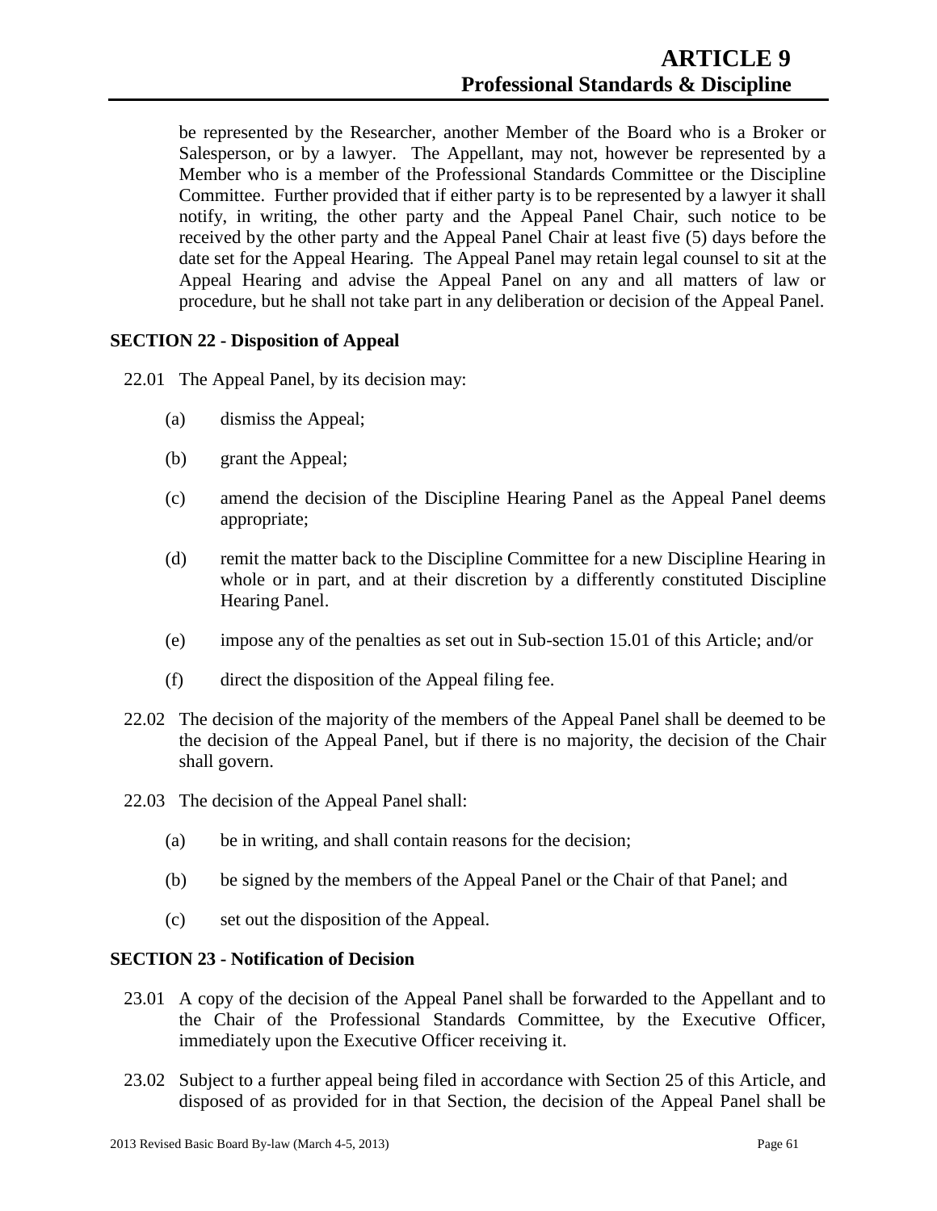be represented by the Researcher, another Member of the Board who is a Broker or Salesperson, or by a lawyer. The Appellant, may not, however be represented by a Member who is a member of the Professional Standards Committee or the Discipline Committee. Further provided that if either party is to be represented by a lawyer it shall notify, in writing, the other party and the Appeal Panel Chair, such notice to be received by the other party and the Appeal Panel Chair at least five (5) days before the date set for the Appeal Hearing. The Appeal Panel may retain legal counsel to sit at the Appeal Hearing and advise the Appeal Panel on any and all matters of law or procedure, but he shall not take part in any deliberation or decision of the Appeal Panel.

**SECTION 22 - Disposition of Appeal**

22.01 The Appeal Panel, by its decision may:

(a) dismiss the Appeal;

(b) grant the Appeal;

(c) amend the decision of the Discipline Hearing Panel as the Appeal Panel deems appropriate;

(d) remit the matter back to the Discipline Committee for a new Discipline Hearing in whole or in part, and at their discretion by a differently constituted Discipline Hearing Panel.

(e) impose any of the penalties as set out in Sub-section 15.01 of this Article; and/or

(f) direct the disposition of the Appeal filing fee.

22.02 The decision of the majority of the members of the Appeal Panel shall be deemed to be the decision of the Appeal Panel, but if there is no majority, the decision of the Chair shall govern.

22.03 The decision of the Appeal Panel shall:

(a) be in writing, and shall contain reasons for the decision;

(b) be signed by the members of the Appeal Panel or the Chair of that Panel; and

(c) set out the disposition of the Appeal.

**SECTION 23 - Notification of Decision**

23.01 A copy of the decision of the Appeal Panel shall be forwarded to the Appellant and to the Chair of the Professional Standards Committee, by the Executive Officer, immediately upon the Executive Officer receiving it.

23.02 Subject to a further appeal being filed in accordance with Section 25 of this Article, and disposed of as provided for in that Section, the decision of the Appeal Panel shall be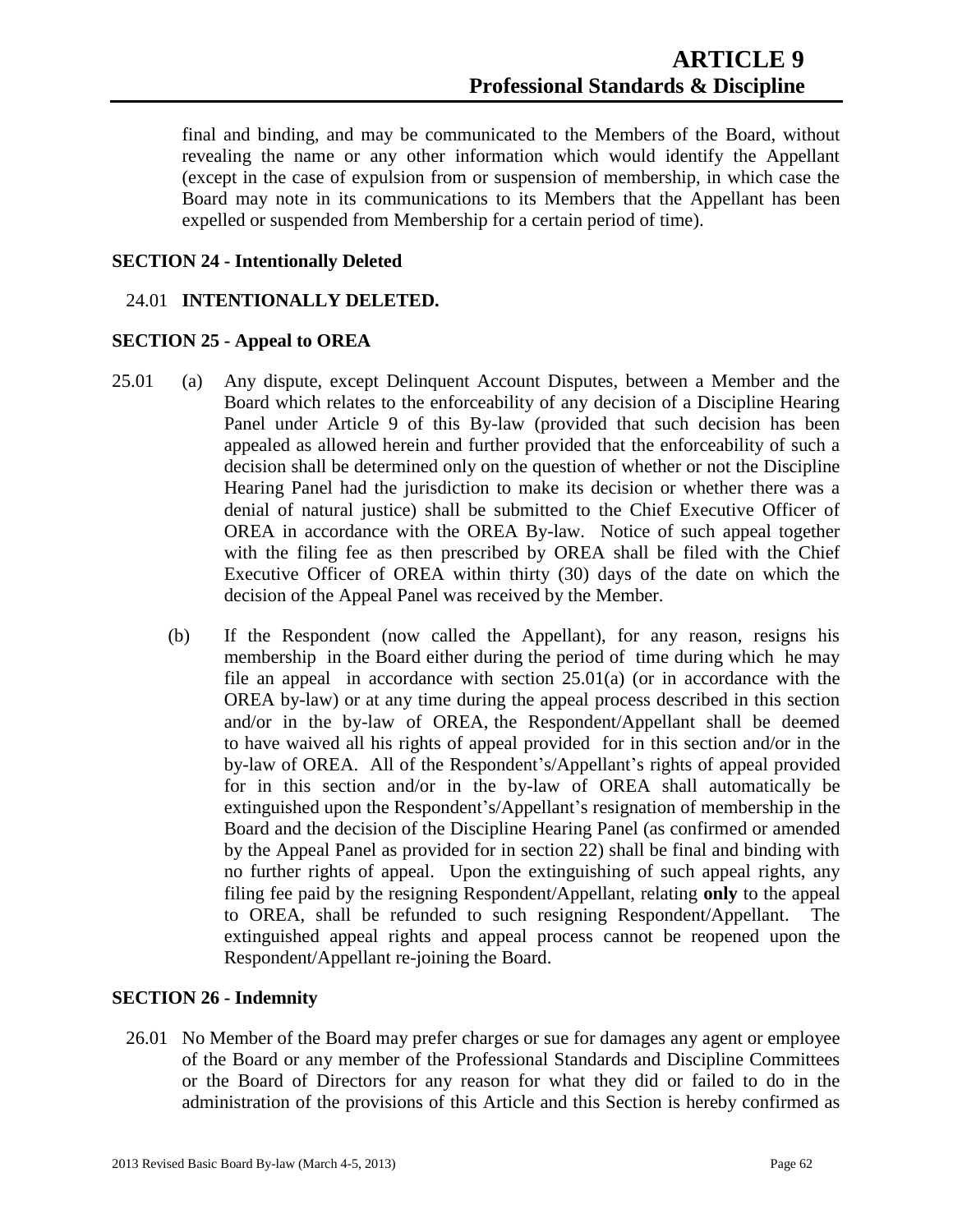final and binding, and may be communicated to the Members of the Board, without revealing the name or any other information which would identify the Appellant (except in the case of expulsion from or suspension of membership, in which case the Board may note in its communications to its Members that the Appellant has been expelled or suspended from Membership for a certain period of time).

### SECTION 24 - Intentionally Deleted

24.01 **INTENTIONALLY DELETED.**

### SECTION 25 - Appeal to OREA

25.01 (a) Any dispute, except Delinquent Account Disputes, between a Member and the Board which relates to the enforceability of any decision of a Discipline Hearing Panel under Article 9 of this By-law (provided that such decision has been appealed as allowed herein and further provided that the enforceability of such a decision shall be determined only on the question of whether or not the Discipline Hearing Panel had the jurisdiction to make its decision or whether there was a denial of natural justice) shall be submitted to the Chief Executive Officer of OREA in accordance with the OREA By-law. Notice of such appeal together with the filing fee as then prescribed by OREA shall be filed with the Chief Executive Officer of OREA within thirty (30) days of the date on which the decision of the Appeal Panel was received by the Member.

(b) If the Respondent (now called the Appellant), for any reason, resigns his membership in the Board either during the period of time during which he may file an appeal in accordance with section 25.01(a) (or in accordance with the OREA by-law) or at any time during the appeal process described in this section and/or in the by-law of OREA, the Respondent/Appellant shall be deemed to have waived all his rights of appeal provided for in this section and/or in the by-law of OREA. All of the Respondent's/Appellant's rights of appeal provided for in this section and/or in the by-law of OREA shall automatically be extinguished upon the Respondent's/Appellant's resignation of membership in the Board and the decision of the Discipline Hearing Panel (as confirmed or amended by the Appeal Panel as provided for in section 22) shall be final and binding with no further rights of appeal. Upon the extinguishing of such appeal rights, any filing fee paid by the resigning Respondent/Appellant, relating **only** to the appeal to OREA, shall be refunded to such resigning Respondent/Appellant. The extinguished appeal rights and appeal process cannot be reopened upon the Respondent/Appellant re-joining the Board.

### SECTION 26 - Indemnity

26.01 No Member of the Board may prefer charges or sue for damages any agent or employee of the Board or any member of the Professional Standards and Discipline Committees or the Board of Directors for any reason for what they did or failed to do in the administration of the provisions of this Article and this Section is hereby confirmed as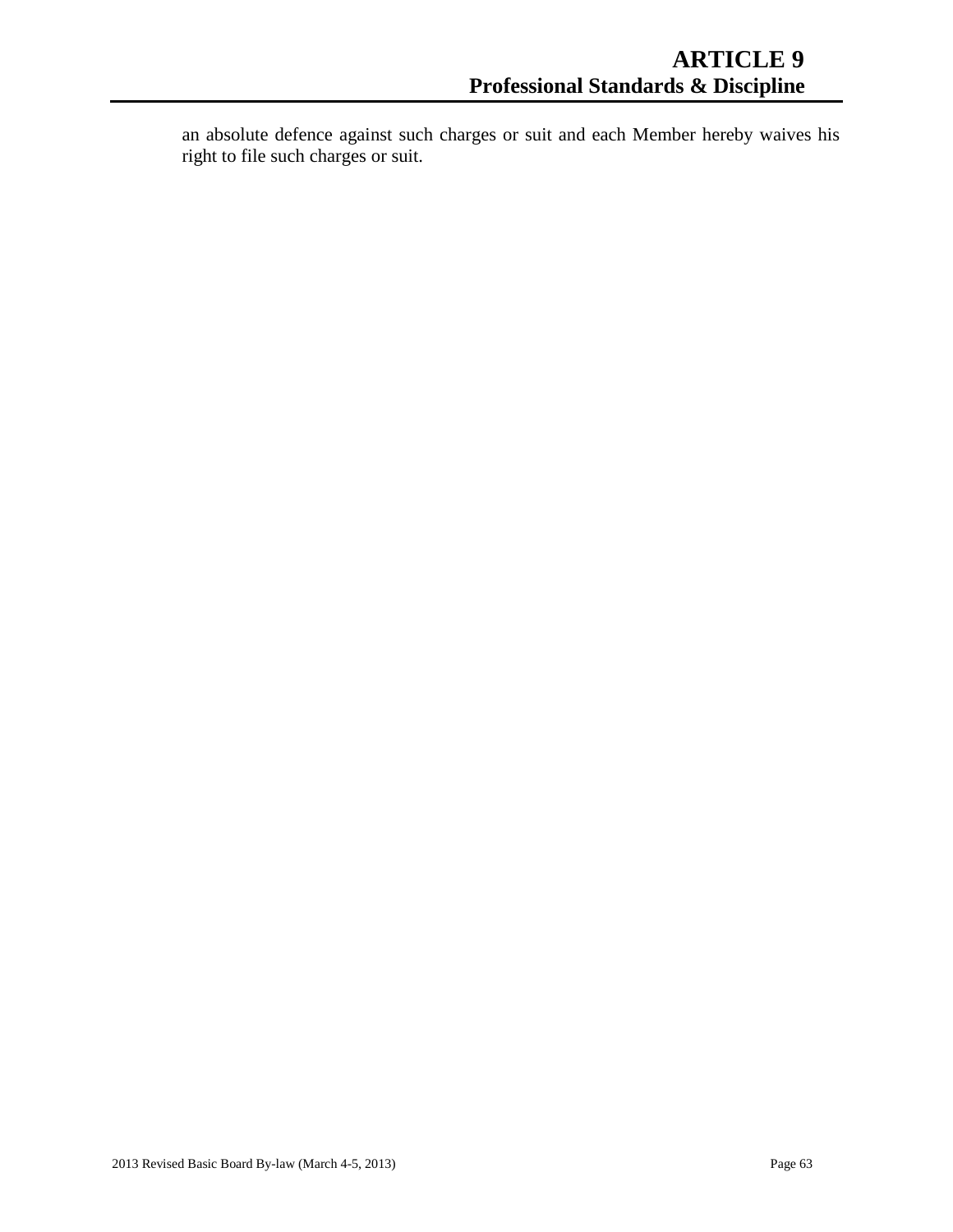an absolute defence against such charges or suit and each Member hereby waives his right to file such charges or suit.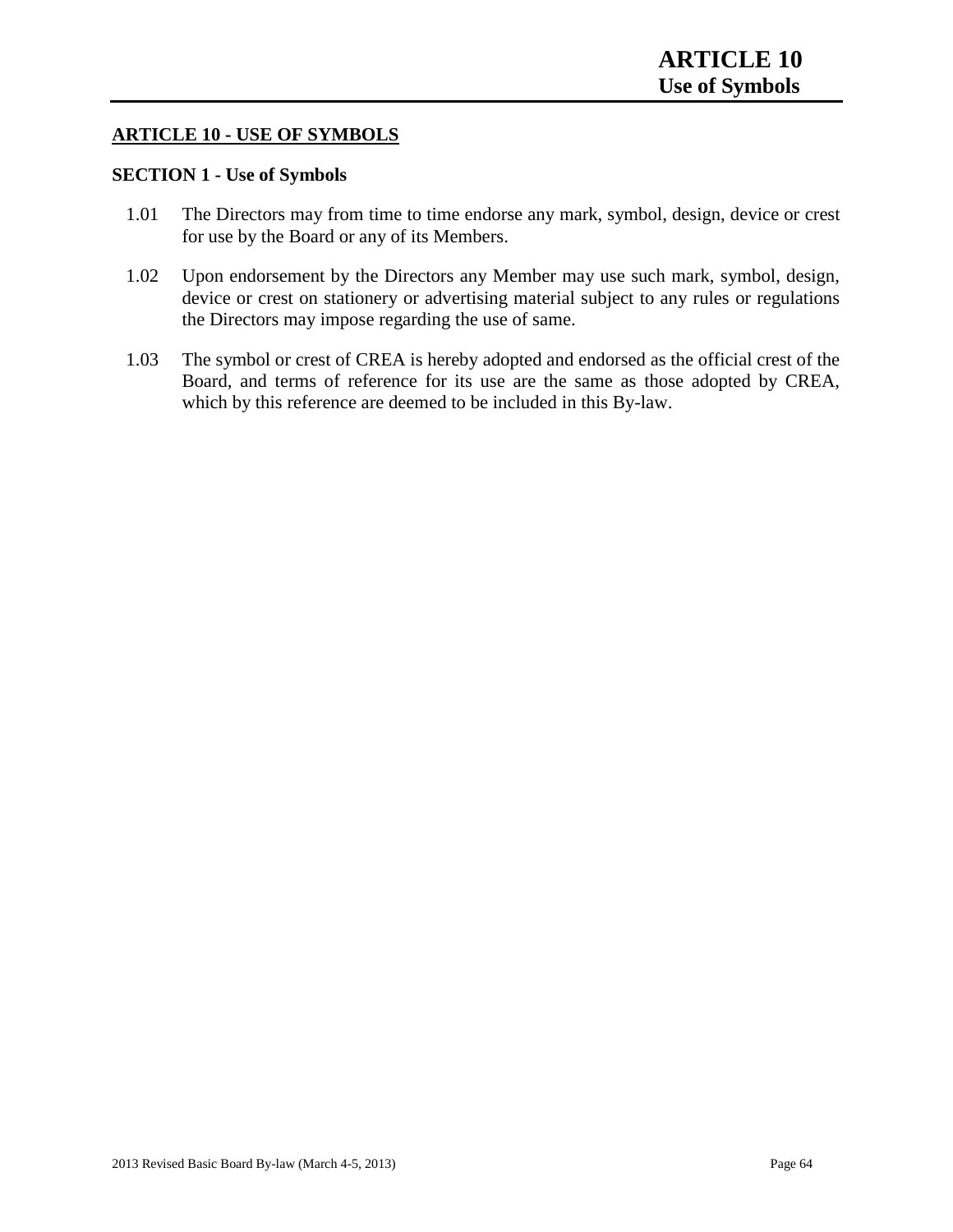# ARTICLE 10 - USE OF SYMBOLS

## SECTION 1 - Use of Symbols

1.01 The Directors may from time to time endorse any mark, symbol, design, device or crest for use by the Board or any of its Members.

1.02 Upon endorsement by the Directors any Member may use such mark, symbol, design, device or crest on stationery or advertising material subject to any rules or regulations the Directors may impose regarding the use of same.

1.03 The symbol or crest of CREA is hereby adopted and endorsed as the official crest of the Board, and terms of reference for its use are the same as those adopted by CREA, which by this reference are deemed to be included in this By-law.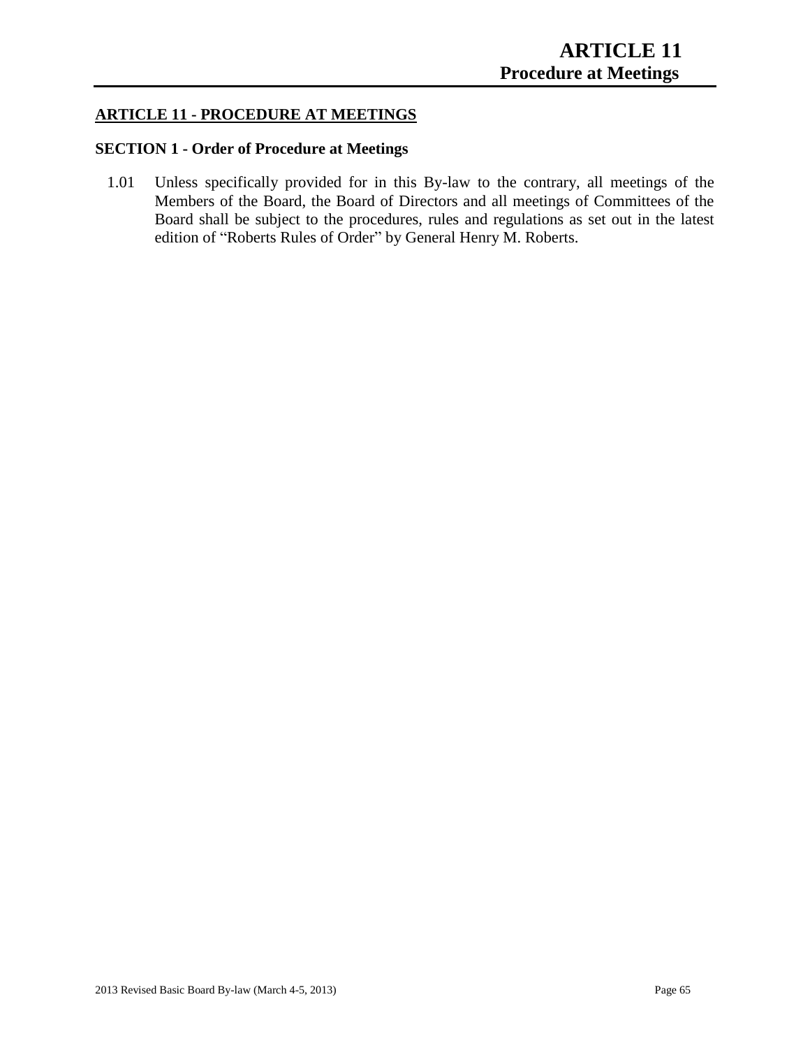## ARTICLE 11 - PROCEDURE AT MEETINGS

### SECTION 1 - Order of Procedure at Meetings

1.01 Unless specifically provided for in this By-law to the contrary, all meetings of the Members of the Board, the Board of Directors and all meetings of Committees of the Board shall be subject to the procedures, rules and regulations as set out in the latest edition of "Roberts Rules of Order" by General Henry M. Roberts.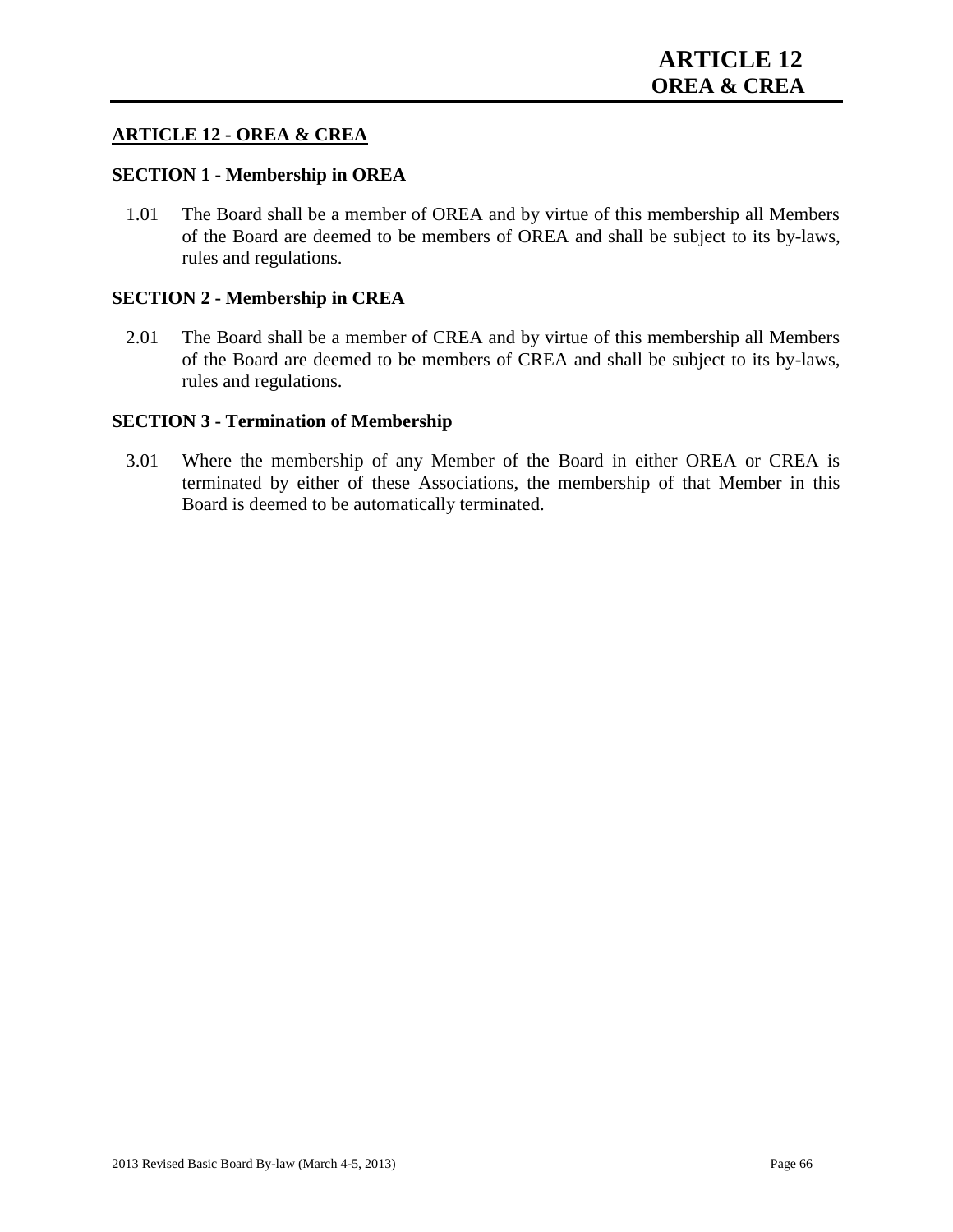# ARTICLE 12 - OREA & CREA

## SECTION 1 - Membership in OREA

1.01 The Board shall be a member of OREA and by virtue of this membership all Members of the Board are deemed to be members of OREA and shall be subject to its by-laws, rules and regulations.

## SECTION 2 - Membership in CREA

2.01 The Board shall be a member of CREA and by virtue of this membership all Members of the Board are deemed to be members of CREA and shall be subject to its by-laws, rules and regulations.

## SECTION 3 - Termination of Membership

3.01 Where the membership of any Member of the Board in either OREA or CREA is terminated by either of these Associations, the membership of that Member in this Board is deemed to be automatically terminated.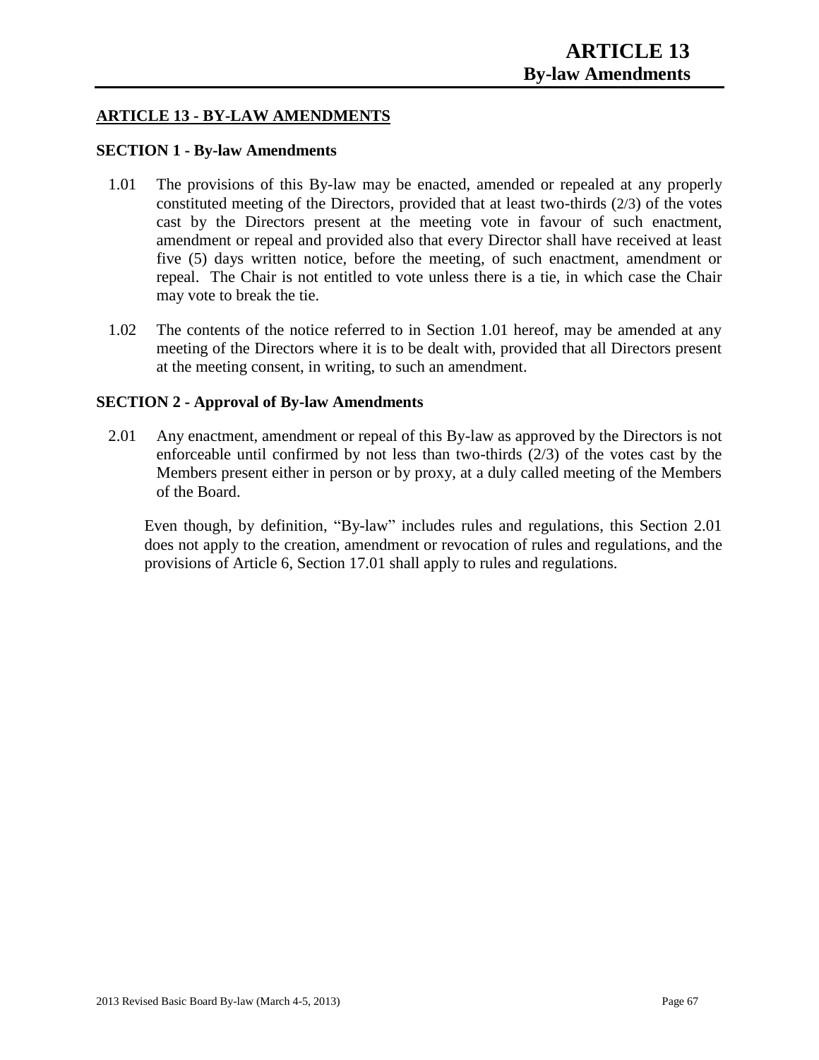# ARTICLE 13 - BY-LAW AMENDMENTS

## SECTION 1 - By-law Amendments

1.01 The provisions of this By-law may be enacted, amended or repealed at any properly constituted meeting of the Directors, provided that at least two-thirds (2/3) of the votes cast by the Directors present at the meeting vote in favour of such enactment, amendment or repeal and provided also that every Director shall have received at least five (5) days written notice, before the meeting, of such enactment, amendment or repeal. The Chair is not entitled to vote unless there is a tie, in which case the Chair may vote to break the tie.

1.02 The contents of the notice referred to in Section 1.01 hereof, may be amended at any meeting of the Directors where it is to be dealt with, provided that all Directors present at the meeting consent, in writing, to such an amendment.

## SECTION 2 - Approval of By-law Amendments

2.01 Any enactment, amendment or repeal of this By-law as approved by the Directors is not enforceable until confirmed by not less than two-thirds (2/3) of the votes cast by the Members present either in person or by proxy, at a duly called meeting of the Members of the Board.

Even though, by definition, "By-law" includes rules and regulations, this Section 2.01 does not apply to the creation, amendment or revocation of rules and regulations, and the provisions of Article 6, Section 17.01 shall apply to rules and regulations.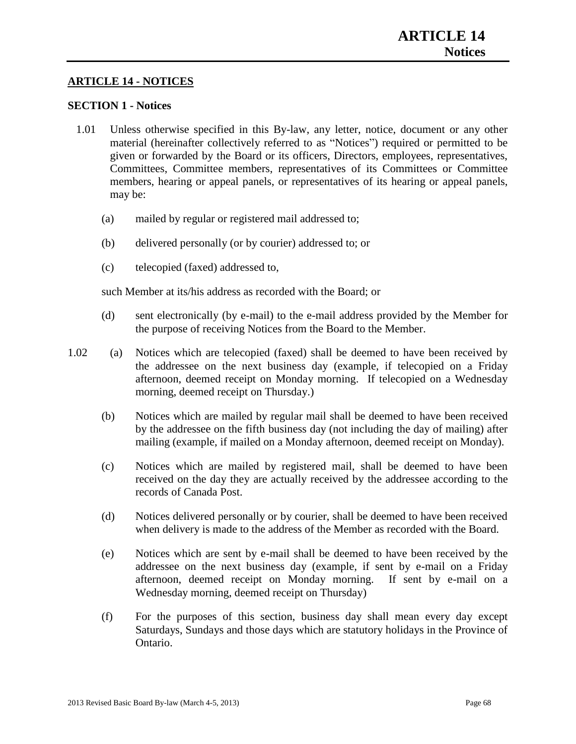# ARTICLE 14 - NOTICES

## SECTION 1 - Notices

1.01 Unless otherwise specified in this By-law, any letter, notice, document or any other material (hereinafter collectively referred to as "Notices") required or permitted to be given or forwarded by the Board or its officers, Directors, employees, representatives, Committees, Committee members, representatives of its Committees or Committee members, hearing or appeal panels, or representatives of its hearing or appeal panels, may be:

   (a) mailed by regular or registered mail addressed to;

   (b) delivered personally (or by courier) addressed to; or

   (c) telecopied (faxed) addressed to,

   such Member at its/his address as recorded with the Board; or

   (d) sent electronically (by e-mail) to the e-mail address provided by the Member for the purpose of receiving Notices from the Board to the Member.

1.02 (a) Notices which are telecopied (faxed) shall be deemed to have been received by the addressee on the next business day (example, if telecopied on a Friday afternoon, deemed receipt on Monday morning. If telecopied on a Wednesday morning, deemed receipt on Thursday.)

   (b) Notices which are mailed by regular mail shall be deemed to have been received by the addressee on the fifth business day (not including the day of mailing) after mailing (example, if mailed on a Monday afternoon, deemed receipt on Monday).

   (c) Notices which are mailed by registered mail, shall be deemed to have been received on the day they are actually received by the addressee according to the records of Canada Post.

   (d) Notices delivered personally or by courier, shall be deemed to have been received when delivery is made to the address of the Member as recorded with the Board.

   (e) Notices which are sent by e-mail shall be deemed to have been received by the addressee on the next business day (example, if sent by e-mail on a Friday afternoon, deemed receipt on Monday morning. If sent by e-mail on a Wednesday morning, deemed receipt on Thursday)

   (f) For the purposes of this section, business day shall mean every day except Saturdays, Sundays and those days which are statutory holidays in the Province of Ontario.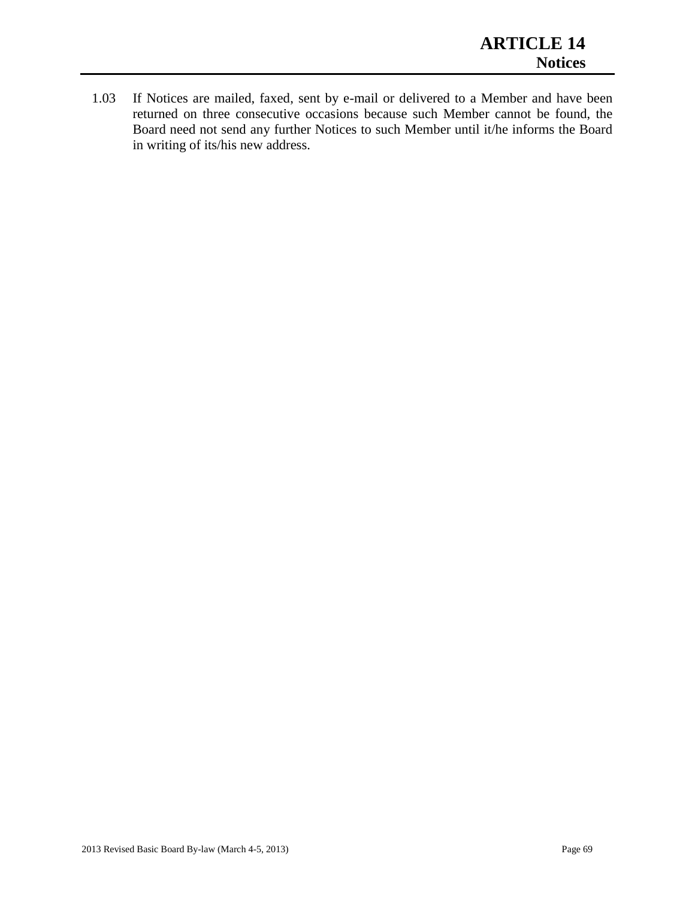# ARTICLE 14
## Notices

1.03 If Notices are mailed, faxed, sent by e-mail or delivered to a Member and have been returned on three consecutive occasions because such Member cannot be found, the Board need not send any further Notices to such Member until it/he informs the Board in writing of its/his new address.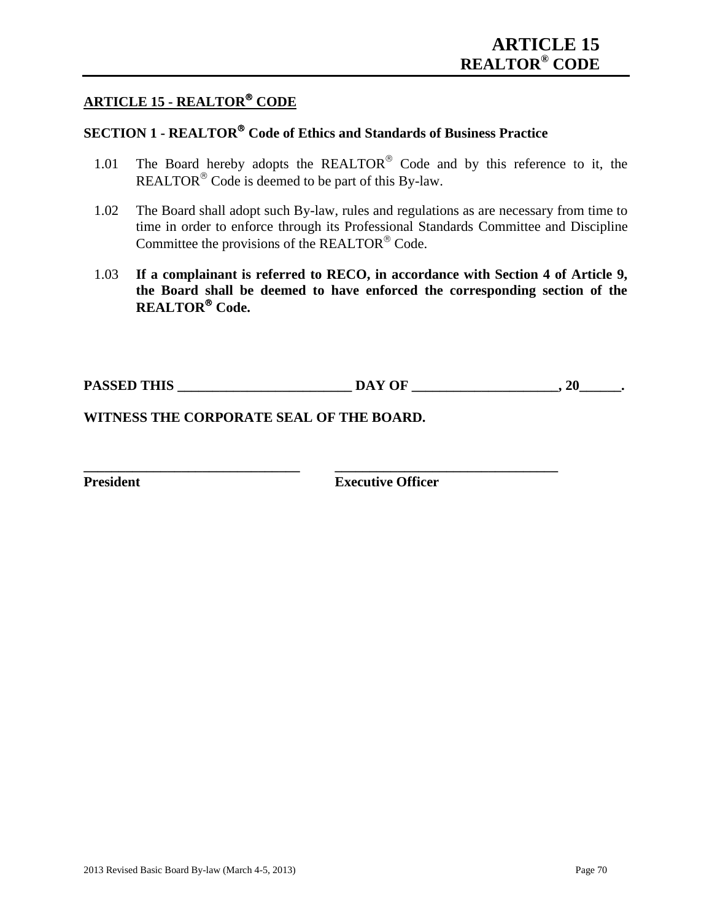## ARTICLE 15 - REALTOR® CODE

### SECTION 1 - REALTOR® Code of Ethics and Standards of Business Practice

1.01 The Board hereby adopts the REALTOR® Code and by this reference to it, the REALTOR® Code is deemed to be part of this By-law.

1.02 The Board shall adopt such By-law, rules and regulations as are necessary from time to time in order to enforce through its Professional Standards Committee and Discipline Committee the provisions of the REALTOR® Code.

1.03 **If a complainant is referred to RECO, in accordance with Section 4 of Article 9, the Board shall be deemed to have enforced the corresponding section of the REALTOR® Code.**

**PASSED THIS _________________________ DAY OF _____________________, 20______.**

**WITNESS THE CORPORATE SEAL OF THE BOARD.**

**_______________________________ _______________________________**

**President Executive Officer**